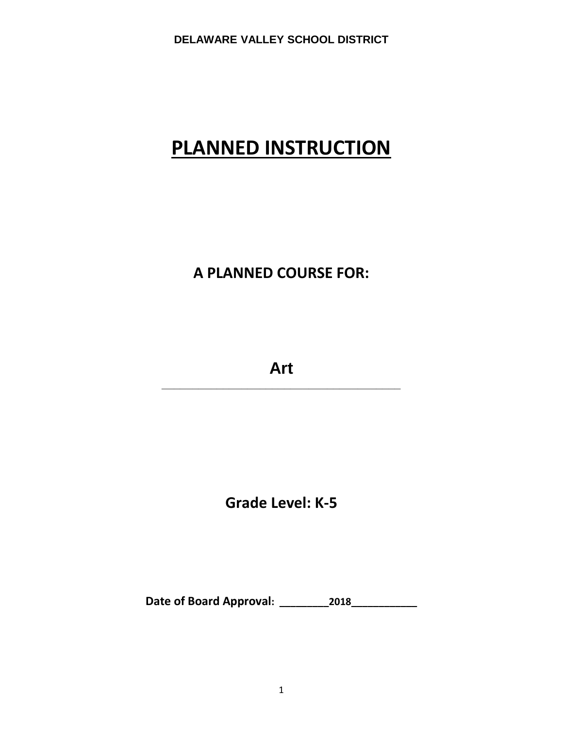**DELAWARE VALLEY SCHOOL DISTRICT**

# PLANNED INSTRUCTION

## A PLANNED COURSE FOR:

## Art

## Grade Level: K-5

**Date of Board Approval: ________2018___________**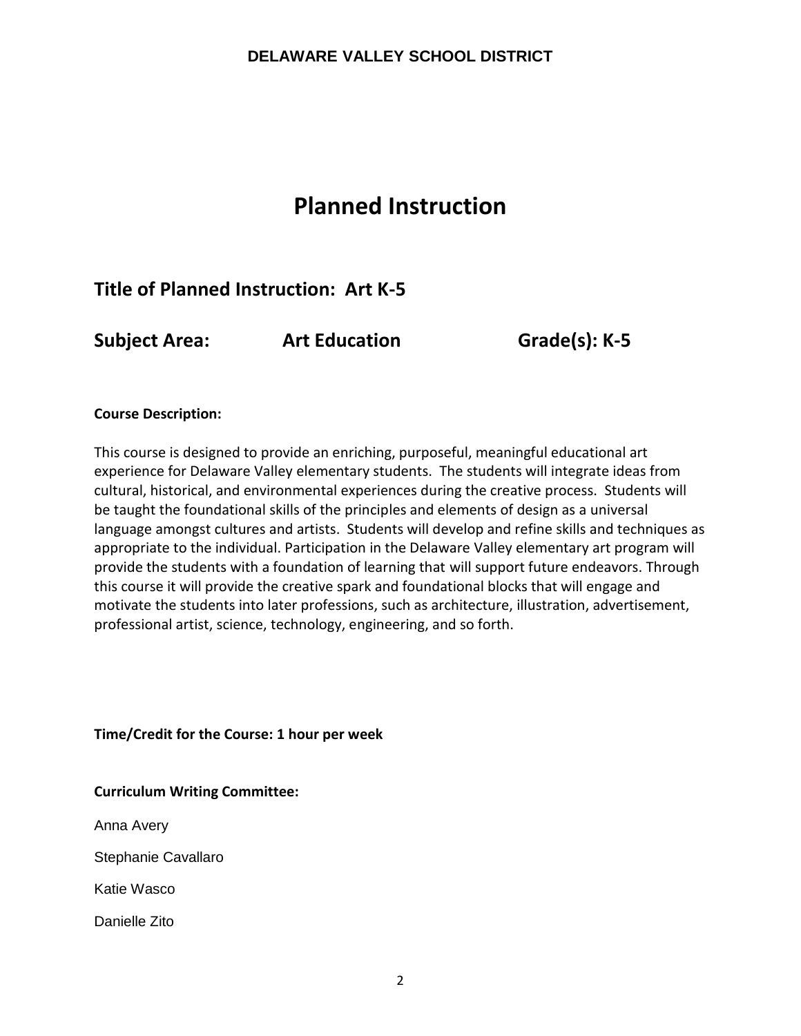**DELAWARE VALLEY SCHOOL DISTRICT**

# Planned Instruction

## Title of Planned Instruction: Art K-5

## Subject Area: Art Education Grade(s): K-5

**Course Description:**

This course is designed to provide an enriching, purposeful, meaningful educational art experience for Delaware Valley elementary students. The students will integrate ideas from cultural, historical, and environmental experiences during the creative process. Students will be taught the foundational skills of the principles and elements of design as a universal language amongst cultures and artists. Students will develop and refine skills and techniques as appropriate to the individual. Participation in the Delaware Valley elementary art program will provide the students with a foundation of learning that will support future endeavors. Through this course it will provide the creative spark and foundational blocks that will engage and motivate the students into later professions, such as architecture, illustration, advertisement, professional artist, science, technology, engineering, and so forth.

**Time/Credit for the Course: 1 hour per week**

**Curriculum Writing Committee:**

Anna Avery

Stephanie Cavallaro

Katie Wasco

Danielle Zito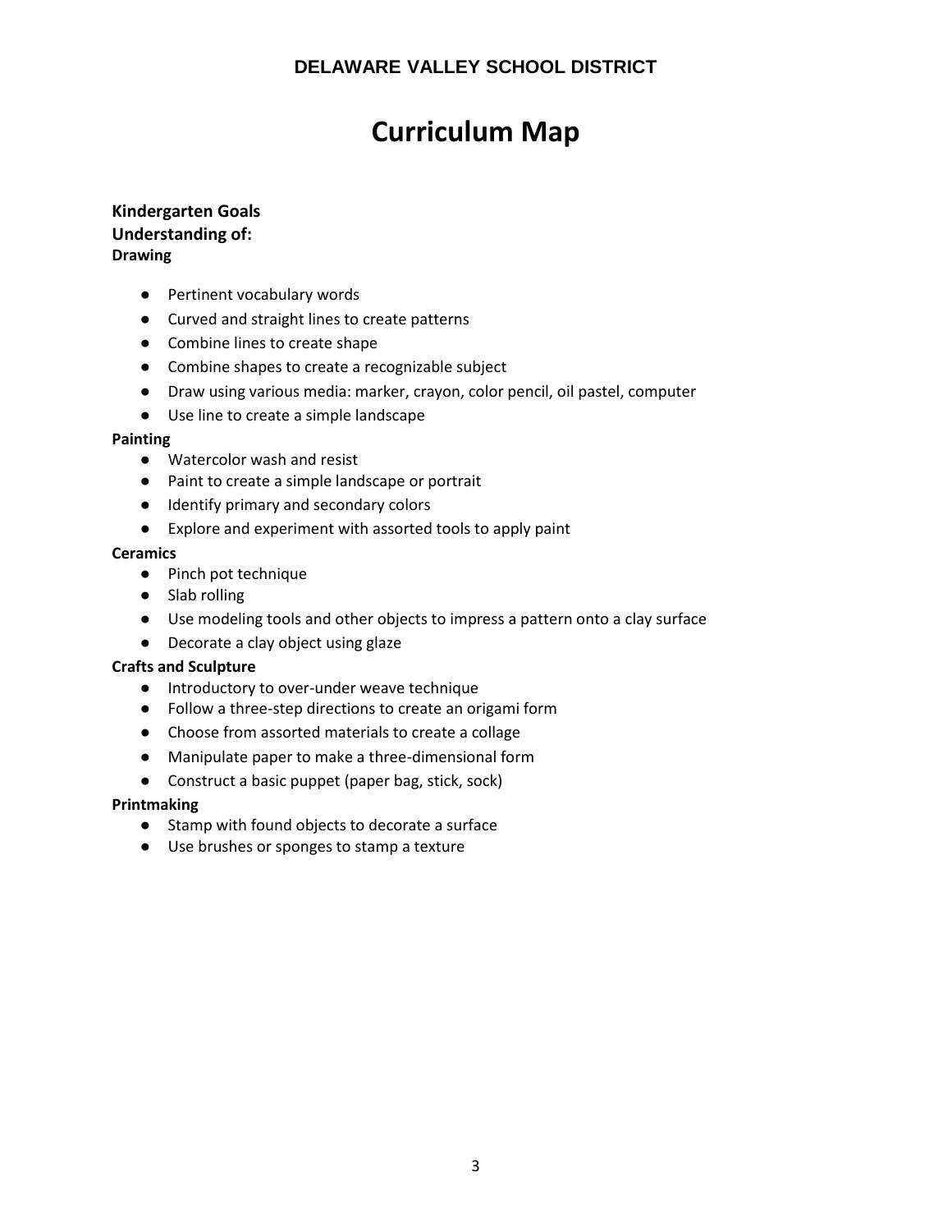**DELAWARE VALLEY SCHOOL DISTRICT**

# Curriculum Map

**Kindergarten Goals**
**Understanding of:**
**Drawing**

- Pertinent vocabulary words
- Curved and straight lines to create patterns
- Combine lines to create shape
- Combine shapes to create a recognizable subject
- Draw using various media: marker, crayon, color pencil, oil pastel, computer
- Use line to create a simple landscape

**Painting**

- Watercolor wash and resist
- Paint to create a simple landscape or portrait
- Identify primary and secondary colors
- Explore and experiment with assorted tools to apply paint

**Ceramics**

- Pinch pot technique
- Slab rolling
- Use modeling tools and other objects to impress a pattern onto a clay surface
- Decorate a clay object using glaze

**Crafts and Sculpture**

- Introductory to over-under weave technique
- Follow a three-step directions to create an origami form
- Choose from assorted materials to create a collage
- Manipulate paper to make a three-dimensional form
- Construct a basic puppet (paper bag, stick, sock)

**Printmaking**

- Stamp with found objects to decorate a surface
- Use brushes or sponges to stamp a texture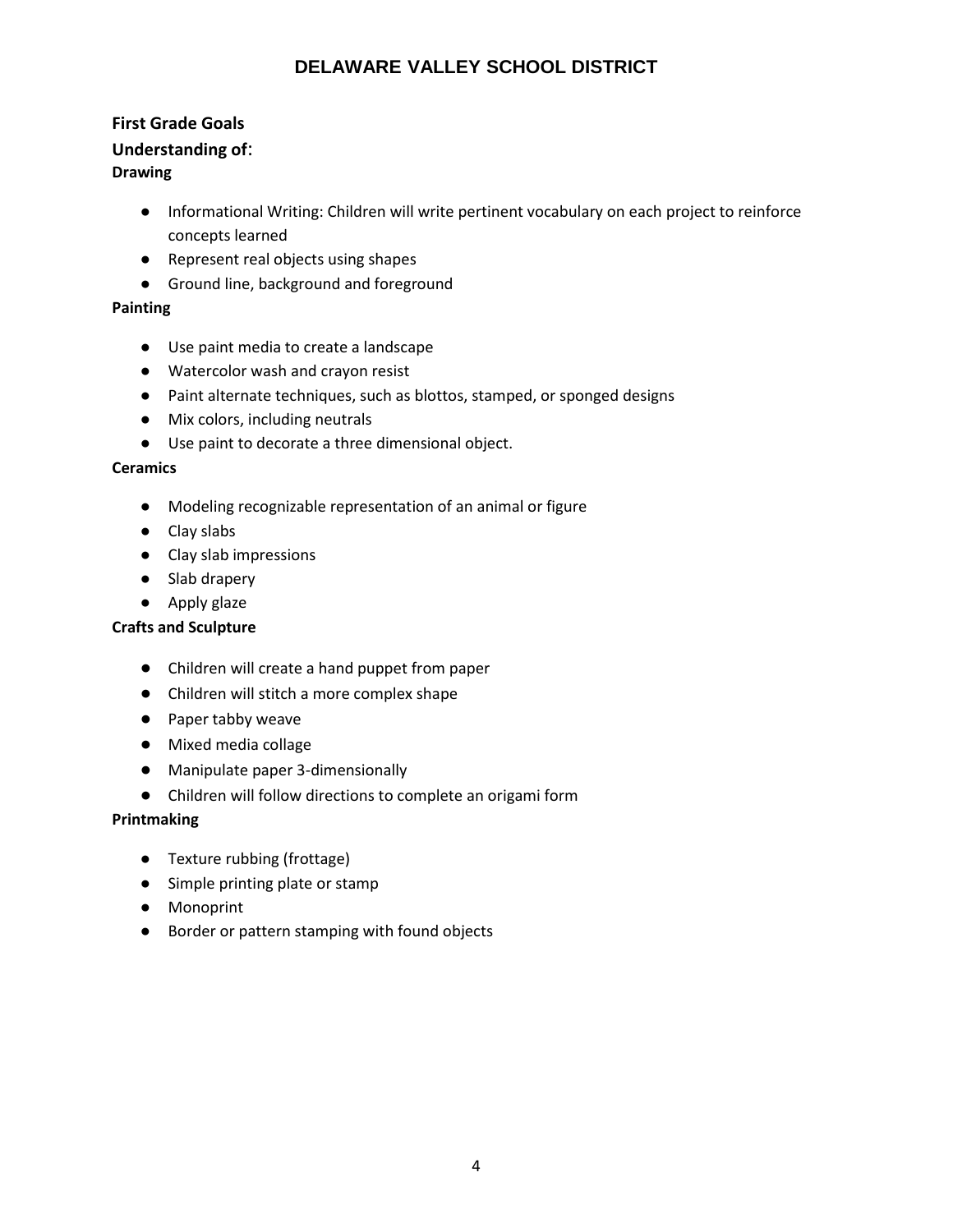## First Grade Goals

### Understanding of:

**Drawing**

- Informational Writing: Children will write pertinent vocabulary on each project to reinforce concepts learned
- Represent real objects using shapes
- Ground line, background and foreground

**Painting**

- Use paint media to create a landscape
- Watercolor wash and crayon resist
- Paint alternate techniques, such as blottos, stamped, or sponged designs
- Mix colors, including neutrals
- Use paint to decorate a three dimensional object.

**Ceramics**

- Modeling recognizable representation of an animal or figure
- Clay slabs
- Clay slab impressions
- Slab drapery
- Apply glaze

**Crafts and Sculpture**

- Children will create a hand puppet from paper
- Children will stitch a more complex shape
- Paper tabby weave
- Mixed media collage
- Manipulate paper 3-dimensionally
- Children will follow directions to complete an origami form

**Printmaking**

- Texture rubbing (frottage)
- Simple printing plate or stamp
- Monoprint
- Border or pattern stamping with found objects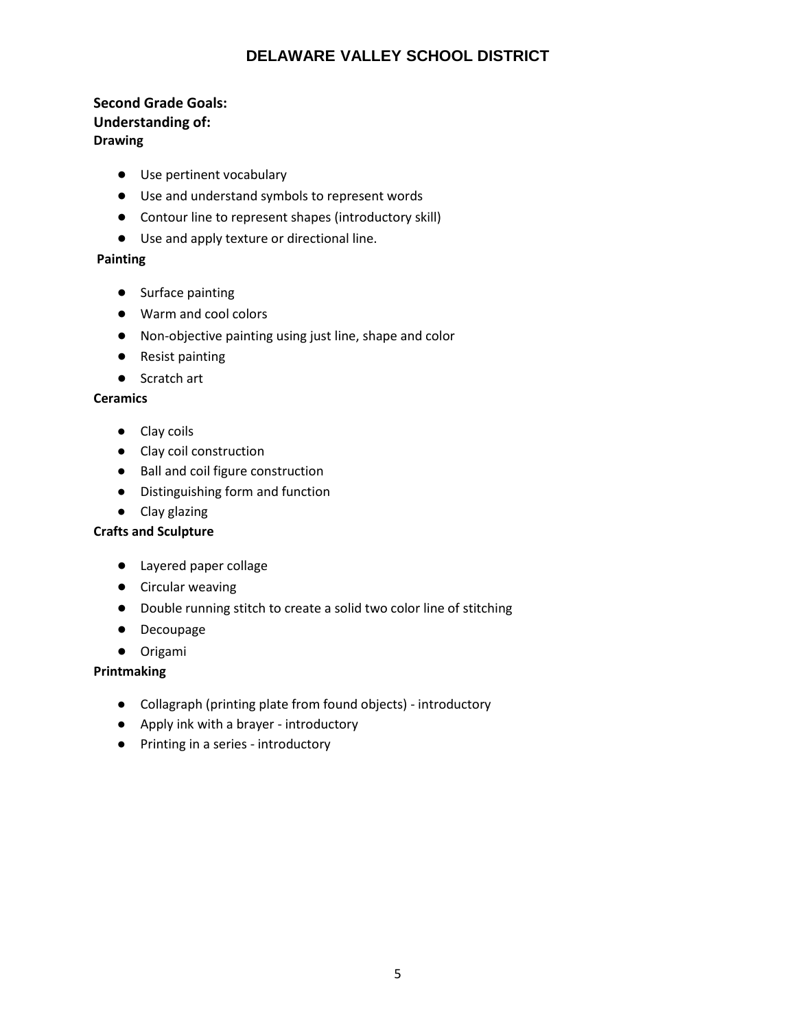## Second Grade Goals:

## Understanding of:

### Drawing

- Use pertinent vocabulary
- Use and understand symbols to represent words
- Contour line to represent shapes (introductory skill)
- Use and apply texture or directional line.

### Painting

- Surface painting
- Warm and cool colors
- Non-objective painting using just line, shape and color
- Resist painting
- Scratch art

### Ceramics

- Clay coils
- Clay coil construction
- Ball and coil figure construction
- Distinguishing form and function
- Clay glazing

### Crafts and Sculpture

- Layered paper collage
- Circular weaving
- Double running stitch to create a solid two color line of stitching
- Decoupage
- Origami

### Printmaking

- Collagraph (printing plate from found objects) - introductory
- Apply ink with a brayer - introductory
- Printing in a series - introductory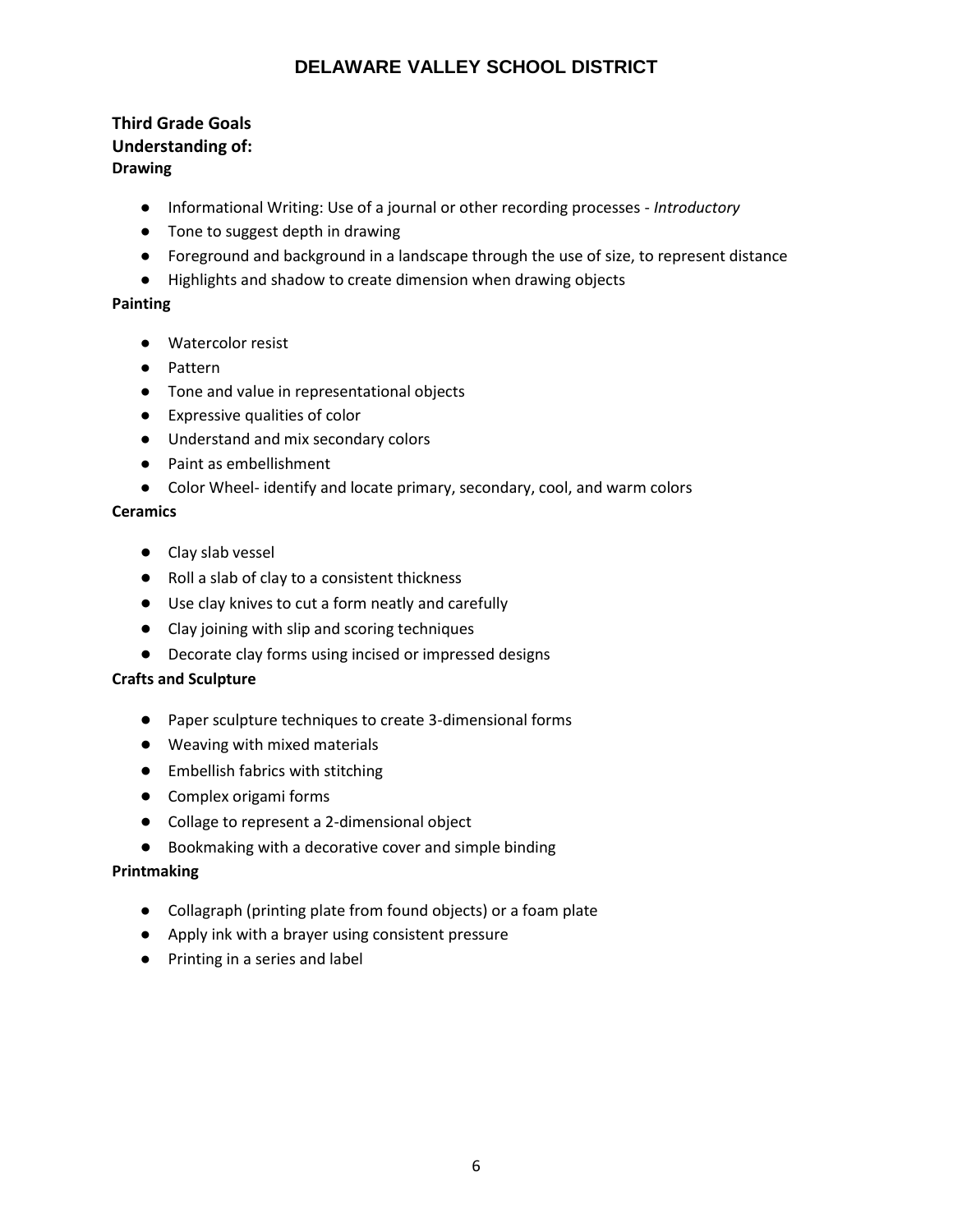**Third Grade Goals**
**Understanding of:**
**Drawing**

- Informational Writing: Use of a journal or other recording processes - *Introductory*
- Tone to suggest depth in drawing
- Foreground and background in a landscape through the use of size, to represent distance
- Highlights and shadow to create dimension when drawing objects

**Painting**

- Watercolor resist
- Pattern
- Tone and value in representational objects
- Expressive qualities of color
- Understand and mix secondary colors
- Paint as embellishment
- Color Wheel- identify and locate primary, secondary, cool, and warm colors

**Ceramics**

- Clay slab vessel
- Roll a slab of clay to a consistent thickness
- Use clay knives to cut a form neatly and carefully
- Clay joining with slip and scoring techniques
- Decorate clay forms using incised or impressed designs

**Crafts and Sculpture**

- Paper sculpture techniques to create 3-dimensional forms
- Weaving with mixed materials
- Embellish fabrics with stitching
- Complex origami forms
- Collage to represent a 2-dimensional object
- Bookmaking with a decorative cover and simple binding

**Printmaking**

- Collagraph (printing plate from found objects) or a foam plate
- Apply ink with a brayer using consistent pressure
- Printing in a series and label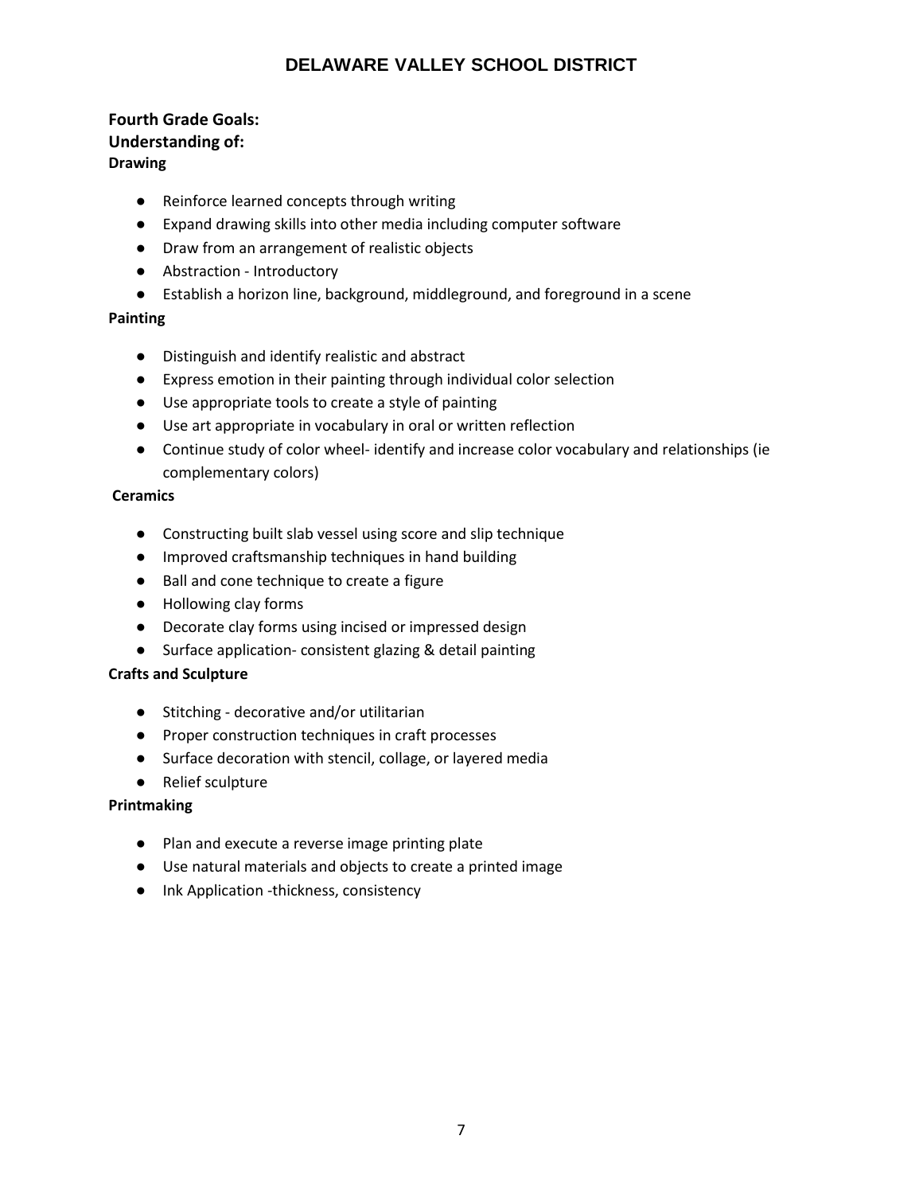**Fourth Grade Goals:**
**Understanding of:**
**Drawing**

- Reinforce learned concepts through writing
- Expand drawing skills into other media including computer software
- Draw from an arrangement of realistic objects
- Abstraction - Introductory
- Establish a horizon line, background, middleground, and foreground in a scene

**Painting**

- Distinguish and identify realistic and abstract
- Express emotion in their painting through individual color selection
- Use appropriate tools to create a style of painting
- Use art appropriate in vocabulary in oral or written reflection
- Continue study of color wheel- identify and increase color vocabulary and relationships (ie complementary colors)

**Ceramics**

- Constructing built slab vessel using score and slip technique
- Improved craftsmanship techniques in hand building
- Ball and cone technique to create a figure
- Hollowing clay forms
- Decorate clay forms using incised or impressed design
- Surface application- consistent glazing & detail painting

**Crafts and Sculpture**

- Stitching - decorative and/or utilitarian
- Proper construction techniques in craft processes
- Surface decoration with stencil, collage, or layered media
- Relief sculpture

**Printmaking**

- Plan and execute a reverse image printing plate
- Use natural materials and objects to create a printed image
- Ink Application -thickness, consistency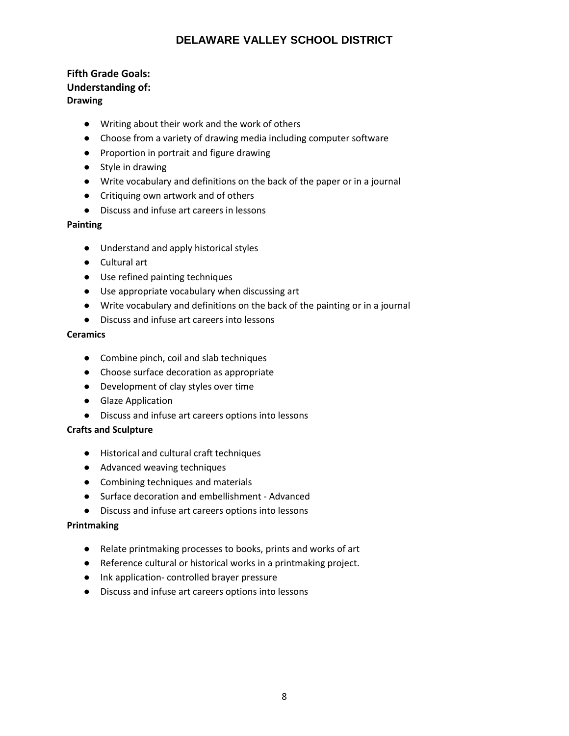**Fifth Grade Goals:**
**Understanding of:**

**Drawing**

- Writing about their work and the work of others
- Choose from a variety of drawing media including computer software
- Proportion in portrait and figure drawing
- Style in drawing
- Write vocabulary and definitions on the back of the paper or in a journal
- Critiquing own artwork and of others
- Discuss and infuse art careers in lessons

**Painting**

- Understand and apply historical styles
- Cultural art
- Use refined painting techniques
- Use appropriate vocabulary when discussing art
- Write vocabulary and definitions on the back of the painting or in a journal
- Discuss and infuse art careers into lessons

**Ceramics**

- Combine pinch, coil and slab techniques
- Choose surface decoration as appropriate
- Development of clay styles over time
- Glaze Application
- Discuss and infuse art careers options into lessons

**Crafts and Sculpture**

- Historical and cultural craft techniques
- Advanced weaving techniques
- Combining techniques and materials
- Surface decoration and embellishment - Advanced
- Discuss and infuse art careers options into lessons

**Printmaking**

- Relate printmaking processes to books, prints and works of art
- Reference cultural or historical works in a printmaking project.
- Ink application- controlled brayer pressure
- Discuss and infuse art careers options into lessons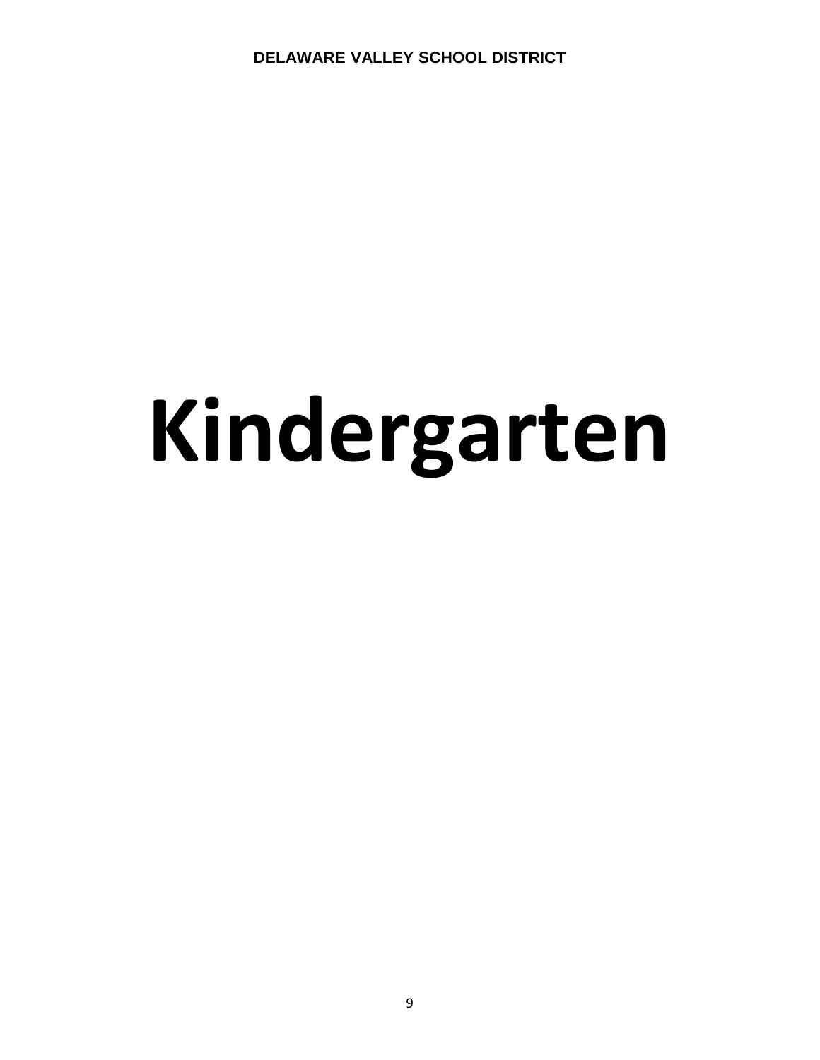# Kindergarten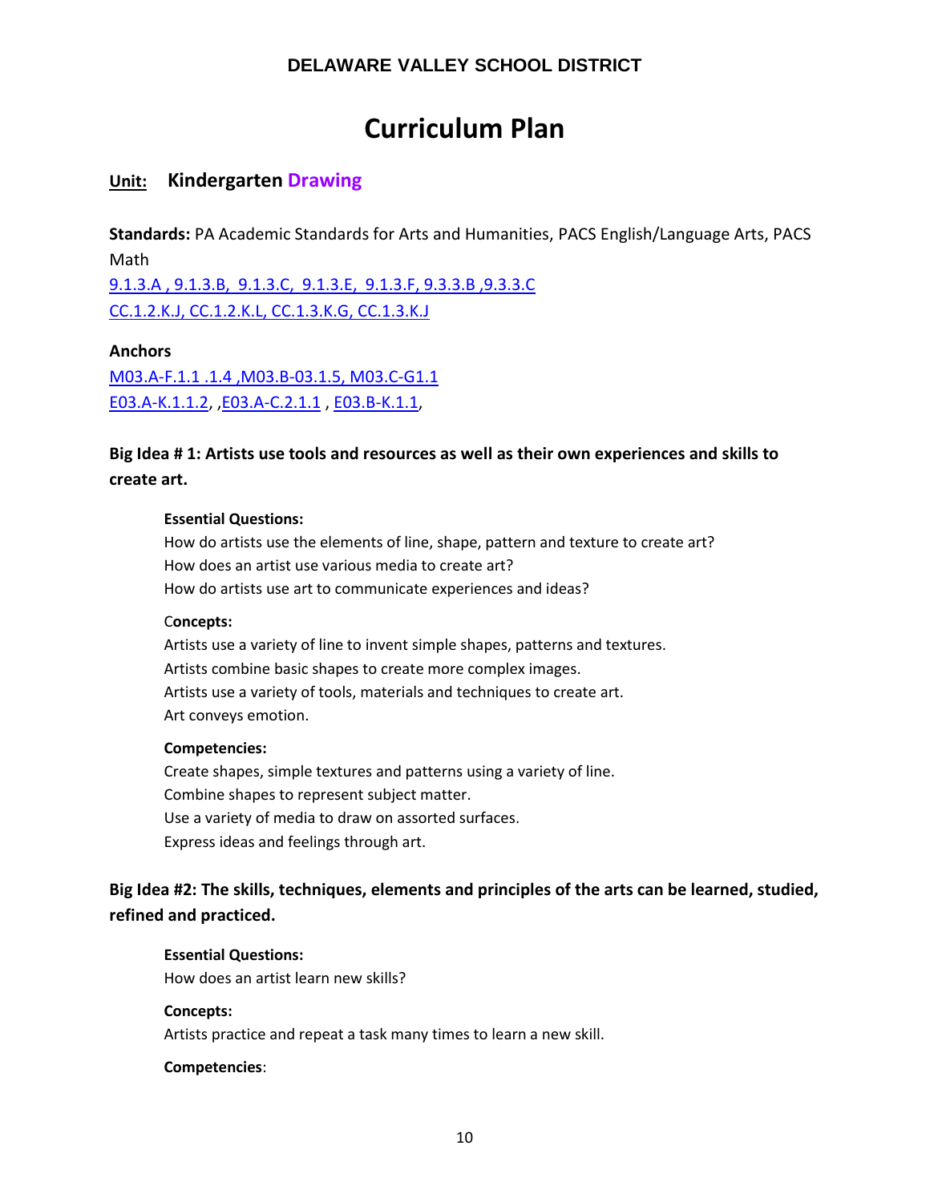# Curriculum Plan

## Unit: Kindergarten Drawing

**Standards:** PA Academic Standards for Arts and Humanities, PACS English/Language Arts, PACS Math

9.1.3.A , 9.1.3.B, 9.1.3.C, 9.1.3.E, 9.1.3.F, 9.3.3.B ,9.3.3.C
CC.1.2.K.J, CC.1.2.K.L, CC.1.3.K.G, CC.1.3.K.J

**Anchors**

M03.A-F.1.1 .1.4 ,M03.B-03.1.5, M03.C-G1.1
E03.A-K.1.1.2, ,E03.A-C.2.1.1 , E03.B-K.1.1,

### Big Idea # 1: Artists use tools and resources as well as their own experiences and skills to create art.

**Essential Questions:**

How do artists use the elements of line, shape, pattern and texture to create art?
How does an artist use various media to create art?
How do artists use art to communicate experiences and ideas?

**Concepts:**

Artists use a variety of line to invent simple shapes, patterns and textures.
Artists combine basic shapes to create more complex images.
Artists use a variety of tools, materials and techniques to create art.
Art conveys emotion.

**Competencies:**

Create shapes, simple textures and patterns using a variety of line.
Combine shapes to represent subject matter.
Use a variety of media to draw on assorted surfaces.
Express ideas and feelings through art.

### Big Idea #2: The skills, techniques, elements and principles of the arts can be learned, studied, refined and practiced.

**Essential Questions:**

How does an artist learn new skills?

**Concepts:**

Artists practice and repeat a task many times to learn a new skill.

**Competencies**: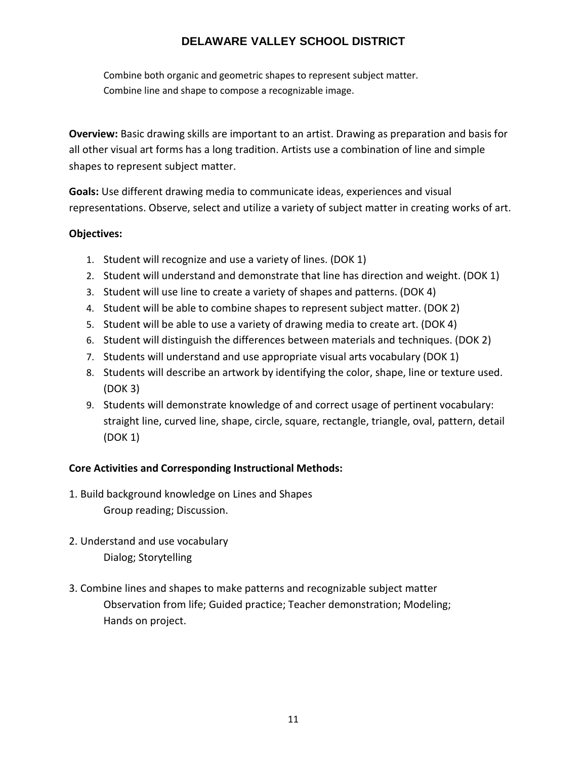Combine both organic and geometric shapes to represent subject matter.
Combine line and shape to compose a recognizable image.

**Overview:** Basic drawing skills are important to an artist. Drawing as preparation and basis for all other visual art forms has a long tradition. Artists use a combination of line and simple shapes to represent subject matter.

**Goals:** Use different drawing media to communicate ideas, experiences and visual representations. Observe, select and utilize a variety of subject matter in creating works of art.

**Objectives:**

1. Student will recognize and use a variety of lines. (DOK 1)
2. Student will understand and demonstrate that line has direction and weight. (DOK 1)
3. Student will use line to create a variety of shapes and patterns. (DOK 4)
4. Student will be able to combine shapes to represent subject matter. (DOK 2)
5. Student will be able to use a variety of drawing media to create art. (DOK 4)
6. Student will distinguish the differences between materials and techniques. (DOK 2)
7. Students will understand and use appropriate visual arts vocabulary (DOK 1)
8. Students will describe an artwork by identifying the color, shape, line or texture used. (DOK 3)
9. Students will demonstrate knowledge of and correct usage of pertinent vocabulary: straight line, curved line, shape, circle, square, rectangle, triangle, oval, pattern, detail (DOK 1)

**Core Activities and Corresponding Instructional Methods:**

1. Build background knowledge on Lines and Shapes
   Group reading; Discussion.

2. Understand and use vocabulary
   Dialog; Storytelling

3. Combine lines and shapes to make patterns and recognizable subject matter
   Observation from life; Guided practice; Teacher demonstration; Modeling; Hands on project.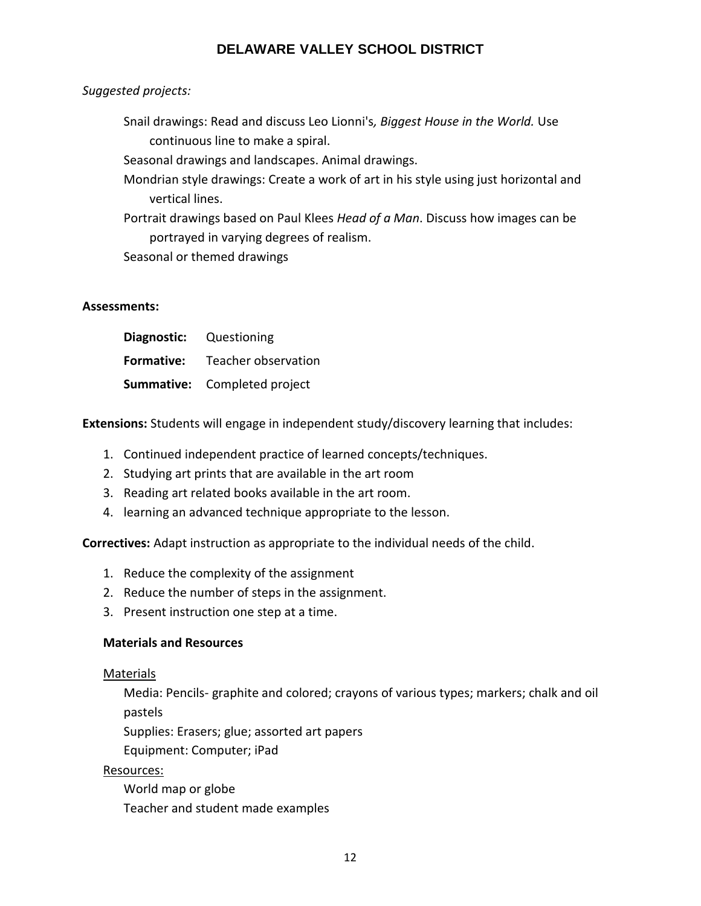*Suggested projects:*

Snail drawings: Read and discuss Leo Lionni's*, Biggest House in the World.* Use continuous line to make a spiral.

Seasonal drawings and landscapes. Animal drawings.

Mondrian style drawings: Create a work of art in his style using just horizontal and vertical lines.

Portrait drawings based on Paul Klees *Head of a Man*. Discuss how images can be portrayed in varying degrees of realism.

Seasonal or themed drawings

**Assessments:**

**Diagnostic:** Questioning

**Formative:** Teacher observation

**Summative:** Completed project

**Extensions:** Students will engage in independent study/discovery learning that includes:

1. Continued independent practice of learned concepts/techniques.
2. Studying art prints that are available in the art room
3. Reading art related books available in the art room.
4. learning an advanced technique appropriate to the lesson.

**Correctives:** Adapt instruction as appropriate to the individual needs of the child.

1. Reduce the complexity of the assignment
2. Reduce the number of steps in the assignment.
3. Present instruction one step at a time.

**Materials and Resources**

<u>Materials</u>

Media: Pencils- graphite and colored; crayons of various types; markers; chalk and oil pastels

Supplies: Erasers; glue; assorted art papers

Equipment: Computer; iPad

<u>Resources:</u>

World map or globe

Teacher and student made examples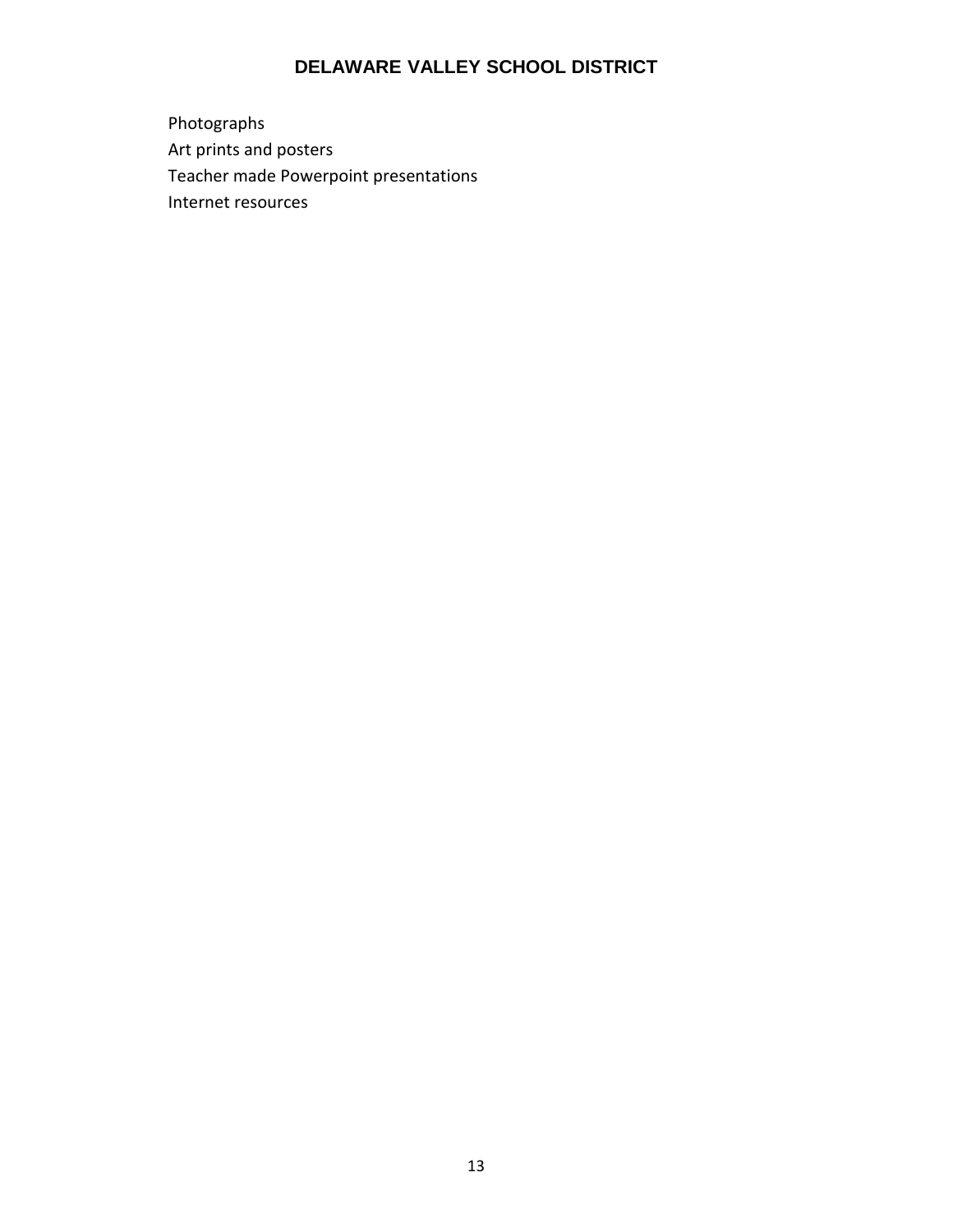Photographs

Art prints and posters

Teacher made Powerpoint presentations

Internet resources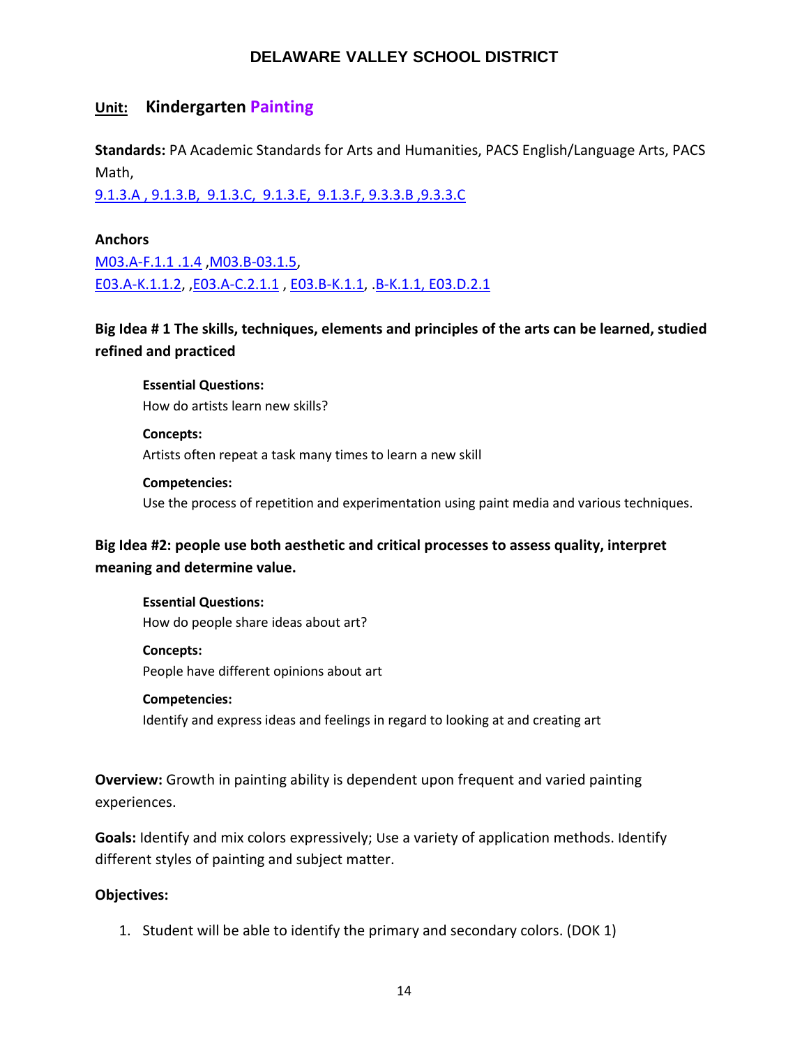# DELAWARE VALLEY SCHOOL DISTRICT

## Unit: Kindergarten Painting

**Standards:** PA Academic Standards for Arts and Humanities, PACS English/Language Arts, PACS Math,
9.1.3.A , 9.1.3.B, 9.1.3.C, 9.1.3.E, 9.1.3.F, 9.3.3.B ,9.3.3.C

**Anchors**
M03.A-F.1.1 .1.4 ,M03.B-03.1.5,
E03.A-K.1.1.2, ,E03.A-C.2.1.1 , E03.B-K.1.1, .B-K.1.1, E03.D.2.1

### Big Idea # 1 The skills, techniques, elements and principles of the arts can be learned, studied refined and practiced

**Essential Questions:**
How do artists learn new skills?

**Concepts:**
Artists often repeat a task many times to learn a new skill

**Competencies:**
Use the process of repetition and experimentation using paint media and various techniques.

### Big Idea #2: people use both aesthetic and critical processes to assess quality, interpret meaning and determine value.

**Essential Questions:**
How do people share ideas about art?

**Concepts:**
People have different opinions about art

**Competencies:**
Identify and express ideas and feelings in regard to looking at and creating art

**Overview:** Growth in painting ability is dependent upon frequent and varied painting experiences.

**Goals:** Identify and mix colors expressively; Use a variety of application methods. Identify different styles of painting and subject matter.

**Objectives:**

1. Student will be able to identify the primary and secondary colors. (DOK 1)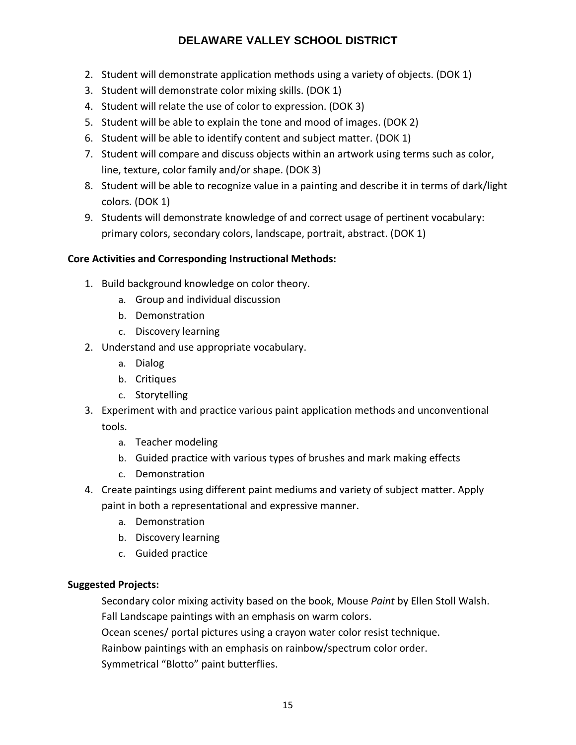2. Student will demonstrate application methods using a variety of objects. (DOK 1)
3. Student will demonstrate color mixing skills. (DOK 1)
4. Student will relate the use of color to expression. (DOK 3)
5. Student will be able to explain the tone and mood of images. (DOK 2)
6. Student will be able to identify content and subject matter. (DOK 1)
7. Student will compare and discuss objects within an artwork using terms such as color, line, texture, color family and/or shape. (DOK 3)
8. Student will be able to recognize value in a painting and describe it in terms of dark/light colors. (DOK 1)
9. Students will demonstrate knowledge of and correct usage of pertinent vocabulary: primary colors, secondary colors, landscape, portrait, abstract. (DOK 1)

**Core Activities and Corresponding Instructional Methods:**

1. Build background knowledge on color theory.
   a. Group and individual discussion
   b. Demonstration
   c. Discovery learning
2. Understand and use appropriate vocabulary.
   a. Dialog
   b. Critiques
   c. Storytelling
3. Experiment with and practice various paint application methods and unconventional tools.
   a. Teacher modeling
   b. Guided practice with various types of brushes and mark making effects
   c. Demonstration
4. Create paintings using different paint mediums and variety of subject matter. Apply paint in both a representational and expressive manner.
   a. Demonstration
   b. Discovery learning
   c. Guided practice

**Suggested Projects:**

Secondary color mixing activity based on the book, Mouse *Paint* by Ellen Stoll Walsh.
Fall Landscape paintings with an emphasis on warm colors.
Ocean scenes/ portal pictures using a crayon water color resist technique.
Rainbow paintings with an emphasis on rainbow/spectrum color order.
Symmetrical “Blotto” paint butterflies.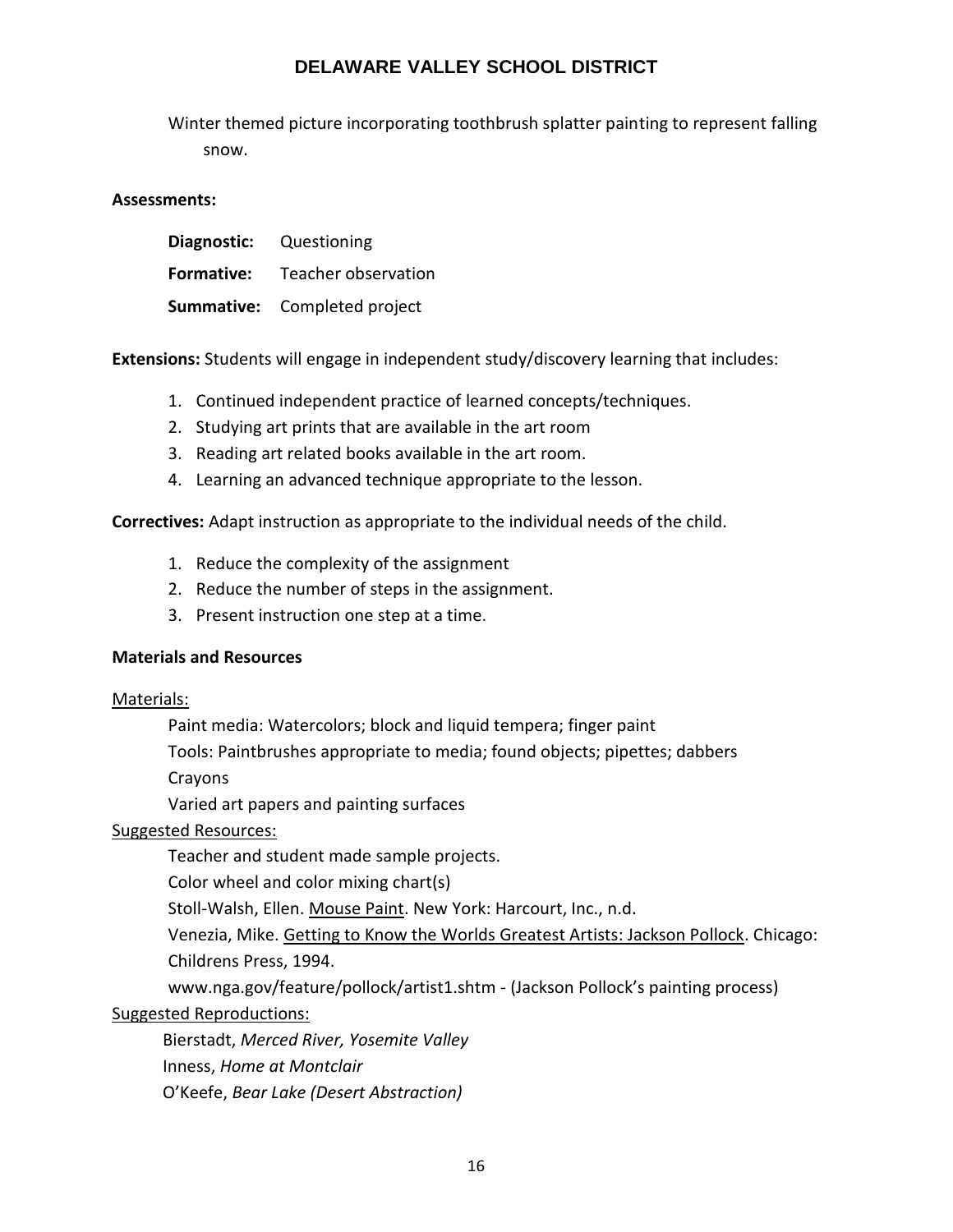Winter themed picture incorporating toothbrush splatter painting to represent falling snow.

**Assessments:**

**Diagnostic:** Questioning

**Formative:** Teacher observation

**Summative:** Completed project

**Extensions:** Students will engage in independent study/discovery learning that includes:

1. Continued independent practice of learned concepts/techniques.
2. Studying art prints that are available in the art room
3. Reading art related books available in the art room.
4. Learning an advanced technique appropriate to the lesson.

**Correctives:** Adapt instruction as appropriate to the individual needs of the child.

1. Reduce the complexity of the assignment
2. Reduce the number of steps in the assignment.
3. Present instruction one step at a time.

**Materials and Resources**

<u>Materials:</u>

Paint media: Watercolors; block and liquid tempera; finger paint

Tools: Paintbrushes appropriate to media; found objects; pipettes; dabbers

Crayons

Varied art papers and painting surfaces

<u>Suggested Resources:</u>

Teacher and student made sample projects.

Color wheel and color mixing chart(s)

Stoll-Walsh, Ellen. <u>Mouse Paint</u>. New York: Harcourt, Inc., n.d.

Venezia, Mike. <u>Getting to Know the Worlds Greatest Artists: Jackson Pollock</u>. Chicago: Childrens Press, 1994.

www.nga.gov/feature/pollock/artist1.shtm - (Jackson Pollock's painting process)

<u>Suggested Reproductions:</u>

Bierstadt, *Merced River, Yosemite Valley*

Inness, *Home at Montclair*

O'Keefe, *Bear Lake (Desert Abstraction)*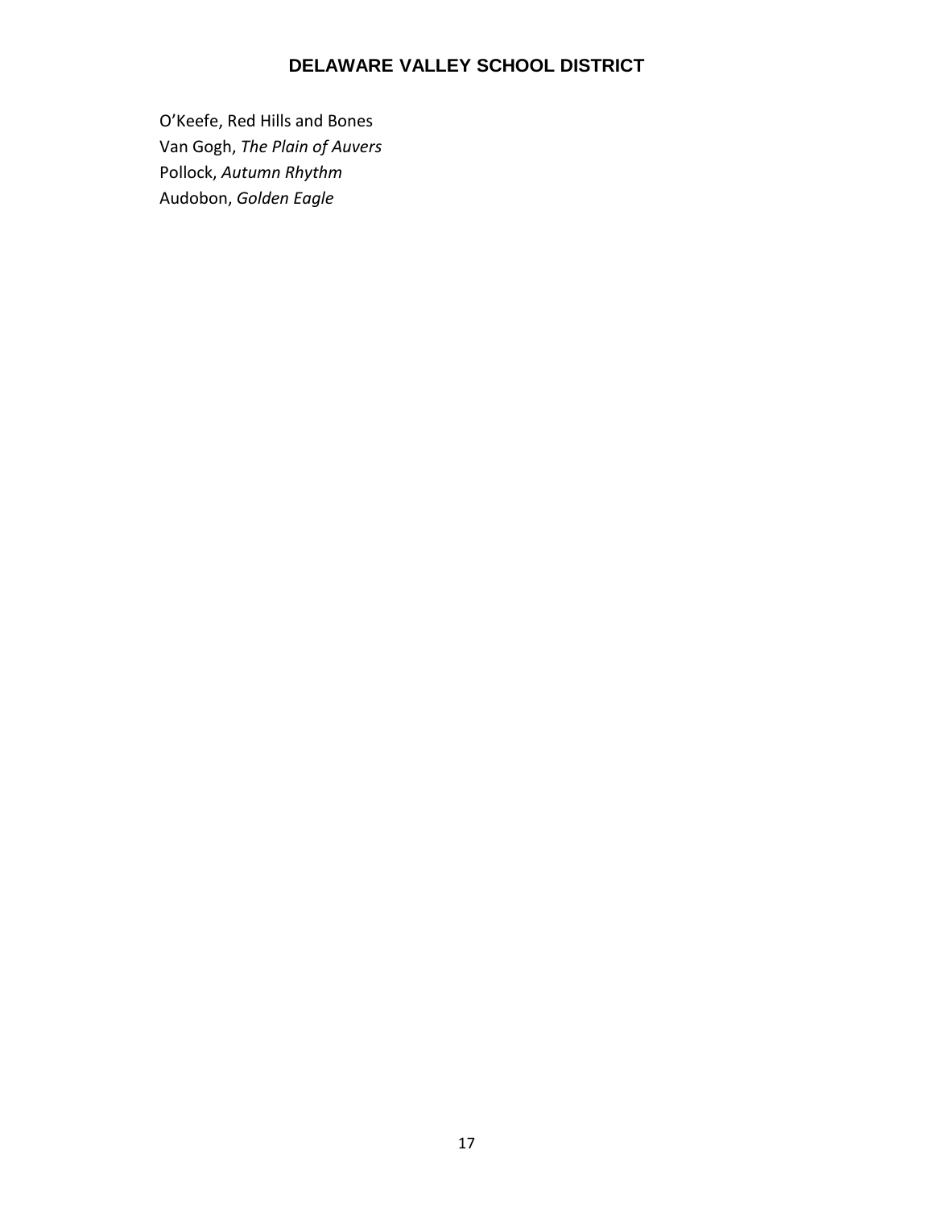O'Keefe, Red Hills and Bones
Van Gogh, *The Plain of Auvers*
Pollock, *Autumn Rhythm*
Audobon, *Golden Eagle*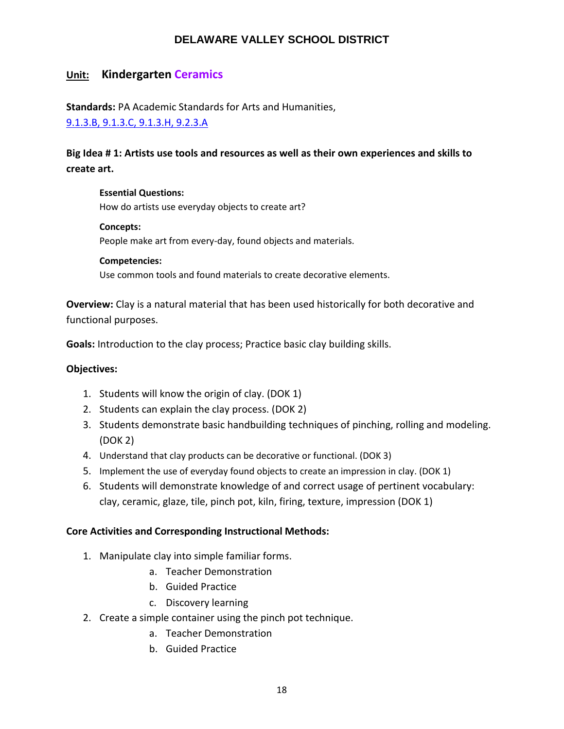# DELAWARE VALLEY SCHOOL DISTRICT

## **Unit:** Kindergarten Ceramics

**Standards:** PA Academic Standards for Arts and Humanities,
9.1.3.B, 9.1.3.C, 9.1.3.H, 9.2.3.A

**Big Idea # 1: Artists use tools and resources as well as their own experiences and skills to create art.**

**Essential Questions:**
How do artists use everyday objects to create art?

**Concepts:**
People make art from every-day, found objects and materials.

**Competencies:**
Use common tools and found materials to create decorative elements.

**Overview:** Clay is a natural material that has been used historically for both decorative and functional purposes.

**Goals:** Introduction to the clay process; Practice basic clay building skills.

**Objectives:**

1. Students will know the origin of clay. (DOK 1)
2. Students can explain the clay process. (DOK 2)
3. Students demonstrate basic handbuilding techniques of pinching, rolling and modeling. (DOK 2)
4. Understand that clay products can be decorative or functional. (DOK 3)
5. Implement the use of everyday found objects to create an impression in clay. (DOK 1)
6. Students will demonstrate knowledge of and correct usage of pertinent vocabulary: clay, ceramic, glaze, tile, pinch pot, kiln, firing, texture, impression (DOK 1)

**Core Activities and Corresponding Instructional Methods:**

1. Manipulate clay into simple familiar forms.
    a. Teacher Demonstration
    b. Guided Practice
    c. Discovery learning
2. Create a simple container using the pinch pot technique.
    a. Teacher Demonstration
    b. Guided Practice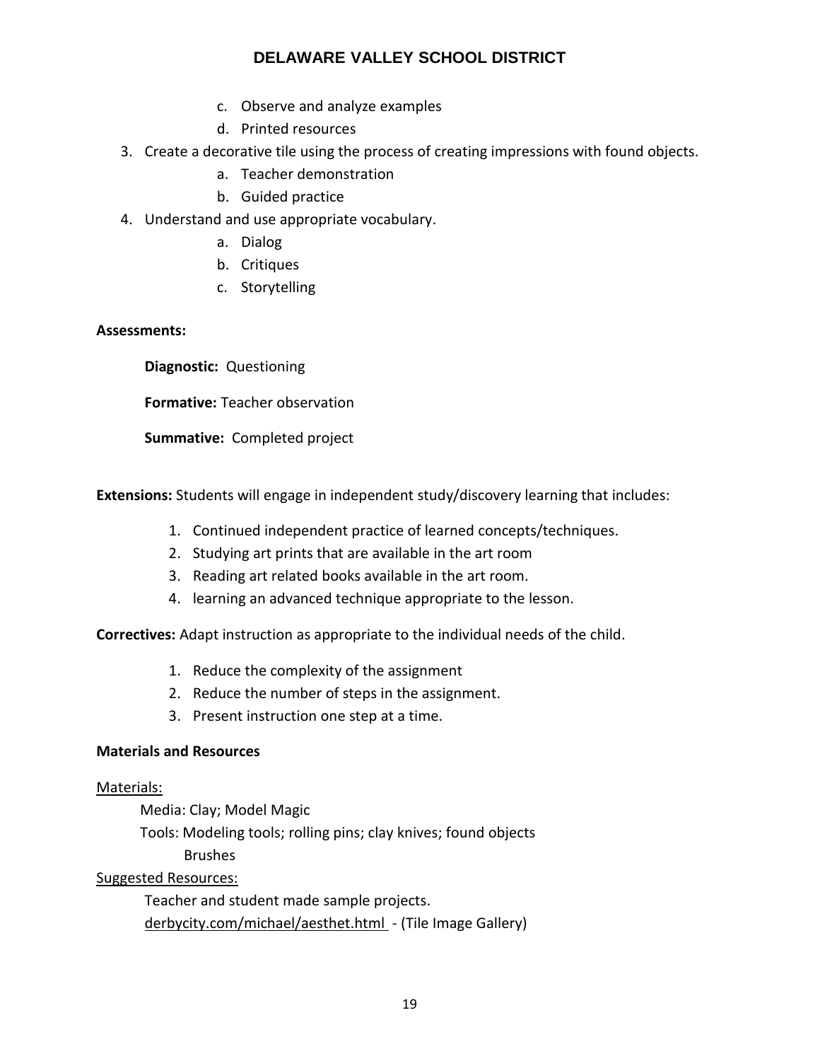c. Observe and analyze examples
   d. Printed resources
3. Create a decorative tile using the process of creating impressions with found objects.
   a. Teacher demonstration
   b. Guided practice
4. Understand and use appropriate vocabulary.
   a. Dialog
   b. Critiques
   c. Storytelling

**Assessments:**

**Diagnostic:** Questioning

**Formative:** Teacher observation

**Summative:** Completed project

**Extensions:** Students will engage in independent study/discovery learning that includes:

1. Continued independent practice of learned concepts/techniques.
2. Studying art prints that are available in the art room
3. Reading art related books available in the art room.
4. learning an advanced technique appropriate to the lesson.

**Correctives:** Adapt instruction as appropriate to the individual needs of the child.

1. Reduce the complexity of the assignment
2. Reduce the number of steps in the assignment.
3. Present instruction one step at a time.

**Materials and Resources**

Materials:

Media: Clay; Model Magic

Tools: Modeling tools; rolling pins; clay knives; found objects
Brushes

Suggested Resources:

Teacher and student made sample projects.

derbycity.com/michael/aesthet.html - (Tile Image Gallery)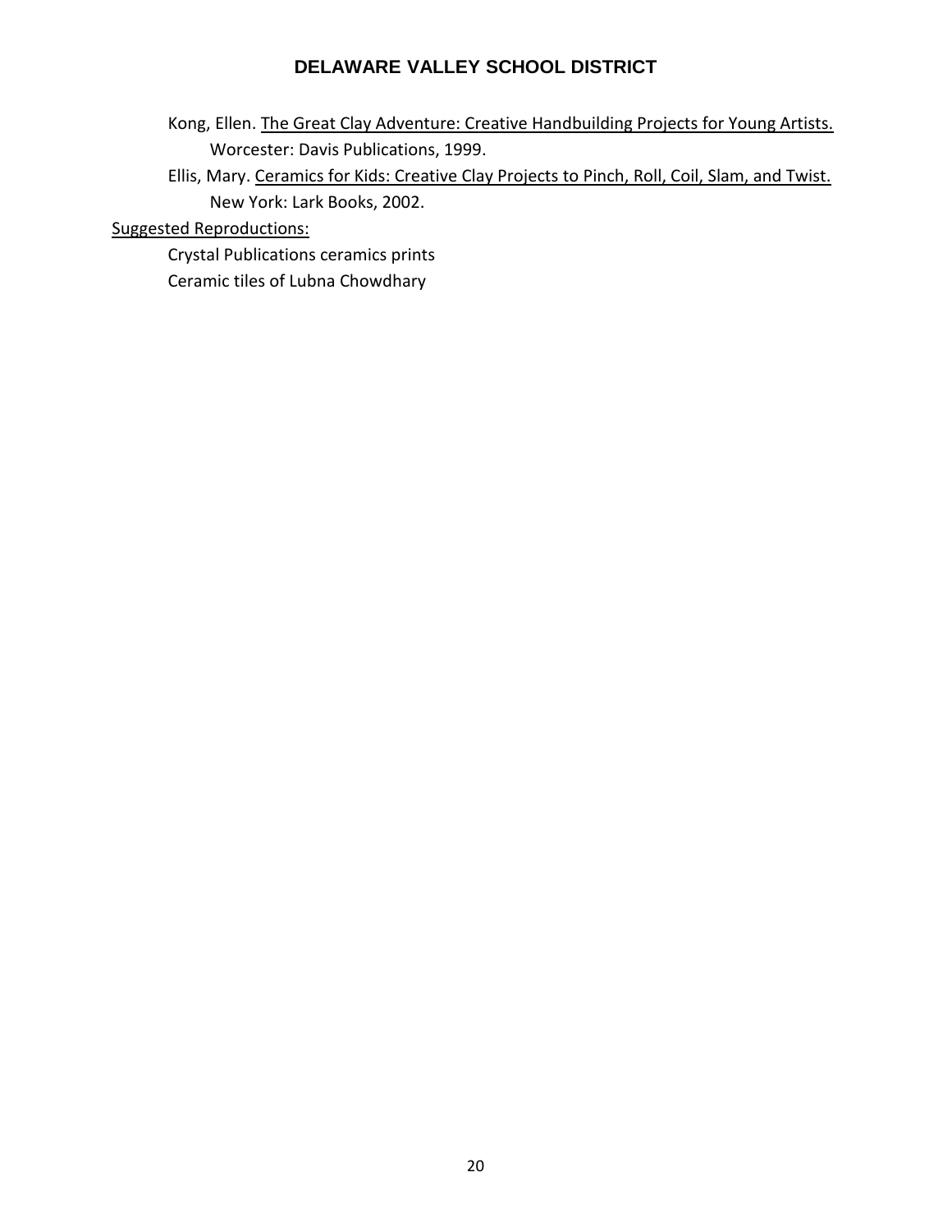Kong, Ellen. The Great Clay Adventure: Creative Handbuilding Projects for Young Artists. Worcester: Davis Publications, 1999.

Ellis, Mary. Ceramics for Kids: Creative Clay Projects to Pinch, Roll, Coil, Slam, and Twist. New York: Lark Books, 2002.

Suggested Reproductions:

Crystal Publications ceramics prints

Ceramic tiles of Lubna Chowdhary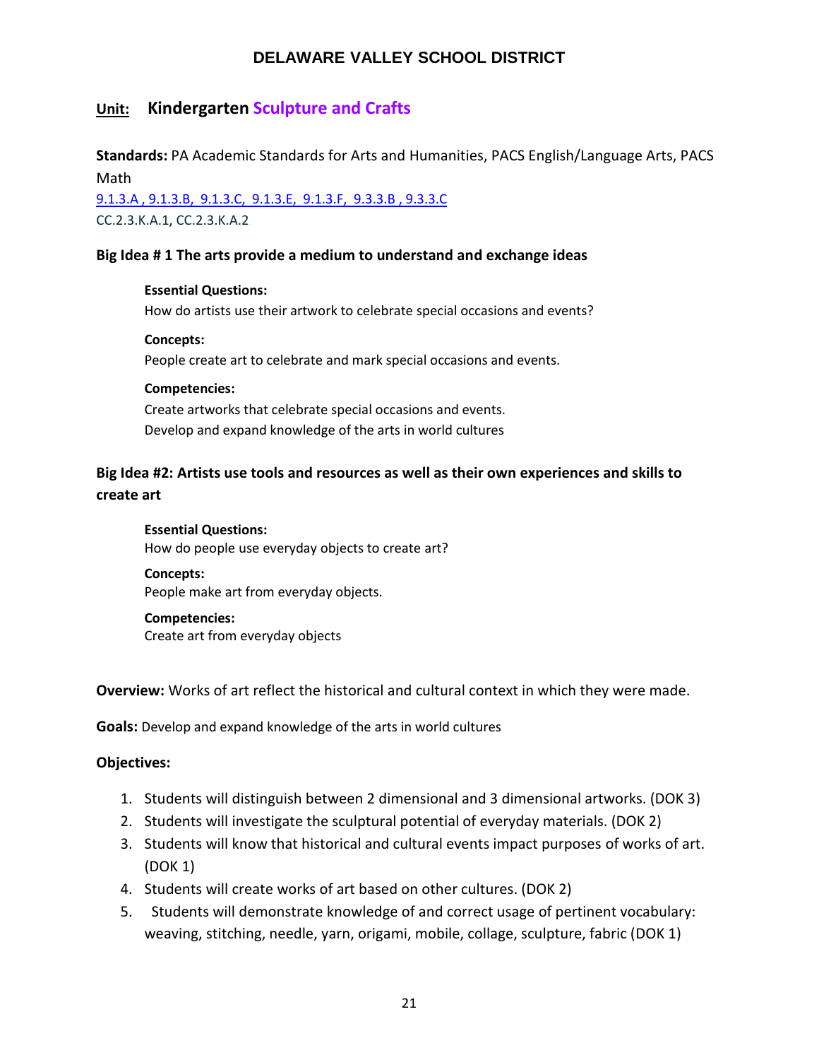# DELAWARE VALLEY SCHOOL DISTRICT

## Unit: Kindergarten Sculpture and Crafts

**Standards:** PA Academic Standards for Arts and Humanities, PACS English/Language Arts, PACS Math

9.1.3.A , 9.1.3.B, 9.1.3.C, 9.1.3.E, 9.1.3.F, 9.3.3.B , 9.3.3.C

CC.2.3.K.A.1, CC.2.3.K.A.2

**Big Idea # 1 The arts provide a medium to understand and exchange ideas**

**Essential Questions:**
How do artists use their artwork to celebrate special occasions and events?

**Concepts:**
People create art to celebrate and mark special occasions and events.

**Competencies:**
Create artworks that celebrate special occasions and events.
Develop and expand knowledge of the arts in world cultures

**Big Idea #2: Artists use tools and resources as well as their own experiences and skills to create art**

**Essential Questions:**
How do people use everyday objects to create art?

**Concepts:**
People make art from everyday objects.

**Competencies:**
Create art from everyday objects

**Overview:** Works of art reflect the historical and cultural context in which they were made.

**Goals:** Develop and expand knowledge of the arts in world cultures

**Objectives:**

1. Students will distinguish between 2 dimensional and 3 dimensional artworks. (DOK 3)
2. Students will investigate the sculptural potential of everyday materials. (DOK 2)
3. Students will know that historical and cultural events impact purposes of works of art. (DOK 1)
4. Students will create works of art based on other cultures. (DOK 2)
5. Students will demonstrate knowledge of and correct usage of pertinent vocabulary: weaving, stitching, needle, yarn, origami, mobile, collage, sculpture, fabric (DOK 1)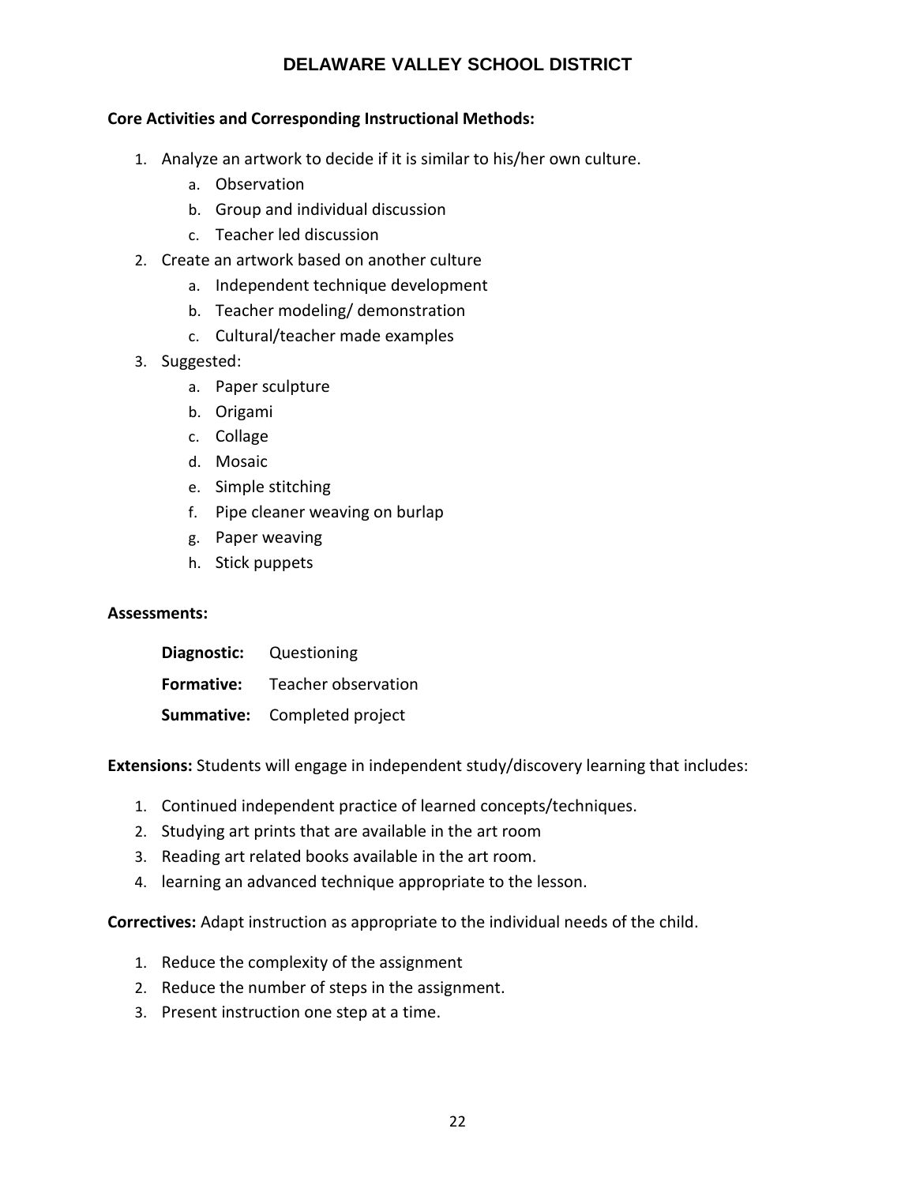**Core Activities and Corresponding Instructional Methods:**

1. Analyze an artwork to decide if it is similar to his/her own culture.
    a. Observation
    b. Group and individual discussion
    c. Teacher led discussion
2. Create an artwork based on another culture
    a. Independent technique development
    b. Teacher modeling/ demonstration
    c. Cultural/teacher made examples
3. Suggested:
    a. Paper sculpture
    b. Origami
    c. Collage
    d. Mosaic
    e. Simple stitching
    f. Pipe cleaner weaving on burlap
    g. Paper weaving
    h. Stick puppets

**Assessments:**

**Diagnostic:** Questioning

**Formative:** Teacher observation

**Summative:** Completed project

**Extensions:** Students will engage in independent study/discovery learning that includes:

1. Continued independent practice of learned concepts/techniques.
2. Studying art prints that are available in the art room
3. Reading art related books available in the art room.
4. learning an advanced technique appropriate to the lesson.

**Correctives:** Adapt instruction as appropriate to the individual needs of the child.

1. Reduce the complexity of the assignment
2. Reduce the number of steps in the assignment.
3. Present instruction one step at a time.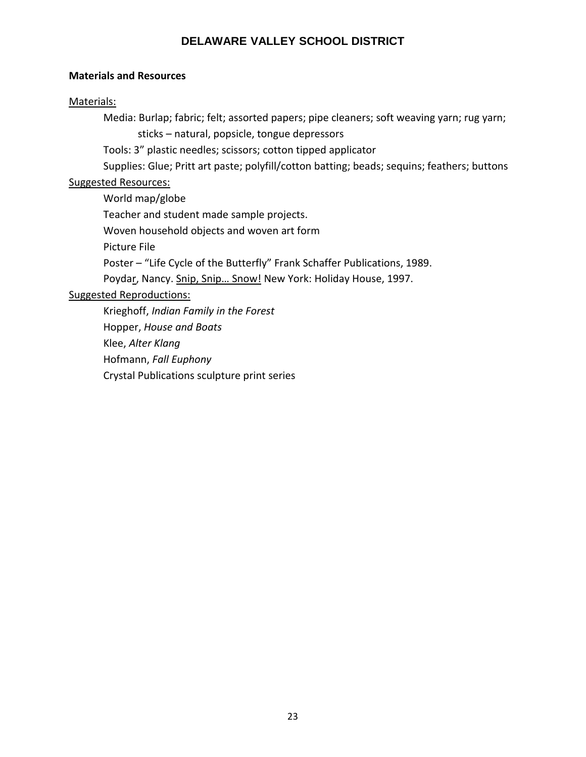**Materials and Resources**

Materials:

Media: Burlap; fabric; felt; assorted papers; pipe cleaners; soft weaving yarn; rug yarn; sticks – natural, popsicle, tongue depressors

Tools: 3" plastic needles; scissors; cotton tipped applicator

Supplies: Glue; Pritt art paste; polyfill/cotton batting; beads; sequins; feathers; buttons

Suggested Resources:

World map/globe

Teacher and student made sample projects.

Woven household objects and woven art form

Picture File

Poster – "Life Cycle of the Butterfly" Frank Schaffer Publications, 1989.

Poydar, Nancy. Snip, Snip… Snow! New York: Holiday House, 1997.

Suggested Reproductions:

Krieghoff, *Indian Family in the Forest*

Hopper, *House and Boats*

Klee, *Alter Klang*

Hofmann, *Fall Euphony*

Crystal Publications sculpture print series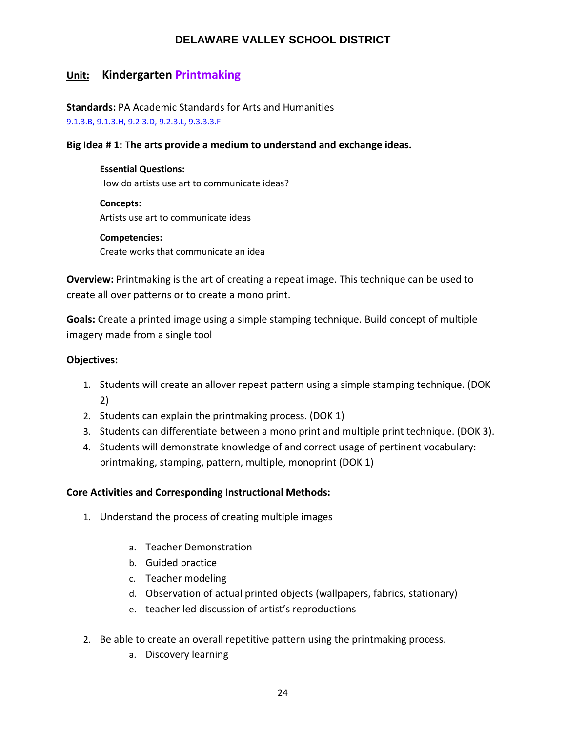# DELAWARE VALLEY SCHOOL DISTRICT

## Unit: Kindergarten Printmaking

**Standards:** PA Academic Standards for Arts and Humanities
9.1.3.B, 9.1.3.H, 9.2.3.D, 9.2.3.L, 9.3.3.3.F

**Big Idea # 1: The arts provide a medium to understand and exchange ideas.**

**Essential Questions:**
How do artists use art to communicate ideas?

**Concepts:**
Artists use art to communicate ideas

**Competencies:**
Create works that communicate an idea

**Overview:** Printmaking is the art of creating a repeat image. This technique can be used to create all over patterns or to create a mono print.

**Goals:** Create a printed image using a simple stamping technique. Build concept of multiple imagery made from a single tool

**Objectives:**

1. Students will create an allover repeat pattern using a simple stamping technique. (DOK 2)
2. Students can explain the printmaking process. (DOK 1)
3. Students can differentiate between a mono print and multiple print technique. (DOK 3).
4. Students will demonstrate knowledge of and correct usage of pertinent vocabulary: printmaking, stamping, pattern, multiple, monoprint (DOK 1)

**Core Activities and Corresponding Instructional Methods:**

1. Understand the process of creating multiple images
   a. Teacher Demonstration
   b. Guided practice
   c. Teacher modeling
   d. Observation of actual printed objects (wallpapers, fabrics, stationary)
   e. teacher led discussion of artist's reproductions
2. Be able to create an overall repetitive pattern using the printmaking process.
   a. Discovery learning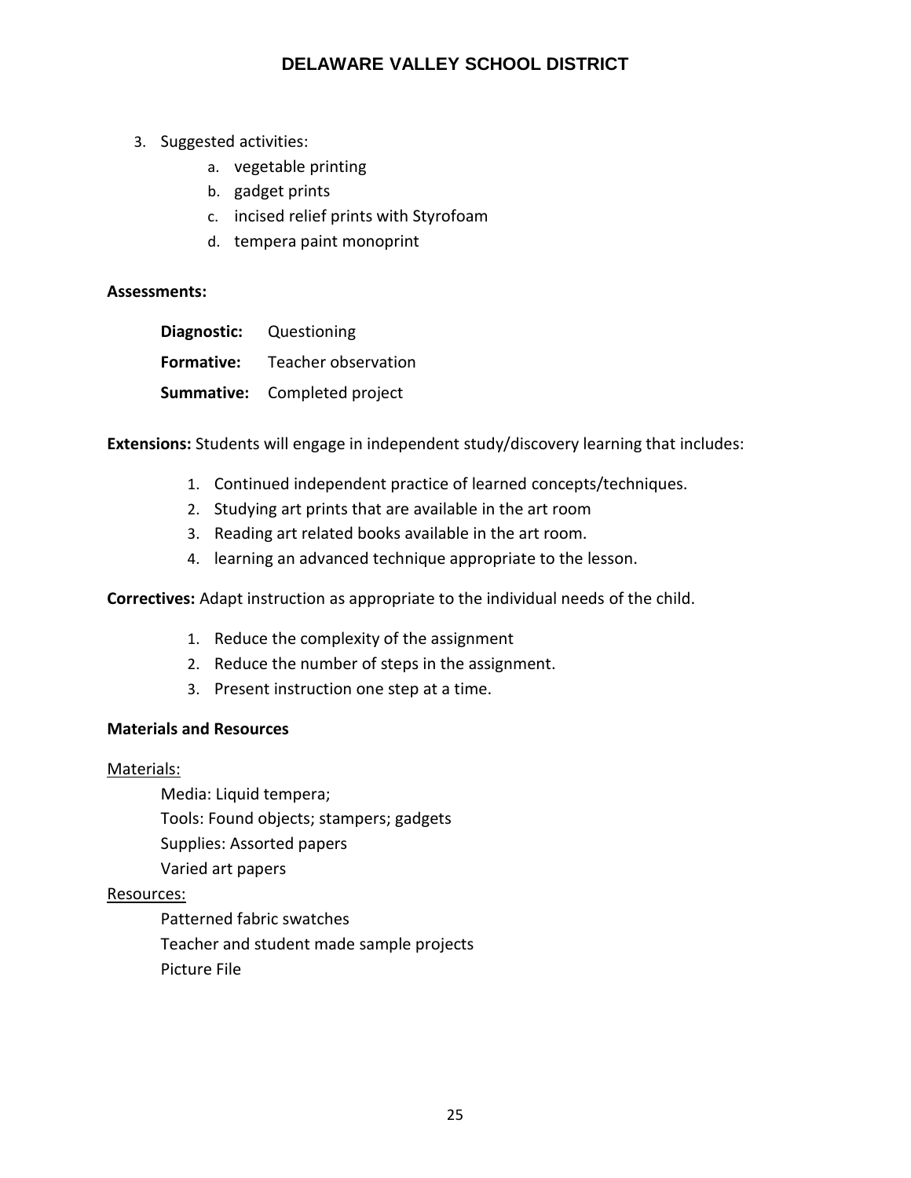3. Suggested activities:
    a. vegetable printing
    b. gadget prints
    c. incised relief prints with Styrofoam
    d. tempera paint monoprint

**Assessments:**

**Diagnostic:** Questioning

**Formative:** Teacher observation

**Summative:** Completed project

**Extensions:** Students will engage in independent study/discovery learning that includes:

1. Continued independent practice of learned concepts/techniques.
2. Studying art prints that are available in the art room
3. Reading art related books available in the art room.
4. learning an advanced technique appropriate to the lesson.

**Correctives:** Adapt instruction as appropriate to the individual needs of the child.

1. Reduce the complexity of the assignment
2. Reduce the number of steps in the assignment.
3. Present instruction one step at a time.

**Materials and Resources**

Materials:

Media: Liquid tempera;
Tools: Found objects; stampers; gadgets
Supplies: Assorted papers
Varied art papers

Resources:

Patterned fabric swatches
Teacher and student made sample projects
Picture File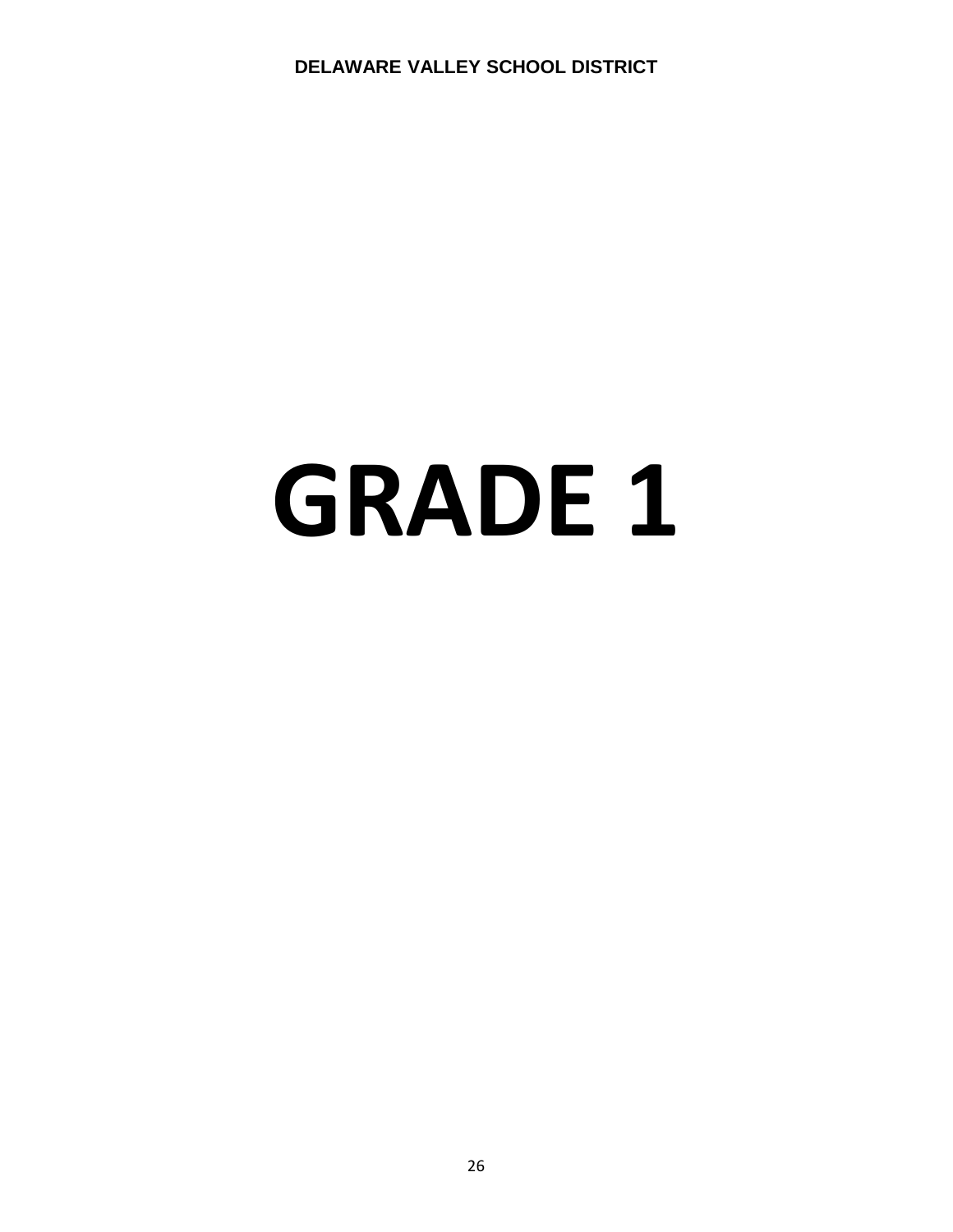# GRADE 1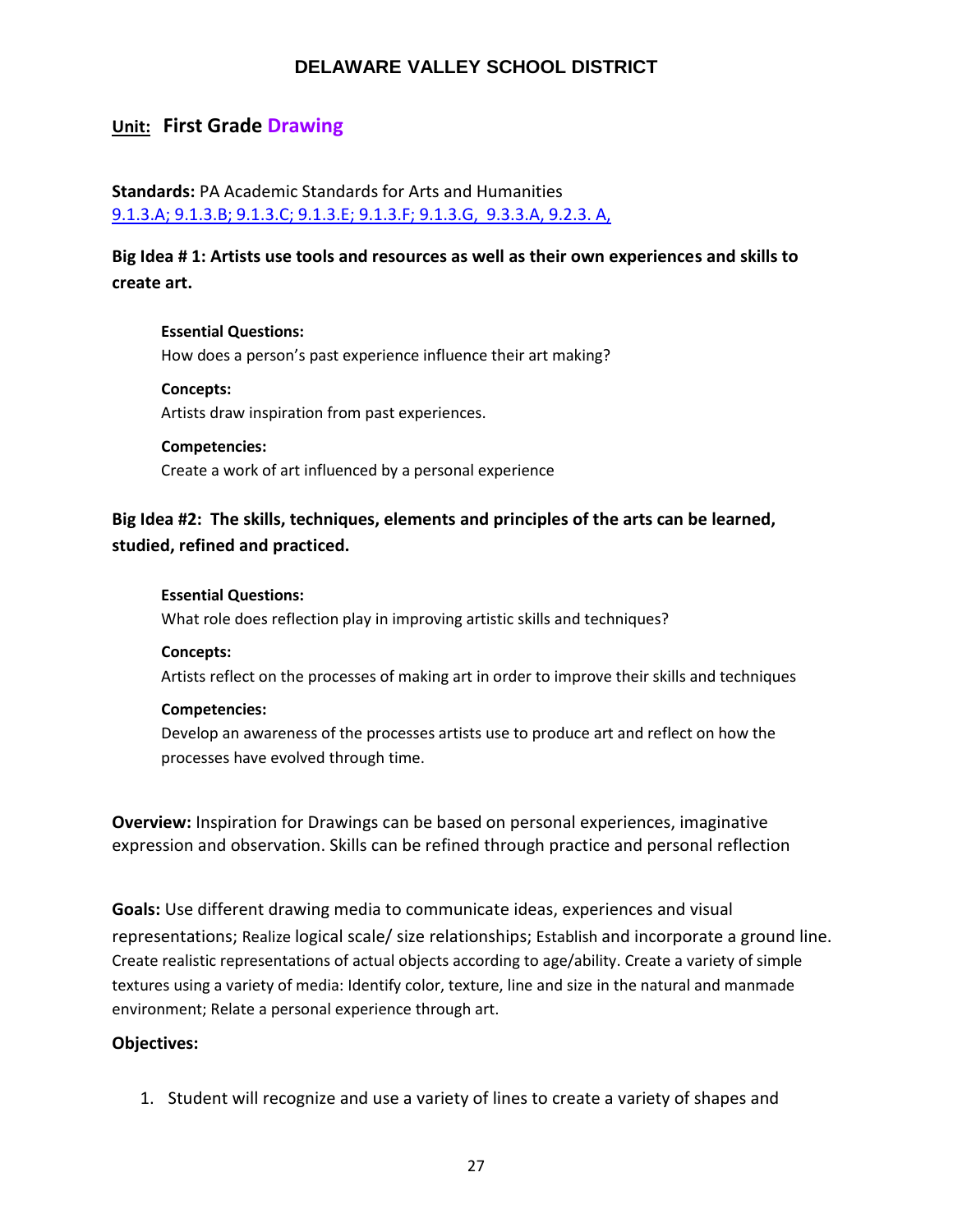## DELAWARE VALLEY SCHOOL DISTRICT

## **Unit:** First Grade Drawing

**Standards:** PA Academic Standards for Arts and Humanities
9.1.3.A; 9.1.3.B; 9.1.3.C; 9.1.3.E; 9.1.3.F; 9.1.3.G, 9.3.3.A, 9.2.3. A,

### Big Idea # 1: Artists use tools and resources as well as their own experiences and skills to create art.

**Essential Questions:**
How does a person's past experience influence their art making?

**Concepts:**
Artists draw inspiration from past experiences.

**Competencies:**
Create a work of art influenced by a personal experience

### Big Idea #2: The skills, techniques, elements and principles of the arts can be learned, studied, refined and practiced.

**Essential Questions:**
What role does reflection play in improving artistic skills and techniques?

**Concepts:**
Artists reflect on the processes of making art in order to improve their skills and techniques

**Competencies:**
Develop an awareness of the processes artists use to produce art and reflect on how the processes have evolved through time.

**Overview:** Inspiration for Drawings can be based on personal experiences, imaginative expression and observation. Skills can be refined through practice and personal reflection

**Goals:** Use different drawing media to communicate ideas, experiences and visual representations; Realize logical scale/ size relationships; Establish and incorporate a ground line. Create realistic representations of actual objects according to age/ability. Create a variety of simple textures using a variety of media: Identify color, texture, line and size in the natural and manmade environment; Relate a personal experience through art.

**Objectives:**

1. Student will recognize and use a variety of lines to create a variety of shapes and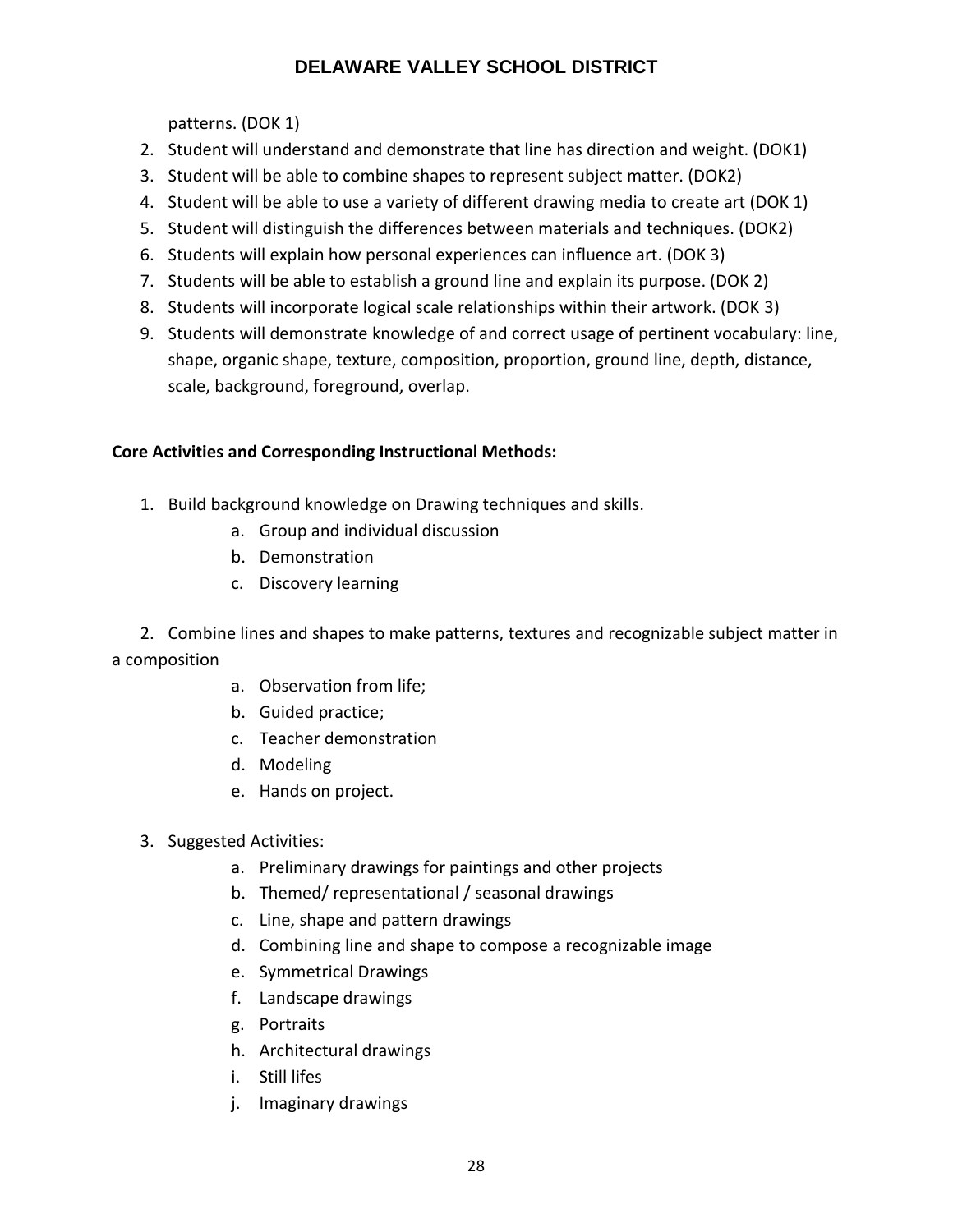patterns. (DOK 1)

2. Student will understand and demonstrate that line has direction and weight. (DOK1)
3. Student will be able to combine shapes to represent subject matter. (DOK2)
4. Student will be able to use a variety of different drawing media to create art (DOK 1)
5. Student will distinguish the differences between materials and techniques. (DOK2)
6. Students will explain how personal experiences can influence art. (DOK 3)
7. Students will be able to establish a ground line and explain its purpose. (DOK 2)
8. Students will incorporate logical scale relationships within their artwork. (DOK 3)
9. Students will demonstrate knowledge of and correct usage of pertinent vocabulary: line, shape, organic shape, texture, composition, proportion, ground line, depth, distance, scale, background, foreground, overlap.

**Core Activities and Corresponding Instructional Methods:**

1. Build background knowledge on Drawing techniques and skills.
    a. Group and individual discussion
    b. Demonstration
    c. Discovery learning

2. Combine lines and shapes to make patterns, textures and recognizable subject matter in a composition
    a. Observation from life;
    b. Guided practice;
    c. Teacher demonstration
    d. Modeling
    e. Hands on project.

3. Suggested Activities:
    a. Preliminary drawings for paintings and other projects
    b. Themed/ representational / seasonal drawings
    c. Line, shape and pattern drawings
    d. Combining line and shape to compose a recognizable image
    e. Symmetrical Drawings
    f. Landscape drawings
    g. Portraits
    h. Architectural drawings
    i. Still lifes
    j. Imaginary drawings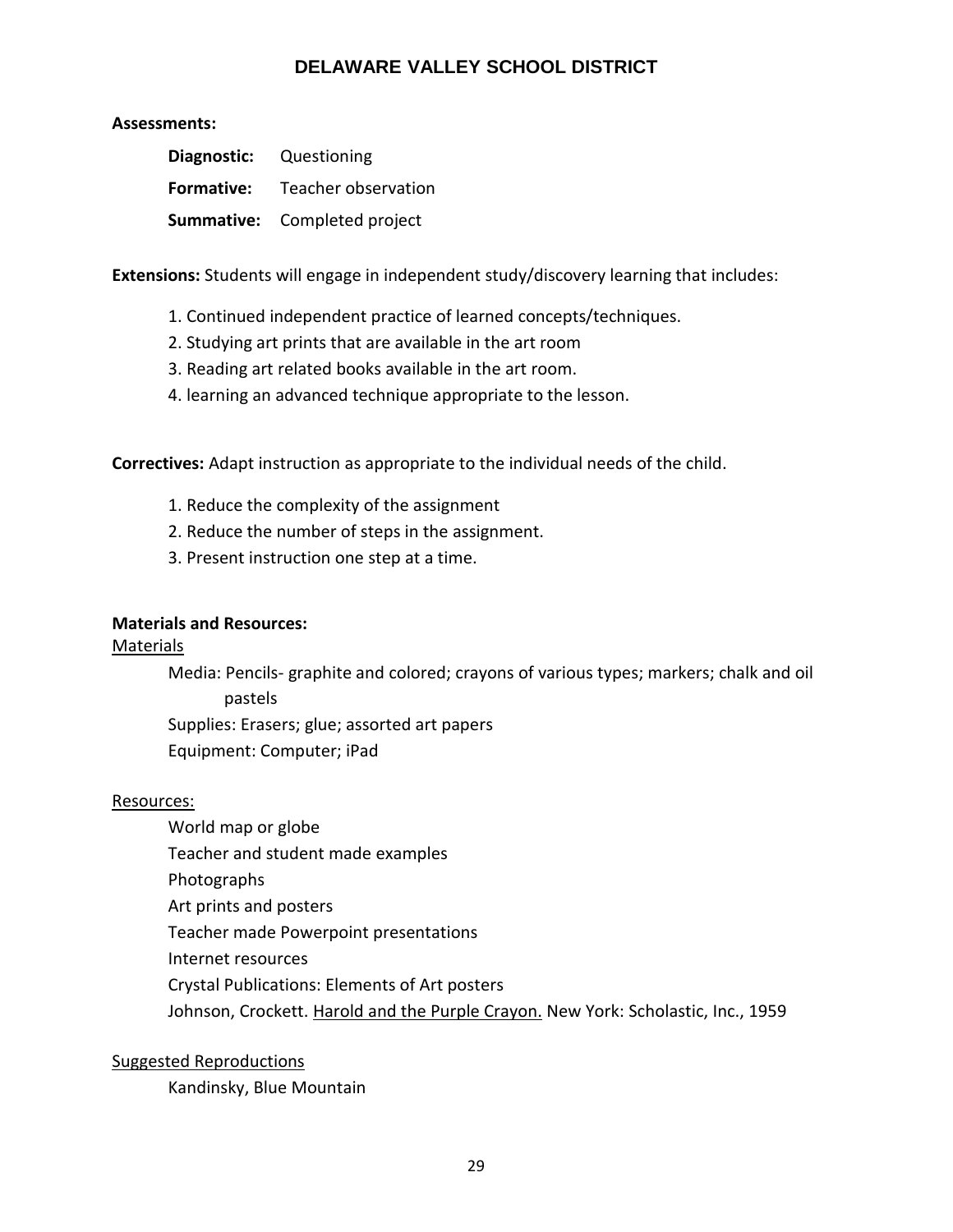**Assessments:**

**Diagnostic:** Questioning

**Formative:** Teacher observation

**Summative:** Completed project

**Extensions:** Students will engage in independent study/discovery learning that includes:

1. Continued independent practice of learned concepts/techniques.
2. Studying art prints that are available in the art room
3. Reading art related books available in the art room.
4. learning an advanced technique appropriate to the lesson.

**Correctives:** Adapt instruction as appropriate to the individual needs of the child.

1. Reduce the complexity of the assignment
2. Reduce the number of steps in the assignment.
3. Present instruction one step at a time.

**Materials and Resources:**

Materials

Media: Pencils- graphite and colored; crayons of various types; markers; chalk and oil pastels

Supplies: Erasers; glue; assorted art papers

Equipment: Computer; iPad

Resources:

World map or globe

Teacher and student made examples

Photographs

Art prints and posters

Teacher made Powerpoint presentations

Internet resources

Crystal Publications: Elements of Art posters

Johnson, Crockett. Harold and the Purple Crayon. New York: Scholastic, Inc., 1959

Suggested Reproductions

Kandinsky, Blue Mountain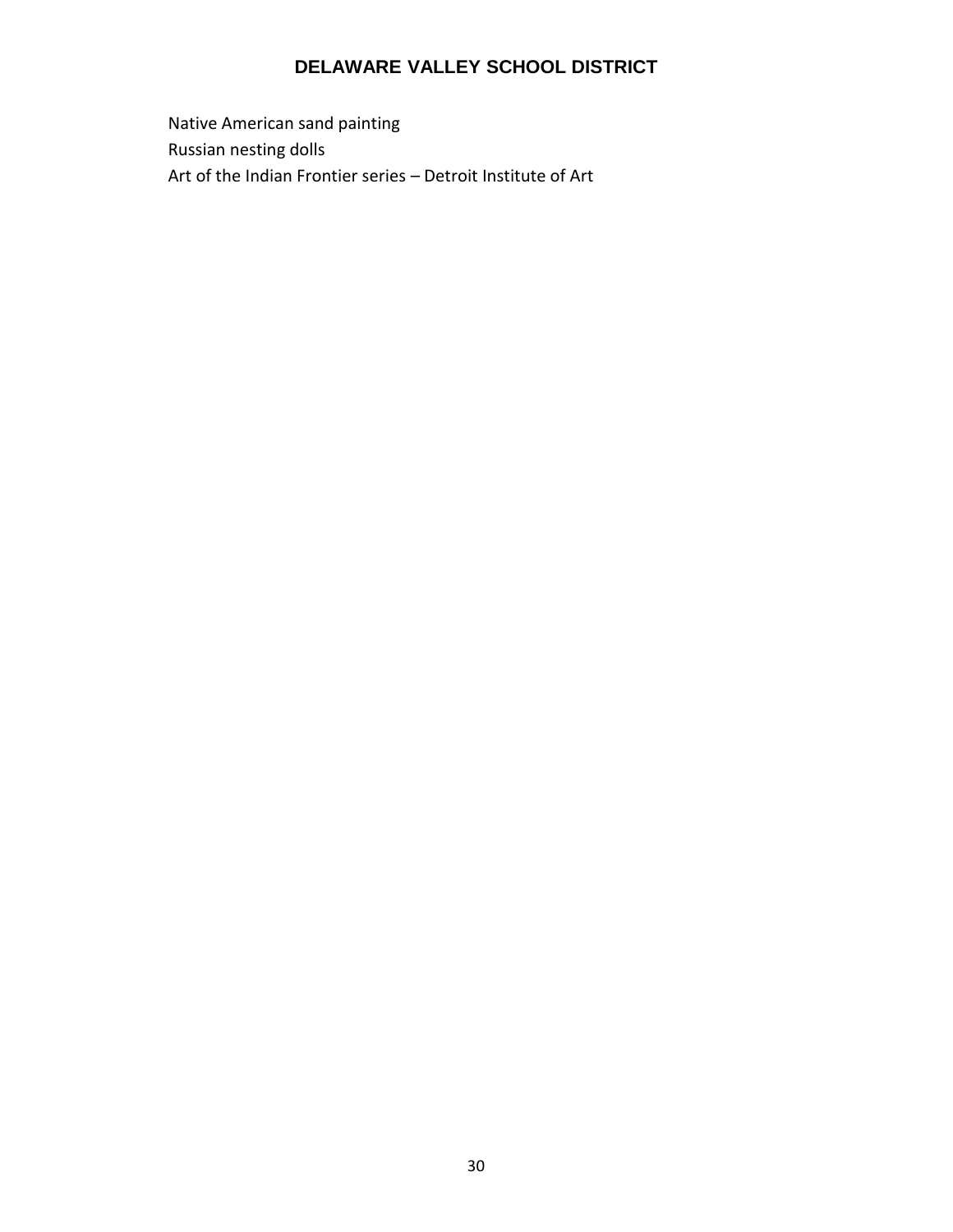Native American sand painting
Russian nesting dolls
Art of the Indian Frontier series – Detroit Institute of Art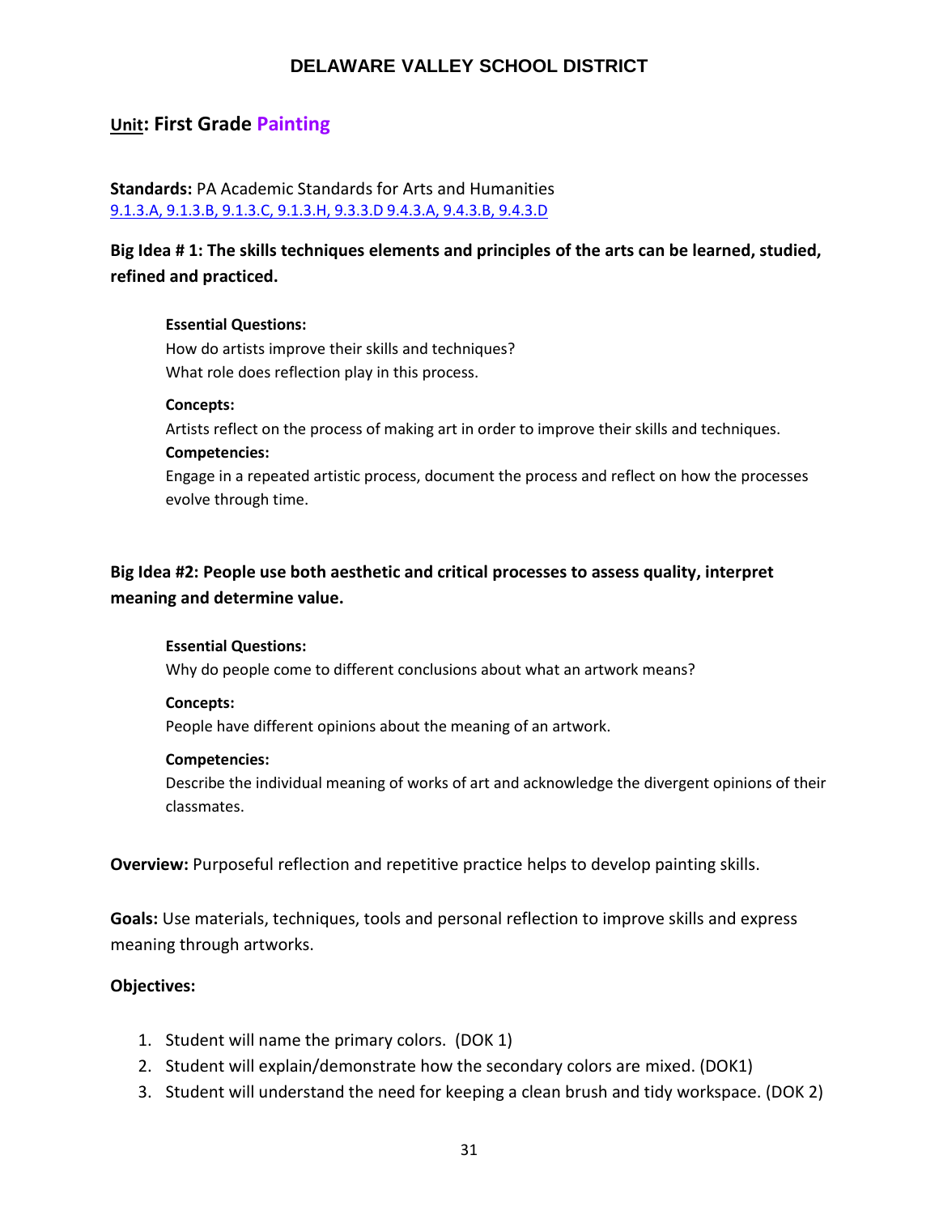## DELAWARE VALLEY SCHOOL DISTRICT

### Unit: First Grade Painting

**Standards:** PA Academic Standards for Arts and Humanities
9.1.3.A, 9.1.3.B, 9.1.3.C, 9.1.3.H, 9.3.3.D 9.4.3.A, 9.4.3.B, 9.4.3.D

**Big Idea # 1: The skills techniques elements and principles of the arts can be learned, studied, refined and practiced.**

**Essential Questions:**
How do artists improve their skills and techniques?
What role does reflection play in this process.

**Concepts:**
Artists reflect on the process of making art in order to improve their skills and techniques.

**Competencies:**
Engage in a repeated artistic process, document the process and reflect on how the processes evolve through time.

**Big Idea #2: People use both aesthetic and critical processes to assess quality, interpret meaning and determine value.**

**Essential Questions:**
Why do people come to different conclusions about what an artwork means?

**Concepts:**
People have different opinions about the meaning of an artwork.

**Competencies:**
Describe the individual meaning of works of art and acknowledge the divergent opinions of their classmates.

**Overview:** Purposeful reflection and repetitive practice helps to develop painting skills.

**Goals:** Use materials, techniques, tools and personal reflection to improve skills and express meaning through artworks.

**Objectives:**

1. Student will name the primary colors. (DOK 1)
2. Student will explain/demonstrate how the secondary colors are mixed. (DOK1)
3. Student will understand the need for keeping a clean brush and tidy workspace. (DOK 2)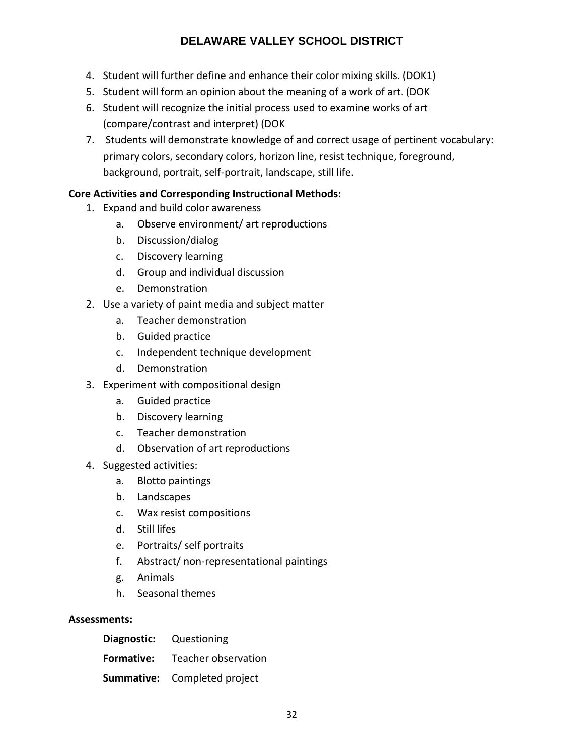4. Student will further define and enhance their color mixing skills. (DOK1)
5. Student will form an opinion about the meaning of a work of art. (DOK
6. Student will recognize the initial process used to examine works of art (compare/contrast and interpret) (DOK
7. Students will demonstrate knowledge of and correct usage of pertinent vocabulary: primary colors, secondary colors, horizon line, resist technique, foreground, background, portrait, self-portrait, landscape, still life.

**Core Activities and Corresponding Instructional Methods:**

1. Expand and build color awareness
    a. Observe environment/ art reproductions
    b. Discussion/dialog
    c. Discovery learning
    d. Group and individual discussion
    e. Demonstration
2. Use a variety of paint media and subject matter
    a. Teacher demonstration
    b. Guided practice
    c. Independent technique development
    d. Demonstration
3. Experiment with compositional design
    a. Guided practice
    b. Discovery learning
    c. Teacher demonstration
    d. Observation of art reproductions
4. Suggested activities:
    a. Blotto paintings
    b. Landscapes
    c. Wax resist compositions
    d. Still lifes
    e. Portraits/ self portraits
    f. Abstract/ non-representational paintings
    g. Animals
    h. Seasonal themes

**Assessments:**

**Diagnostic:** Questioning

**Formative:** Teacher observation

**Summative:** Completed project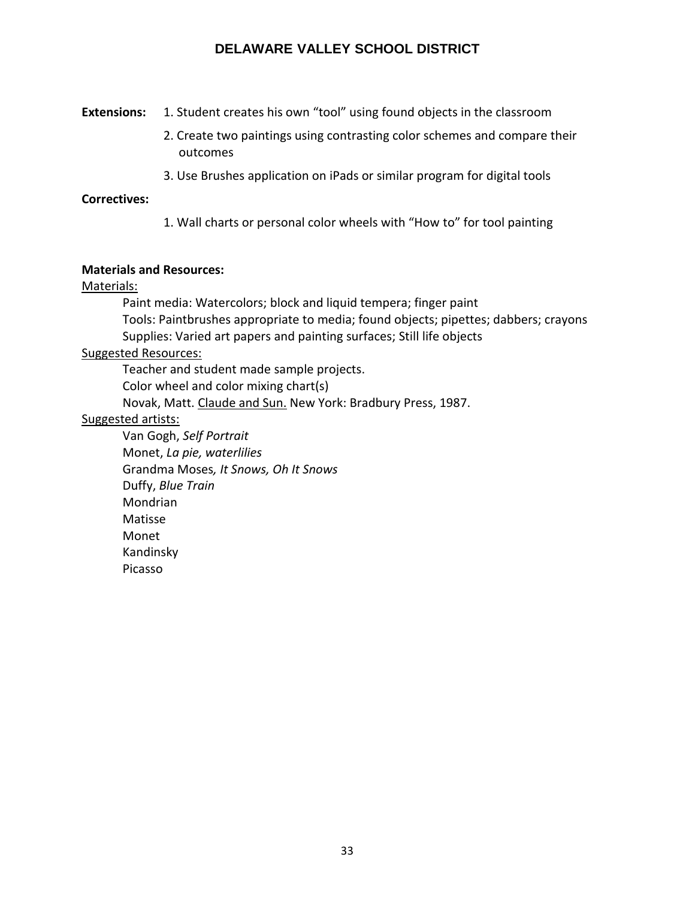**Extensions:**

1. Student creates his own "tool" using found objects in the classroom
2. Create two paintings using contrasting color schemes and compare their outcomes
3. Use Brushes application on iPads or similar program for digital tools

**Correctives:**

1. Wall charts or personal color wheels with "How to" for tool painting

**Materials and Resources:**

Materials:

Paint media: Watercolors; block and liquid tempera; finger paint
Tools: Paintbrushes appropriate to media; found objects; pipettes; dabbers; crayons
Supplies: Varied art papers and painting surfaces; Still life objects

Suggested Resources:

Teacher and student made sample projects.
Color wheel and color mixing chart(s)
Novak, Matt. Claude and Sun. New York: Bradbury Press, 1987.

Suggested artists:

Van Gogh, *Self Portrait*
Monet, *La pie, waterlilies*
Grandma Moses*, It Snows, Oh It Snows*
Duffy, *Blue Train*
Mondrian
Matisse
Monet
Kandinsky
Picasso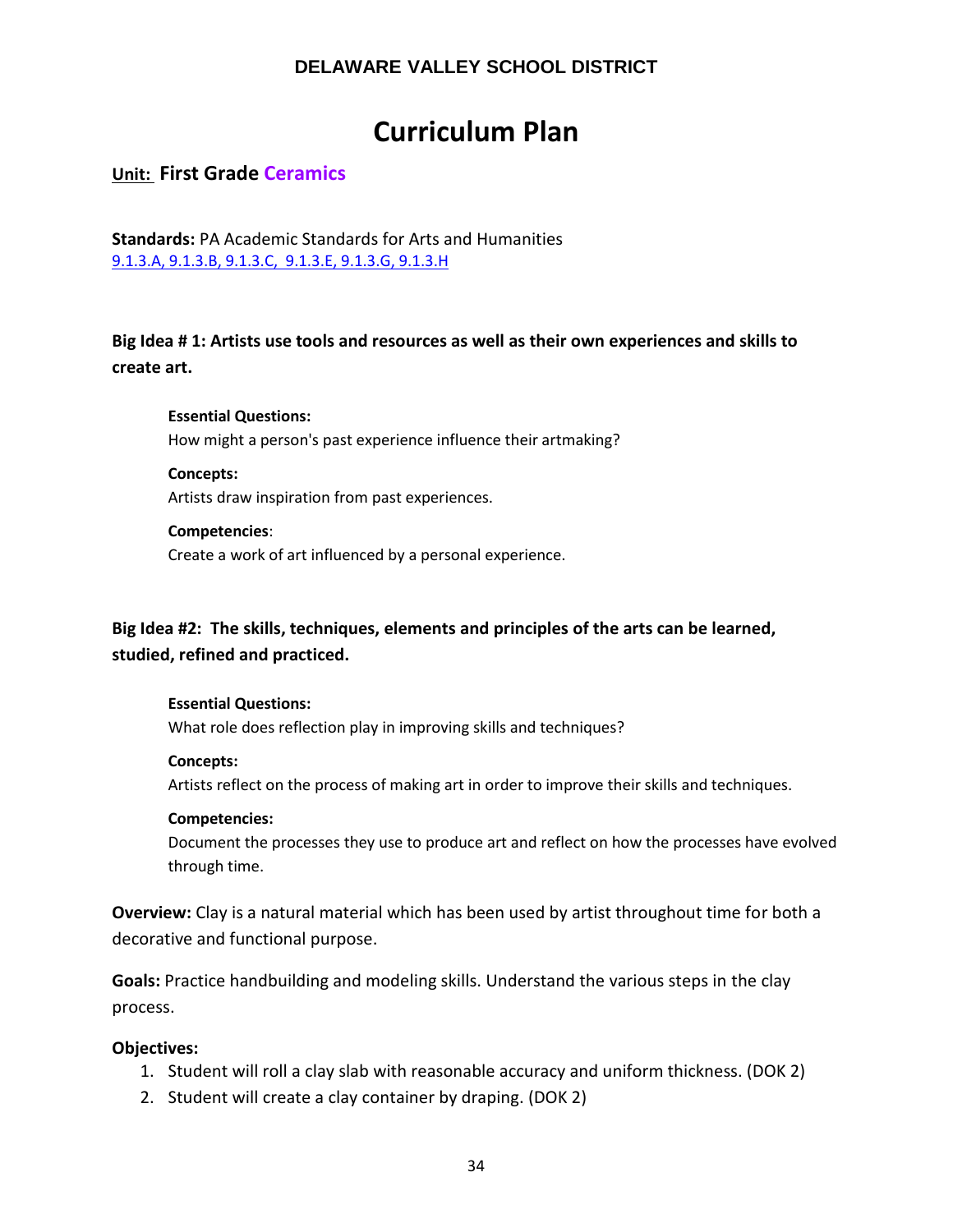## DELAWARE VALLEY SCHOOL DISTRICT

# Curriculum Plan

**Unit: First Grade Ceramics**

**Standards:** PA Academic Standards for Arts and Humanities
9.1.3.A, 9.1.3.B, 9.1.3.C, 9.1.3.E, 9.1.3.G, 9.1.3.H

### Big Idea # 1: Artists use tools and resources as well as their own experiences and skills to create art.

**Essential Questions:**
How might a person's past experience influence their artmaking?

**Concepts:**
Artists draw inspiration from past experiences.

**Competencies**:
Create a work of art influenced by a personal experience.

### Big Idea #2: The skills, techniques, elements and principles of the arts can be learned, studied, refined and practiced.

**Essential Questions:**
What role does reflection play in improving skills and techniques?

**Concepts:**
Artists reflect on the process of making art in order to improve their skills and techniques.

**Competencies:**
Document the processes they use to produce art and reflect on how the processes have evolved through time.

**Overview:** Clay is a natural material which has been used by artist throughout time for both a decorative and functional purpose.

**Goals:** Practice handbuilding and modeling skills. Understand the various steps in the clay process.

**Objectives:**

1. Student will roll a clay slab with reasonable accuracy and uniform thickness. (DOK 2)
2. Student will create a clay container by draping. (DOK 2)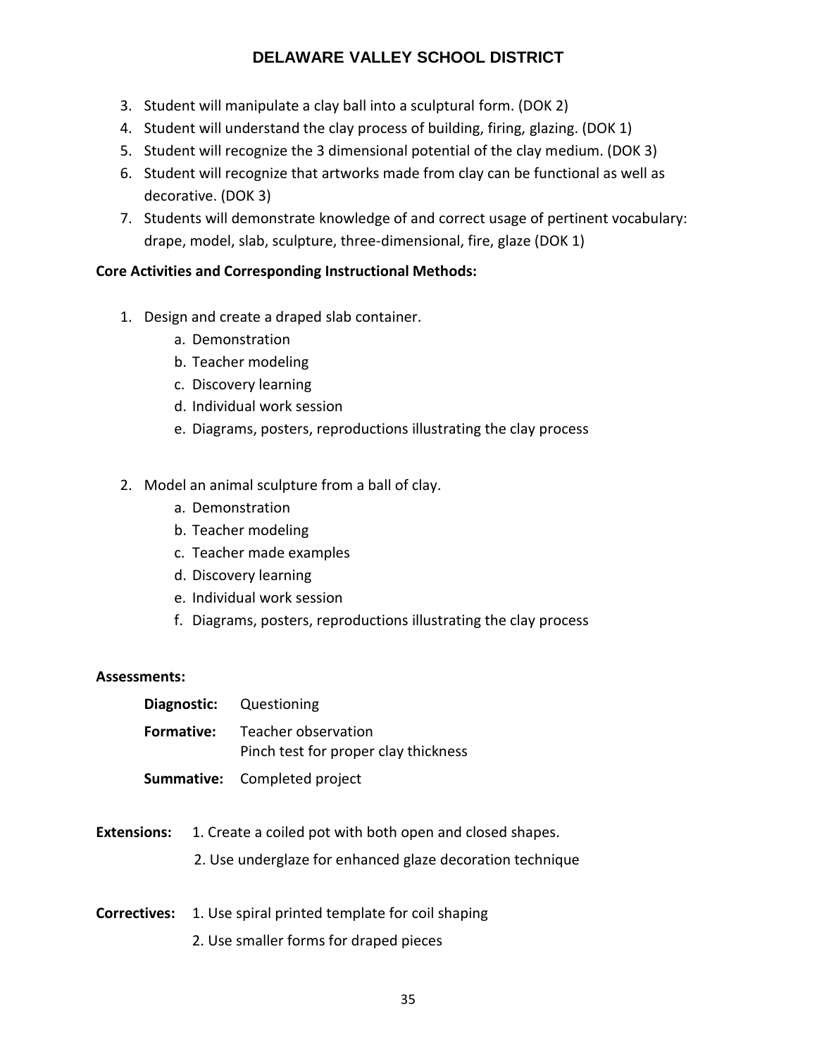3. Student will manipulate a clay ball into a sculptural form. (DOK 2)
4. Student will understand the clay process of building, firing, glazing. (DOK 1)
5. Student will recognize the 3 dimensional potential of the clay medium. (DOK 3)
6. Student will recognize that artworks made from clay can be functional as well as decorative. (DOK 3)
7. Students will demonstrate knowledge of and correct usage of pertinent vocabulary: drape, model, slab, sculpture, three-dimensional, fire, glaze (DOK 1)

**Core Activities and Corresponding Instructional Methods:**

1. Design and create a draped slab container.
    a. Demonstration
    b. Teacher modeling
    c. Discovery learning
    d. Individual work session
    e. Diagrams, posters, reproductions illustrating the clay process

2. Model an animal sculpture from a ball of clay.
    a. Demonstration
    b. Teacher modeling
    c. Teacher made examples
    d. Discovery learning
    e. Individual work session
    f. Diagrams, posters, reproductions illustrating the clay process

**Assessments:**

**Diagnostic:** Questioning

**Formative:** Teacher observation
Pinch test for proper clay thickness

**Summative:** Completed project

**Extensions:** 1. Create a coiled pot with both open and closed shapes.
2. Use underglaze for enhanced glaze decoration technique

**Correctives:** 1. Use spiral printed template for coil shaping
2. Use smaller forms for draped pieces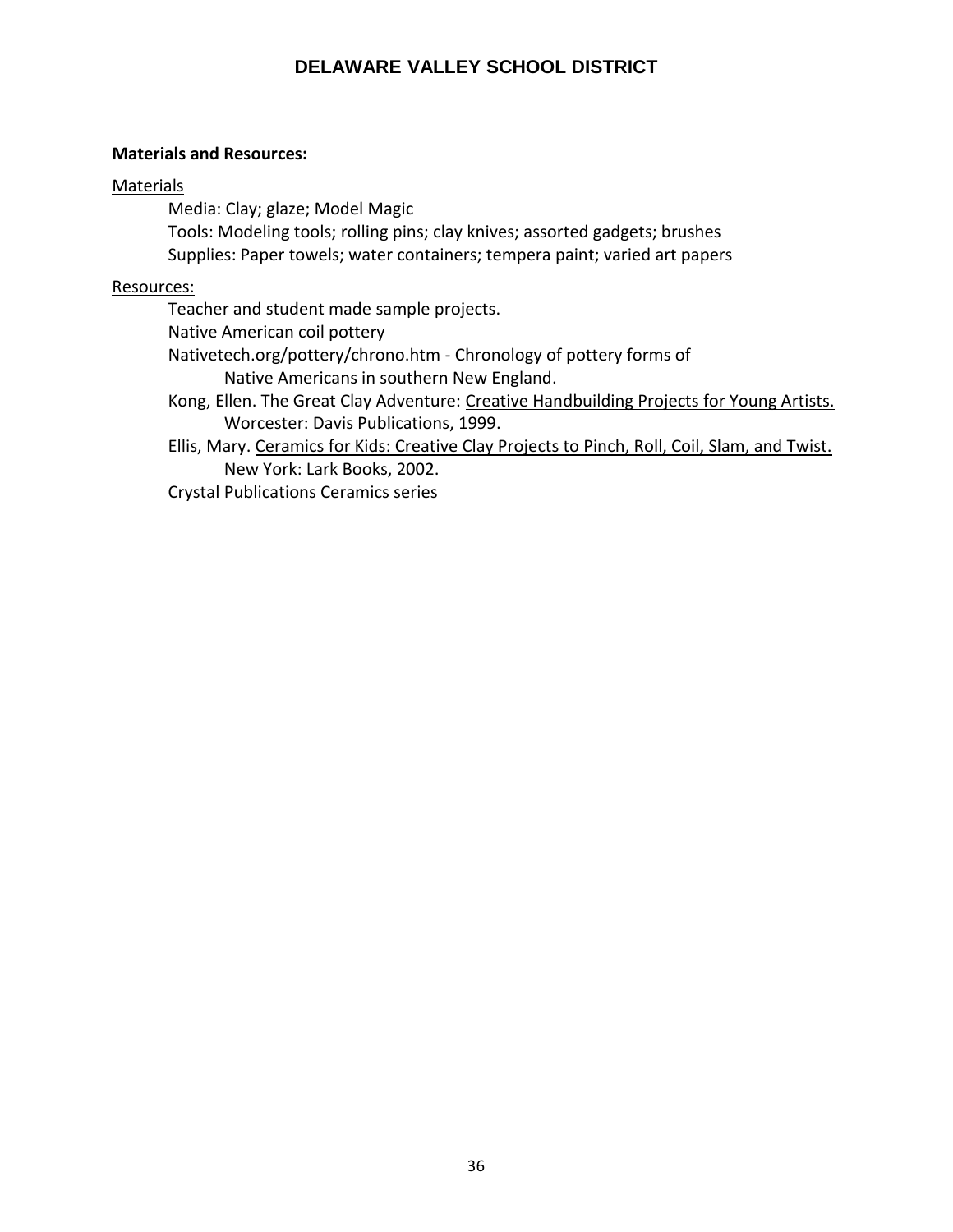**Materials and Resources:**

Materials

Media: Clay; glaze; Model Magic
Tools: Modeling tools; rolling pins; clay knives; assorted gadgets; brushes
Supplies: Paper towels; water containers; tempera paint; varied art papers

Resources:

Teacher and student made sample projects.
Native American coil pottery
Nativetech.org/pottery/chrono.htm - Chronology of pottery forms of Native Americans in southern New England.
Kong, Ellen. The Great Clay Adventure: Creative Handbuilding Projects for Young Artists. Worcester: Davis Publications, 1999.
Ellis, Mary. Ceramics for Kids: Creative Clay Projects to Pinch, Roll, Coil, Slam, and Twist. New York: Lark Books, 2002.
Crystal Publications Ceramics series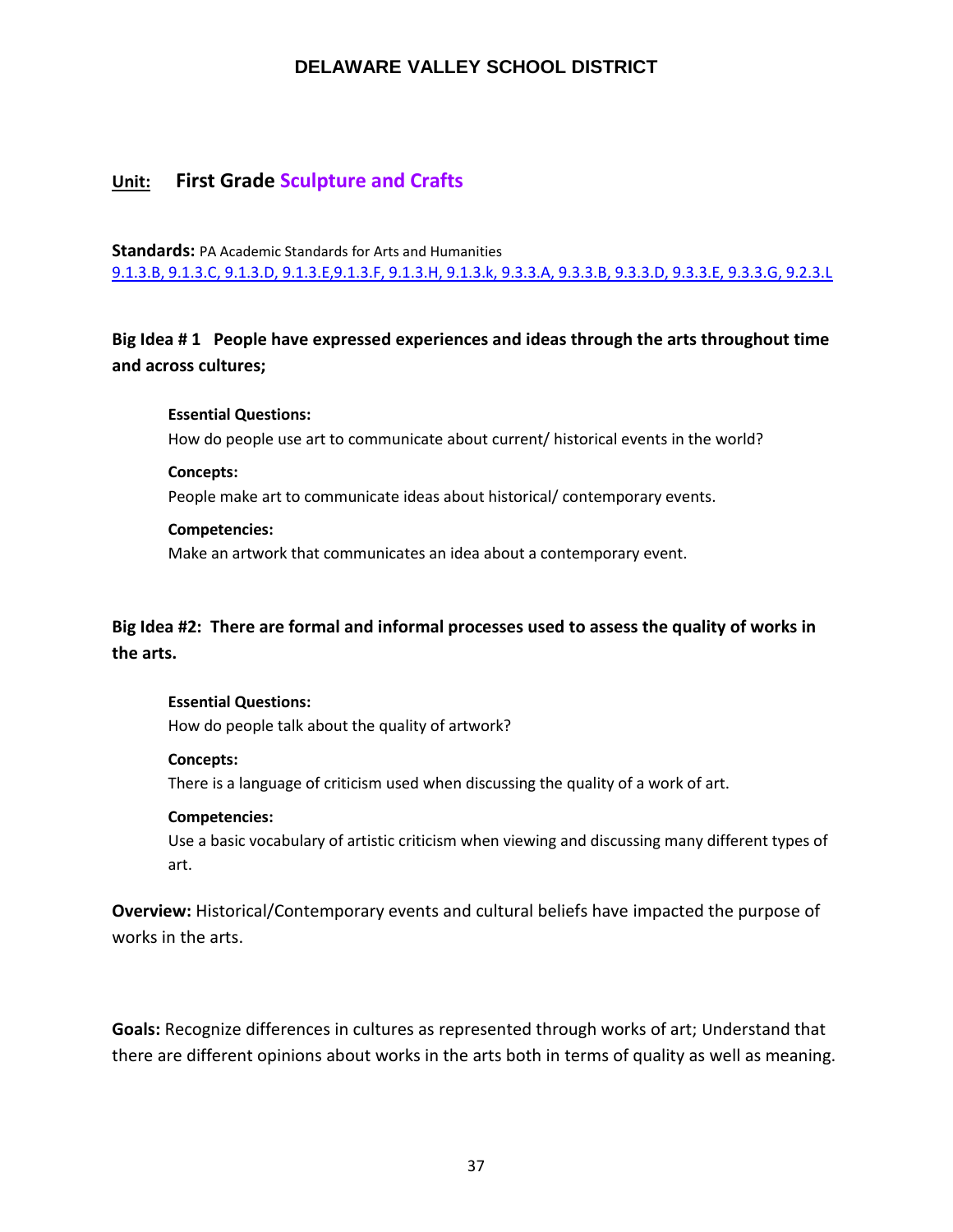## DELAWARE VALLEY SCHOOL DISTRICT

### Unit: First Grade Sculpture and Crafts

**Standards:** PA Academic Standards for Arts and Humanities
9.1.3.B, 9.1.3.C, 9.1.3.D, 9.1.3.E,9.1.3.F, 9.1.3.H, 9.1.3.k, 9.3.3.A, 9.3.3.B, 9.3.3.D, 9.3.3.E, 9.3.3.G, 9.2.3.L

**Big Idea # 1 People have expressed experiences and ideas through the arts throughout time and across cultures;**

**Essential Questions:**
How do people use art to communicate about current/ historical events in the world?

**Concepts:**
People make art to communicate ideas about historical/ contemporary events.

**Competencies:**
Make an artwork that communicates an idea about a contemporary event.

**Big Idea #2: There are formal and informal processes used to assess the quality of works in the arts.**

**Essential Questions:**
How do people talk about the quality of artwork?

**Concepts:**
There is a language of criticism used when discussing the quality of a work of art.

**Competencies:**
Use a basic vocabulary of artistic criticism when viewing and discussing many different types of art.

**Overview:** Historical/Contemporary events and cultural beliefs have impacted the purpose of works in the arts.

**Goals:** Recognize differences in cultures as represented through works of art; Understand that there are different opinions about works in the arts both in terms of quality as well as meaning.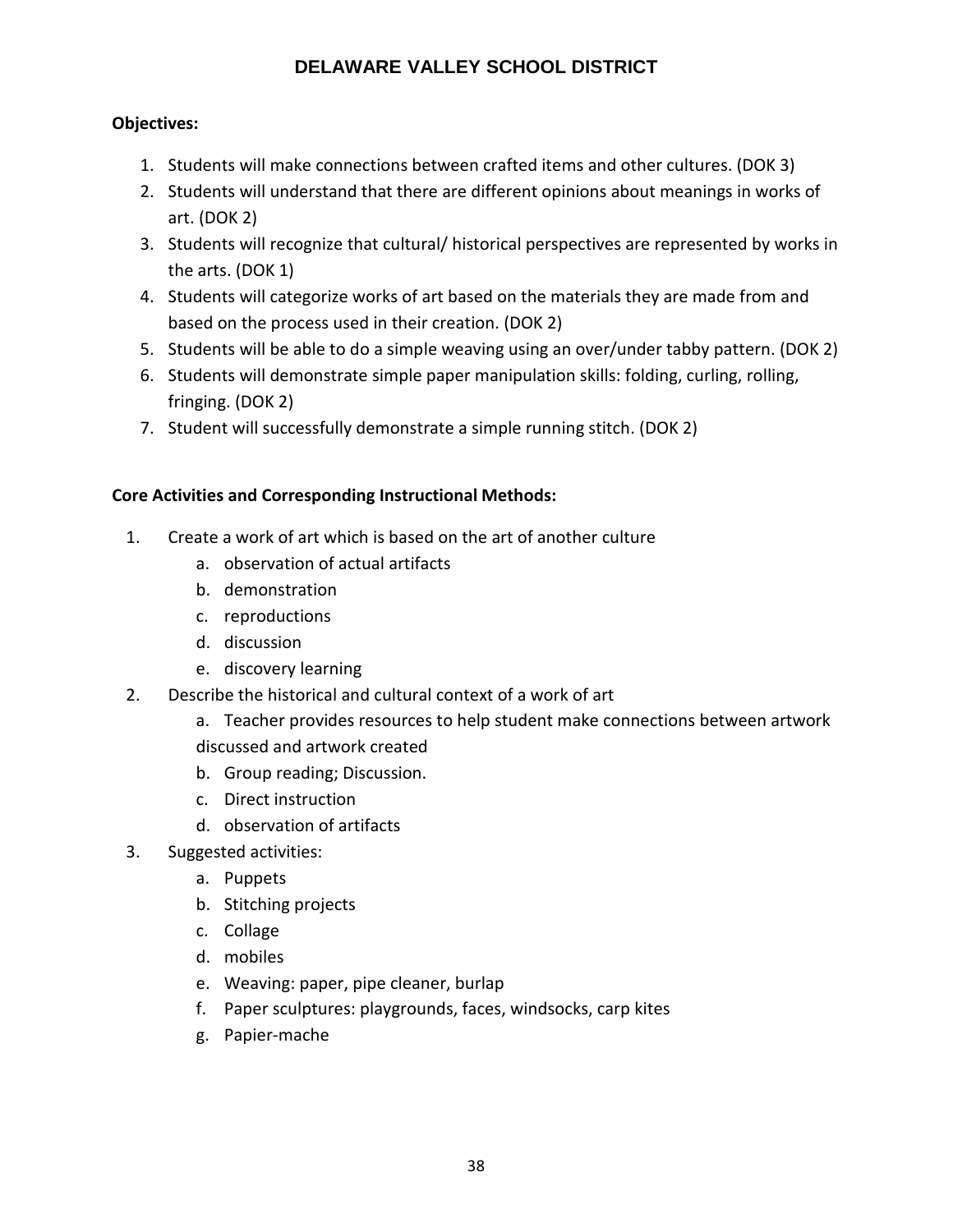**Objectives:**

1. Students will make connections between crafted items and other cultures. (DOK 3)
2. Students will understand that there are different opinions about meanings in works of art. (DOK 2)
3. Students will recognize that cultural/ historical perspectives are represented by works in the arts. (DOK 1)
4. Students will categorize works of art based on the materials they are made from and based on the process used in their creation. (DOK 2)
5. Students will be able to do a simple weaving using an over/under tabby pattern. (DOK 2)
6. Students will demonstrate simple paper manipulation skills: folding, curling, rolling, fringing. (DOK 2)
7. Student will successfully demonstrate a simple running stitch. (DOK 2)

**Core Activities and Corresponding Instructional Methods:**

1. Create a work of art which is based on the art of another culture
    a. observation of actual artifacts
    b. demonstration
    c. reproductions
    d. discussion
    e. discovery learning
2. Describe the historical and cultural context of a work of art
    a. Teacher provides resources to help student make connections between artwork discussed and artwork created
    b. Group reading; Discussion.
    c. Direct instruction
    d. observation of artifacts
3. Suggested activities:
    a. Puppets
    b. Stitching projects
    c. Collage
    d. mobiles
    e. Weaving: paper, pipe cleaner, burlap
    f. Paper sculptures: playgrounds, faces, windsocks, carp kites
    g. Papier-mache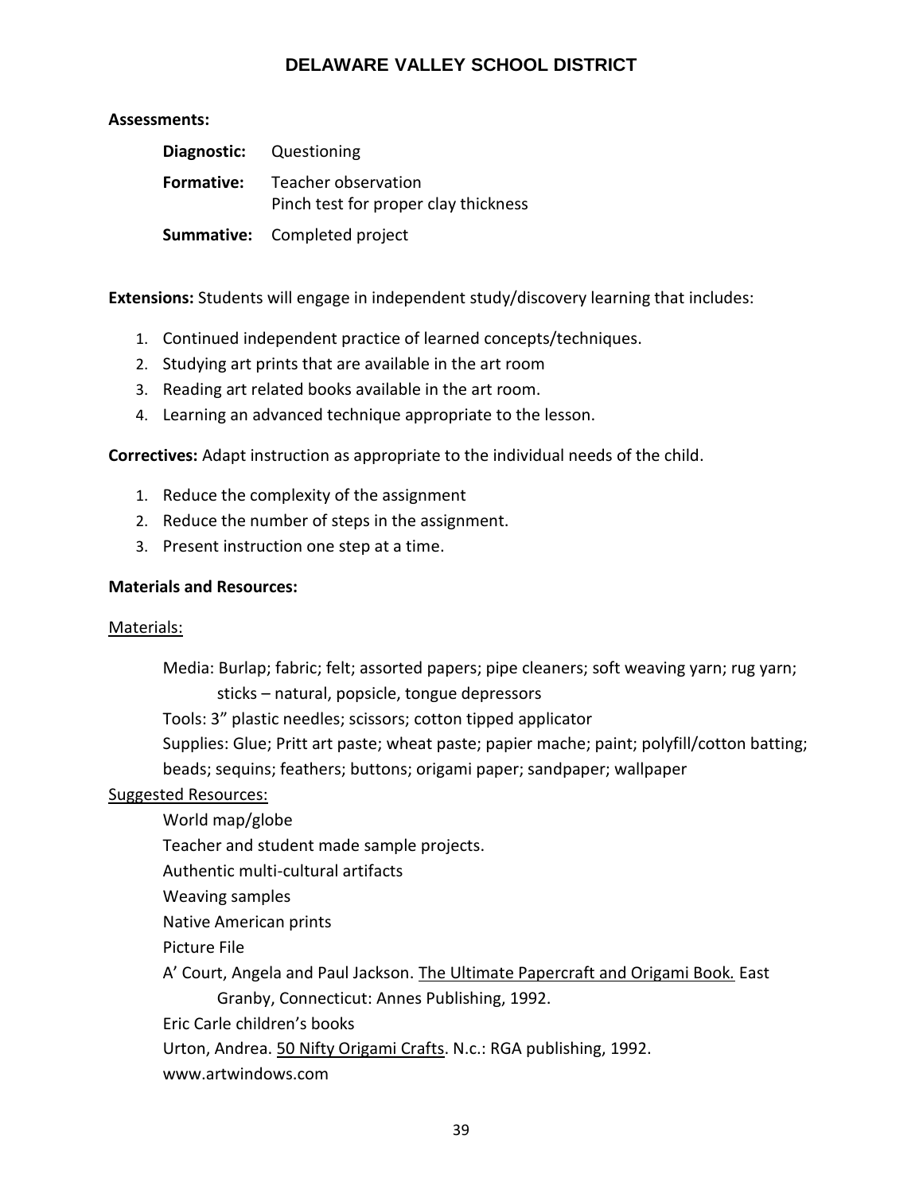**Assessments:**

**Diagnostic:** Questioning

**Formative:** Teacher observation
Pinch test for proper clay thickness

**Summative:** Completed project

**Extensions:** Students will engage in independent study/discovery learning that includes:

1. Continued independent practice of learned concepts/techniques.
2. Studying art prints that are available in the art room
3. Reading art related books available in the art room.
4. Learning an advanced technique appropriate to the lesson.

**Correctives:** Adapt instruction as appropriate to the individual needs of the child.

1. Reduce the complexity of the assignment
2. Reduce the number of steps in the assignment.
3. Present instruction one step at a time.

**Materials and Resources:**

Materials:

Media: Burlap; fabric; felt; assorted papers; pipe cleaners; soft weaving yarn; rug yarn; sticks – natural, popsicle, tongue depressors

Tools: 3" plastic needles; scissors; cotton tipped applicator

Supplies: Glue; Pritt art paste; wheat paste; papier mache; paint; polyfill/cotton batting; beads; sequins; feathers; buttons; origami paper; sandpaper; wallpaper

Suggested Resources:

World map/globe

Teacher and student made sample projects.

Authentic multi-cultural artifacts

Weaving samples

Native American prints

Picture File

A' Court, Angela and Paul Jackson. The Ultimate Papercraft and Origami Book. East Granby, Connecticut: Annes Publishing, 1992.

Eric Carle children's books

Urton, Andrea. 50 Nifty Origami Crafts. N.c.: RGA publishing, 1992.

www.artwindows.com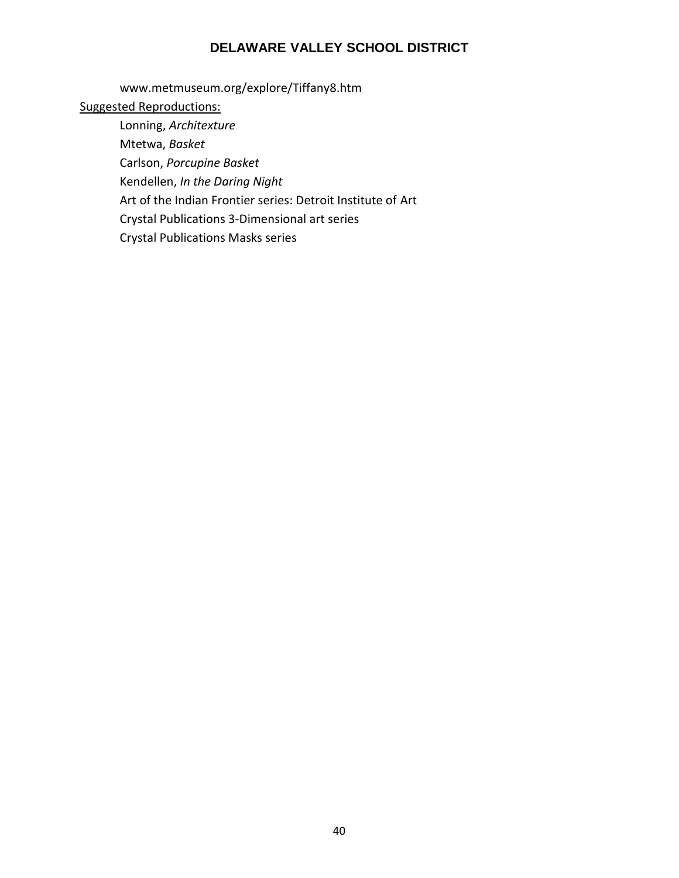www.metmuseum.org/explore/Tiffany8.htm

<u>Suggested Reproductions:</u>

Lonning, *Architexture*

Mtetwa, *Basket*

Carlson, *Porcupine Basket*

Kendellen, *In the Daring Night*

Art of the Indian Frontier series: Detroit Institute of Art

Crystal Publications 3-Dimensional art series

Crystal Publications Masks series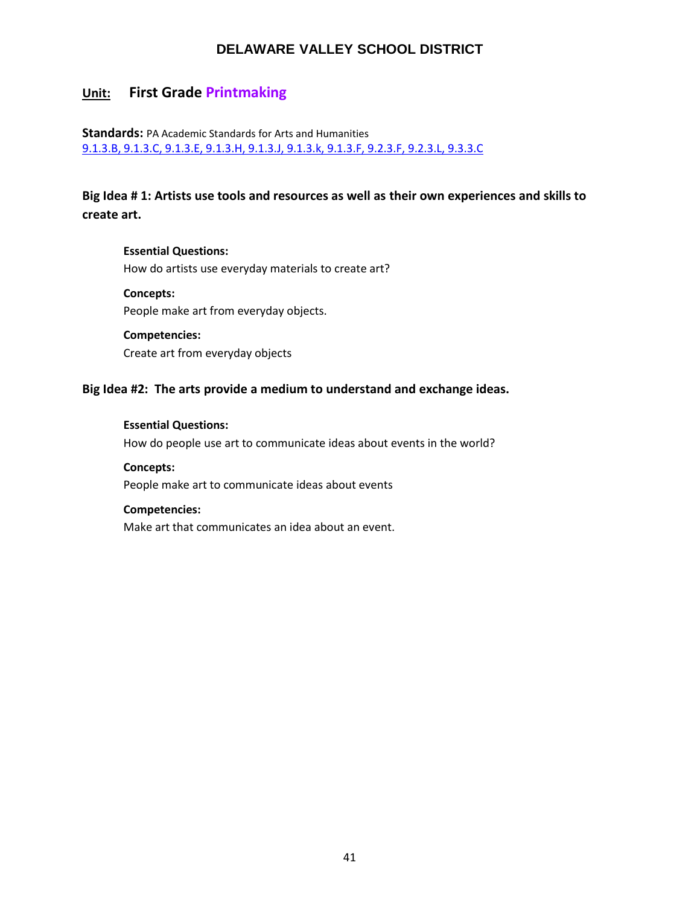# DELAWARE VALLEY SCHOOL DISTRICT

## Unit: First Grade Printmaking

**Standards:** PA Academic Standards for Arts and Humanities
9.1.3.B, 9.1.3.C, 9.1.3.E, 9.1.3.H, 9.1.3.J, 9.1.3.k, 9.1.3.F, 9.2.3.F, 9.2.3.L, 9.3.3.C

### Big Idea # 1: Artists use tools and resources as well as their own experiences and skills to create art.

**Essential Questions:**
How do artists use everyday materials to create art?

**Concepts:**
People make art from everyday objects.

**Competencies:**
Create art from everyday objects

### Big Idea #2: The arts provide a medium to understand and exchange ideas.

**Essential Questions:**
How do people use art to communicate ideas about events in the world?

**Concepts:**
People make art to communicate ideas about events

**Competencies:**
Make art that communicates an idea about an event.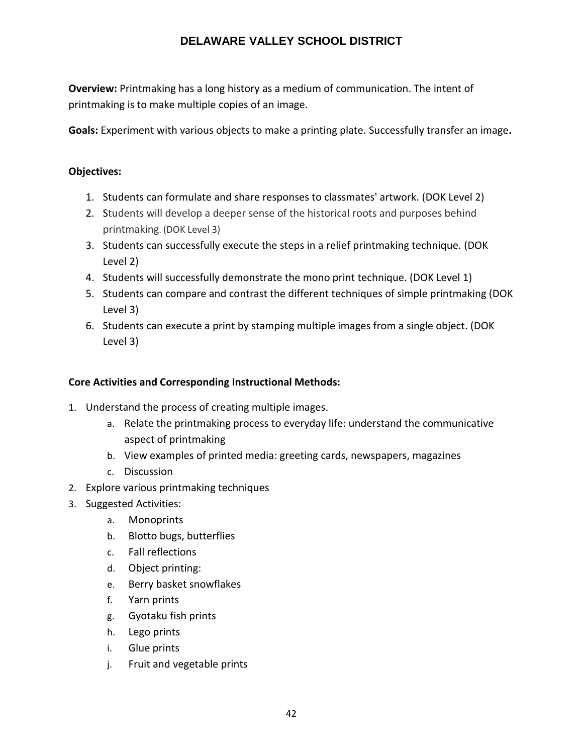**Overview:** Printmaking has a long history as a medium of communication. The intent of printmaking is to make multiple copies of an image.

**Goals:** Experiment with various objects to make a printing plate. Successfully transfer an image**.**

**Objectives:**

1. Students can formulate and share responses to classmates' artwork. (DOK Level 2)
2. Students will develop a deeper sense of the historical roots and purposes behind printmaking. (DOK Level 3)
3. Students can successfully execute the steps in a relief printmaking technique. (DOK Level 2)
4. Students will successfully demonstrate the mono print technique. (DOK Level 1)
5. Students can compare and contrast the different techniques of simple printmaking (DOK Level 3)
6. Students can execute a print by stamping multiple images from a single object. (DOK Level 3)

**Core Activities and Corresponding Instructional Methods:**

1. Understand the process of creating multiple images.
   a. Relate the printmaking process to everyday life: understand the communicative aspect of printmaking
   b. View examples of printed media: greeting cards, newspapers, magazines
   c. Discussion
2. Explore various printmaking techniques
3. Suggested Activities:
   a. Monoprints
   b. Blotto bugs, butterflies
   c. Fall reflections
   d. Object printing:
   e. Berry basket snowflakes
   f. Yarn prints
   g. Gyotaku fish prints
   h. Lego prints
   i. Glue prints
   j. Fruit and vegetable prints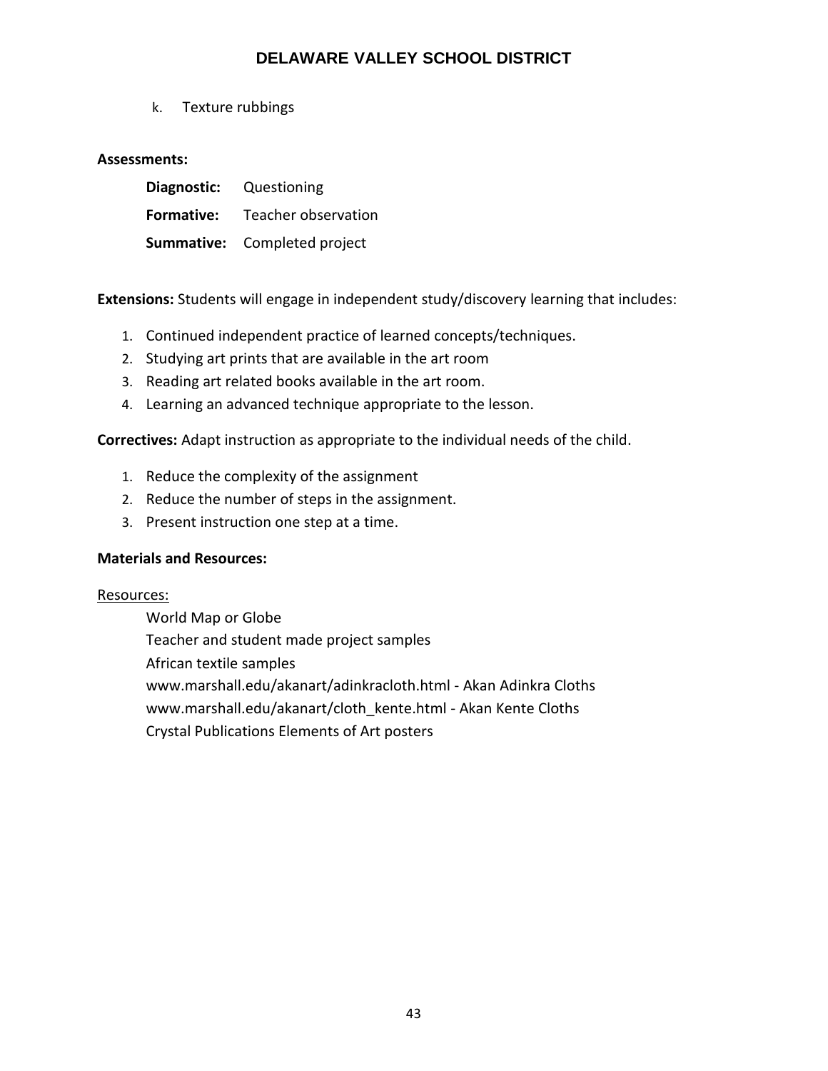k. Texture rubbings

**Assessments:**

**Diagnostic:** Questioning

**Formative:** Teacher observation

**Summative:** Completed project

**Extensions:** Students will engage in independent study/discovery learning that includes:

1. Continued independent practice of learned concepts/techniques.
2. Studying art prints that are available in the art room
3. Reading art related books available in the art room.
4. Learning an advanced technique appropriate to the lesson.

**Correctives:** Adapt instruction as appropriate to the individual needs of the child.

1. Reduce the complexity of the assignment
2. Reduce the number of steps in the assignment.
3. Present instruction one step at a time.

**Materials and Resources:**

Resources:

World Map or Globe
Teacher and student made project samples
African textile samples
www.marshall.edu/akanart/adinkracloth.html - Akan Adinkra Cloths
www.marshall.edu/akanart/cloth_kente.html - Akan Kente Cloths
Crystal Publications Elements of Art posters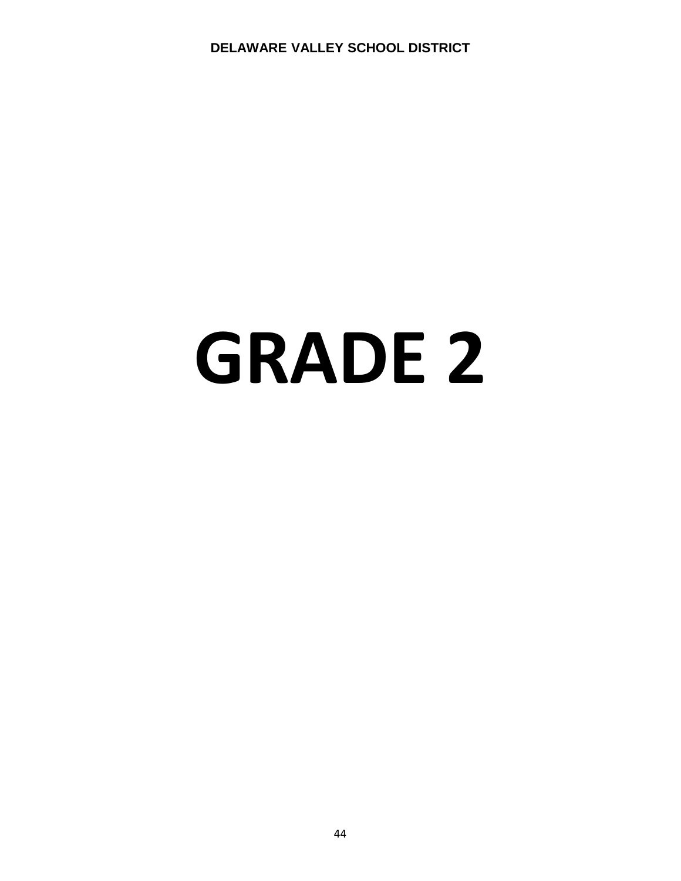# GRADE 2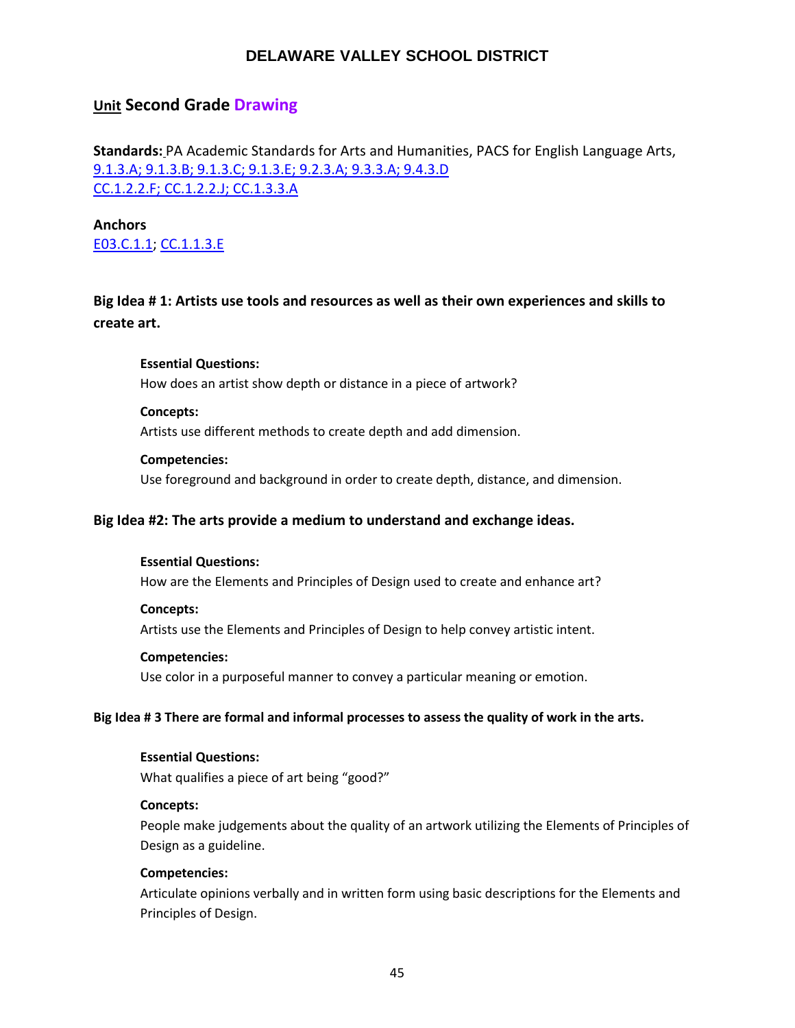# DELAWARE VALLEY SCHOOL DISTRICT

## Unit Second Grade Drawing

**Standards:** PA Academic Standards for Arts and Humanities, PACS for English Language Arts,
9.1.3.A; 9.1.3.B; 9.1.3.C; 9.1.3.E; 9.2.3.A; 9.3.3.A; 9.4.3.D
CC.1.2.2.F; CC.1.2.2.J; CC.1.3.3.A

**Anchors**
E03.C.1.1; CC.1.1.3.E

### Big Idea # 1: Artists use tools and resources as well as their own experiences and skills to create art.

**Essential Questions:**
How does an artist show depth or distance in a piece of artwork?

**Concepts:**
Artists use different methods to create depth and add dimension.

**Competencies:**
Use foreground and background in order to create depth, distance, and dimension.

### Big Idea #2: The arts provide a medium to understand and exchange ideas.

**Essential Questions:**
How are the Elements and Principles of Design used to create and enhance art?

**Concepts:**
Artists use the Elements and Principles of Design to help convey artistic intent.

**Competencies:**
Use color in a purposeful manner to convey a particular meaning or emotion.

### Big Idea # 3 There are formal and informal processes to assess the quality of work in the arts.

**Essential Questions:**
What qualifies a piece of art being "good?"

**Concepts:**
People make judgements about the quality of an artwork utilizing the Elements of Principles of Design as a guideline.

**Competencies:**
Articulate opinions verbally and in written form using basic descriptions for the Elements and Principles of Design.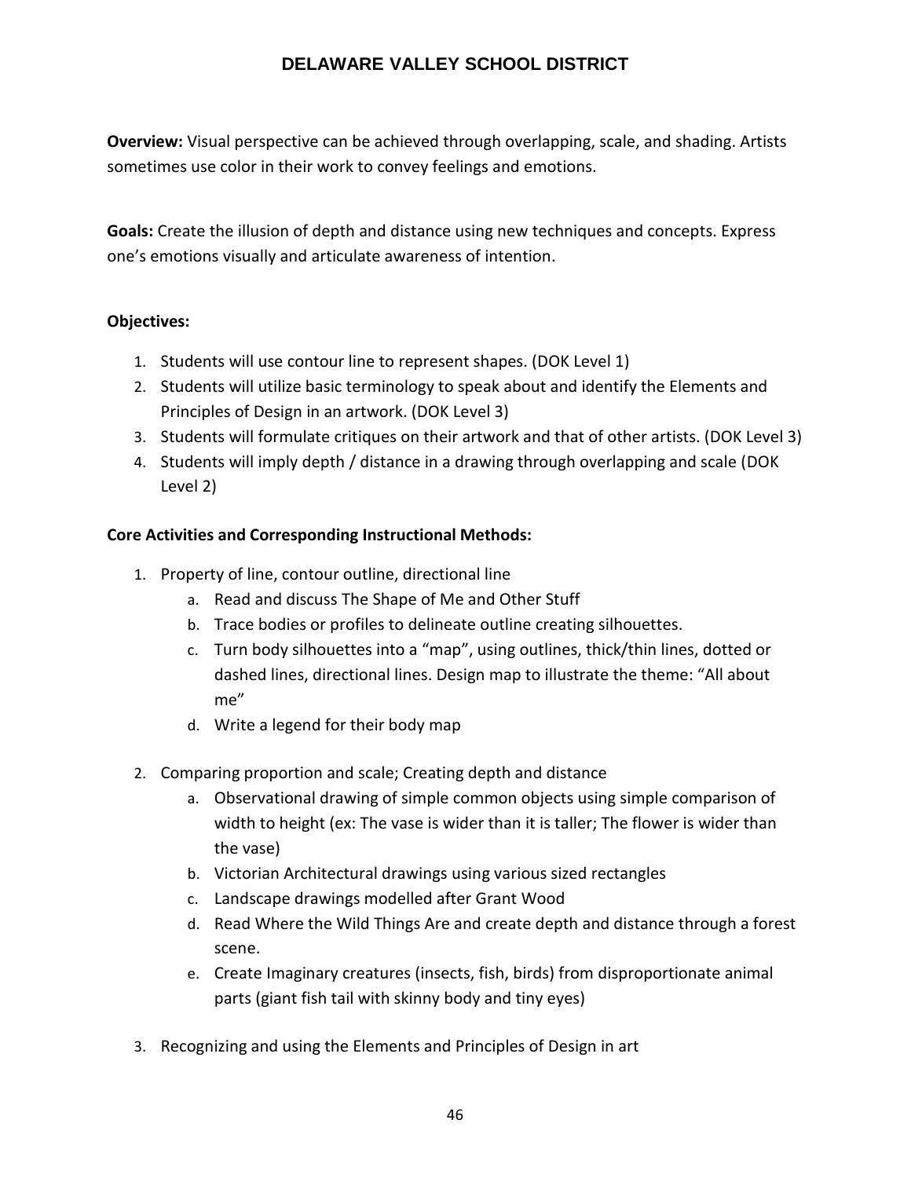**Overview:** Visual perspective can be achieved through overlapping, scale, and shading. Artists sometimes use color in their work to convey feelings and emotions.

**Goals:** Create the illusion of depth and distance using new techniques and concepts. Express one's emotions visually and articulate awareness of intention.

**Objectives:**

1. Students will use contour line to represent shapes. (DOK Level 1)
2. Students will utilize basic terminology to speak about and identify the Elements and Principles of Design in an artwork. (DOK Level 3)
3. Students will formulate critiques on their artwork and that of other artists. (DOK Level 3)
4. Students will imply depth / distance in a drawing through overlapping and scale (DOK Level 2)

**Core Activities and Corresponding Instructional Methods:**

1. Property of line, contour outline, directional line
   a. Read and discuss The Shape of Me and Other Stuff
   b. Trace bodies or profiles to delineate outline creating silhouettes.
   c. Turn body silhouettes into a "map", using outlines, thick/thin lines, dotted or dashed lines, directional lines. Design map to illustrate the theme: "All about me"
   d. Write a legend for their body map

2. Comparing proportion and scale; Creating depth and distance
   a. Observational drawing of simple common objects using simple comparison of width to height (ex: The vase is wider than it is taller; The flower is wider than the vase)
   b. Victorian Architectural drawings using various sized rectangles
   c. Landscape drawings modelled after Grant Wood
   d. Read Where the Wild Things Are and create depth and distance through a forest scene.
   e. Create Imaginary creatures (insects, fish, birds) from disproportionate animal parts (giant fish tail with skinny body and tiny eyes)

3. Recognizing and using the Elements and Principles of Design in art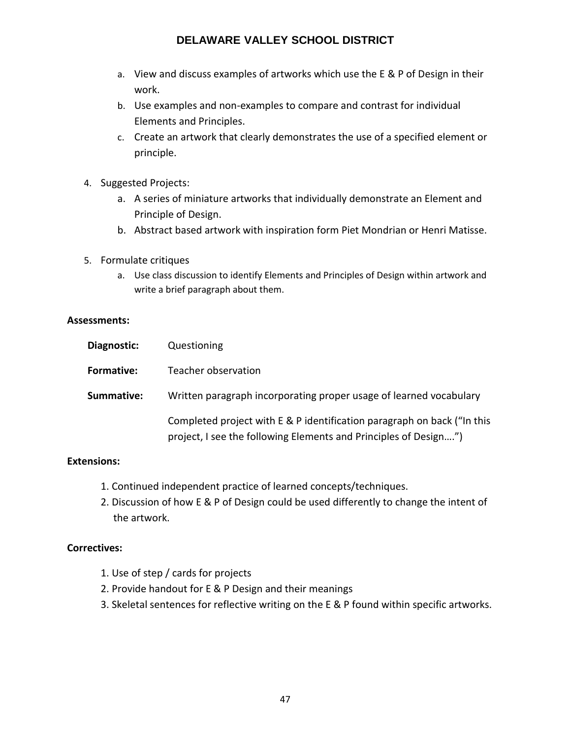a. View and discuss examples of artworks which use the E & P of Design in their work.
   b. Use examples and non-examples to compare and contrast for individual Elements and Principles.
   c. Create an artwork that clearly demonstrates the use of a specified element or principle.

4. Suggested Projects:
   a. A series of miniature artworks that individually demonstrate an Element and Principle of Design.
   b. Abstract based artwork with inspiration form Piet Mondrian or Henri Matisse.

5. Formulate critiques
   a. Use class discussion to identify Elements and Principles of Design within artwork and write a brief paragraph about them.

**Assessments:**

| | |
|---|---|
| **Diagnostic:** | Questioning |
| **Formative:** | Teacher observation |
| **Summative:** | Written paragraph incorporating proper usage of learned vocabulary |
| | Completed project with E & P identification paragraph on back ("In this project, I see the following Elements and Principles of Design….") |

**Extensions:**

1. Continued independent practice of learned concepts/techniques.
2. Discussion of how E & P of Design could be used differently to change the intent of the artwork.

**Correctives:**

1. Use of step / cards for projects
2. Provide handout for E & P Design and their meanings
3. Skeletal sentences for reflective writing on the E & P found within specific artworks.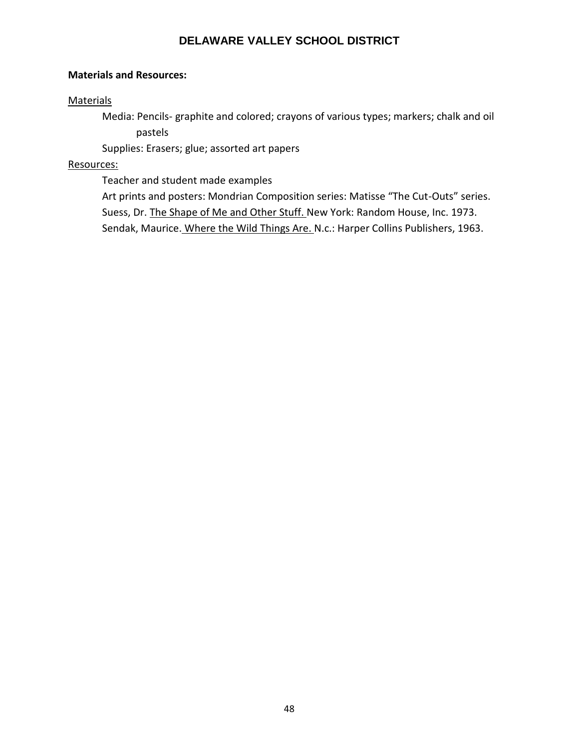**Materials and Resources:**

Materials

Media: Pencils- graphite and colored; crayons of various types; markers; chalk and oil pastels

Supplies: Erasers; glue; assorted art papers

Resources:

Teacher and student made examples

Art prints and posters: Mondrian Composition series: Matisse "The Cut-Outs" series.

Suess, Dr. The Shape of Me and Other Stuff. New York: Random House, Inc. 1973.

Sendak, Maurice. Where the Wild Things Are. N.c.: Harper Collins Publishers, 1963.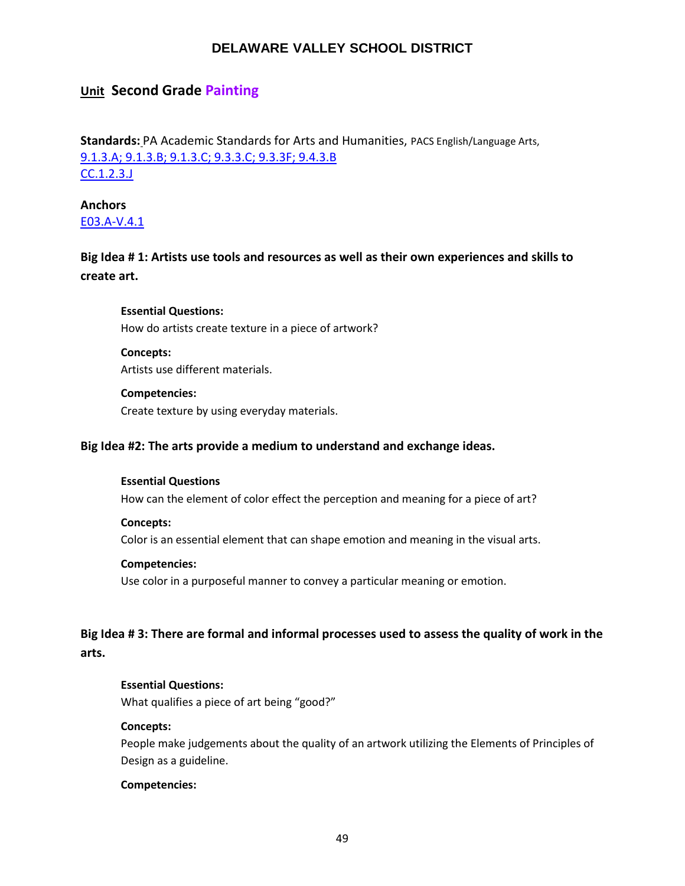# DELAWARE VALLEY SCHOOL DISTRICT

## Unit Second Grade Painting

**Standards:** PA Academic Standards for Arts and Humanities, PACS English/Language Arts,
9.1.3.A; 9.1.3.B; 9.1.3.C; 9.3.3.C; 9.3.3F; 9.4.3.B
CC.1.2.3.J

**Anchors**
E03.A-V.4.1

### Big Idea # 1: Artists use tools and resources as well as their own experiences and skills to create art.

**Essential Questions:**
How do artists create texture in a piece of artwork?

**Concepts:**
Artists use different materials.

**Competencies:**
Create texture by using everyday materials.

### Big Idea #2: The arts provide a medium to understand and exchange ideas.

**Essential Questions**
How can the element of color effect the perception and meaning for a piece of art?

**Concepts:**
Color is an essential element that can shape emotion and meaning in the visual arts.

**Competencies:**
Use color in a purposeful manner to convey a particular meaning or emotion.

### Big Idea # 3: There are formal and informal processes used to assess the quality of work in the arts.

**Essential Questions:**
What qualifies a piece of art being "good?"

**Concepts:**
People make judgements about the quality of an artwork utilizing the Elements of Principles of Design as a guideline.

**Competencies:**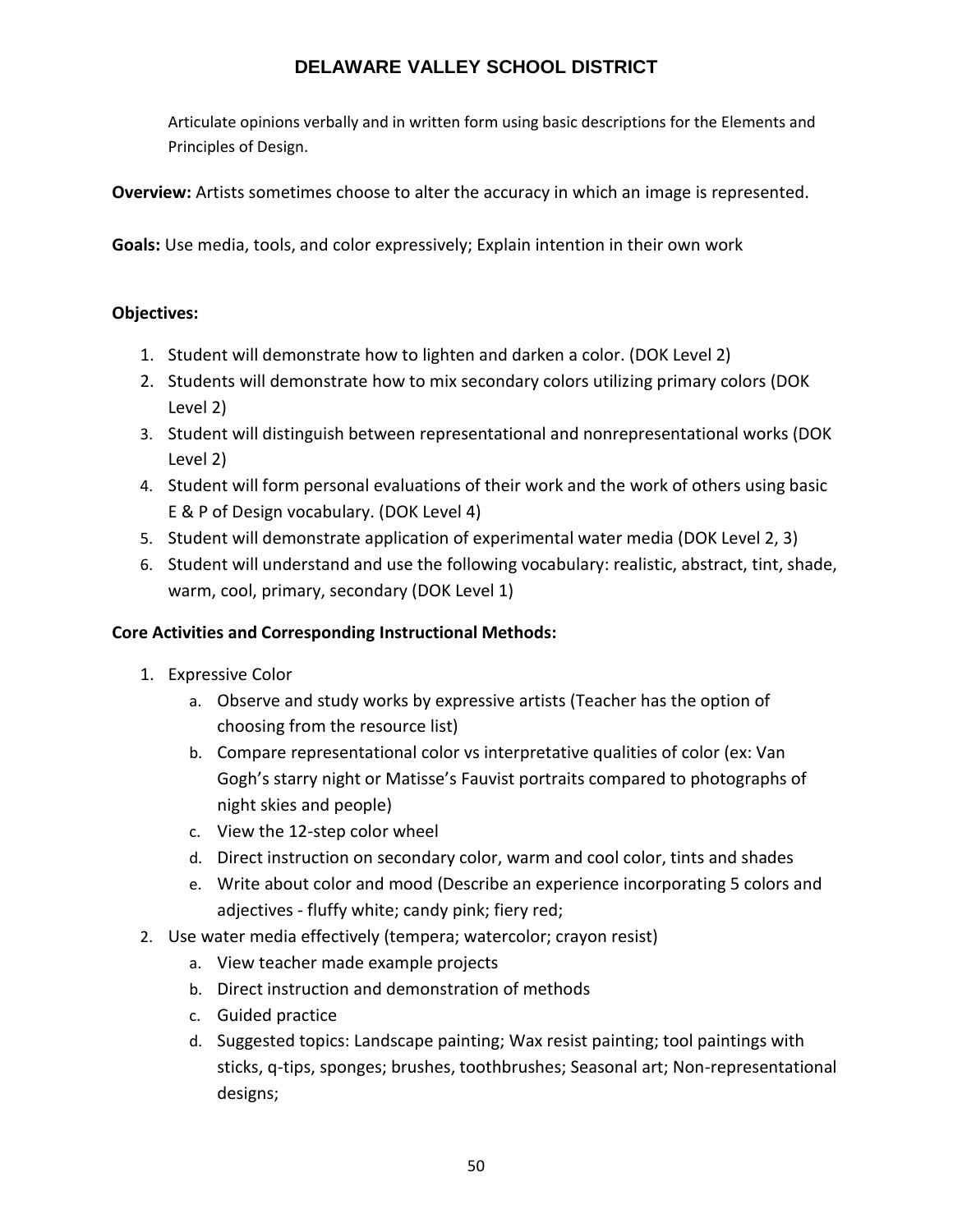Articulate opinions verbally and in written form using basic descriptions for the Elements and Principles of Design.

**Overview:** Artists sometimes choose to alter the accuracy in which an image is represented.

**Goals:** Use media, tools, and color expressively; Explain intention in their own work

**Objectives:**

1. Student will demonstrate how to lighten and darken a color. (DOK Level 2)
2. Students will demonstrate how to mix secondary colors utilizing primary colors (DOK Level 2)
3. Student will distinguish between representational and nonrepresentational works (DOK Level 2)
4. Student will form personal evaluations of their work and the work of others using basic E & P of Design vocabulary. (DOK Level 4)
5. Student will demonstrate application of experimental water media (DOK Level 2, 3)
6. Student will understand and use the following vocabulary: realistic, abstract, tint, shade, warm, cool, primary, secondary (DOK Level 1)

**Core Activities and Corresponding Instructional Methods:**

1. Expressive Color
   a. Observe and study works by expressive artists (Teacher has the option of choosing from the resource list)
   b. Compare representational color vs interpretative qualities of color (ex: Van Gogh's starry night or Matisse's Fauvist portraits compared to photographs of night skies and people)
   c. View the 12-step color wheel
   d. Direct instruction on secondary color, warm and cool color, tints and shades
   e. Write about color and mood (Describe an experience incorporating 5 colors and adjectives - fluffy white; candy pink; fiery red;
2. Use water media effectively (tempera; watercolor; crayon resist)
   a. View teacher made example projects
   b. Direct instruction and demonstration of methods
   c. Guided practice
   d. Suggested topics: Landscape painting; Wax resist painting; tool paintings with sticks, q-tips, sponges; brushes, toothbrushes; Seasonal art; Non-representational designs;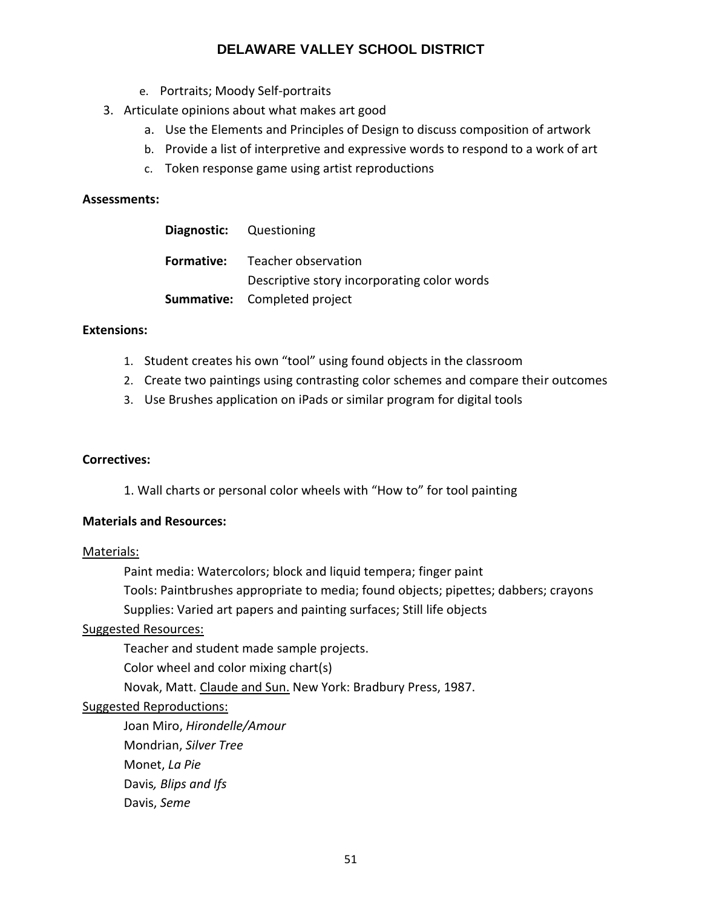e. Portraits; Moody Self-portraits

3. Articulate opinions about what makes art good
   a. Use the Elements and Principles of Design to discuss composition of artwork
   b. Provide a list of interpretive and expressive words to respond to a work of art
   c. Token response game using artist reproductions

**Assessments:**

**Diagnostic:** Questioning

**Formative:** Teacher observation
Descriptive story incorporating color words

**Summative:** Completed project

**Extensions:**

1. Student creates his own "tool" using found objects in the classroom
2. Create two paintings using contrasting color schemes and compare their outcomes
3. Use Brushes application on iPads or similar program for digital tools

**Correctives:**

1. Wall charts or personal color wheels with "How to" for tool painting

**Materials and Resources:**

Materials:

Paint media: Watercolors; block and liquid tempera; finger paint
Tools: Paintbrushes appropriate to media; found objects; pipettes; dabbers; crayons
Supplies: Varied art papers and painting surfaces; Still life objects

Suggested Resources:

Teacher and student made sample projects.
Color wheel and color mixing chart(s)
Novak, Matt. Claude and Sun. New York: Bradbury Press, 1987.

Suggested Reproductions:

Joan Miro, *Hirondelle/Amour*
Mondrian, *Silver Tree*
Monet, *La Pie*
Davis*, Blips and Ifs*
Davis, *Seme*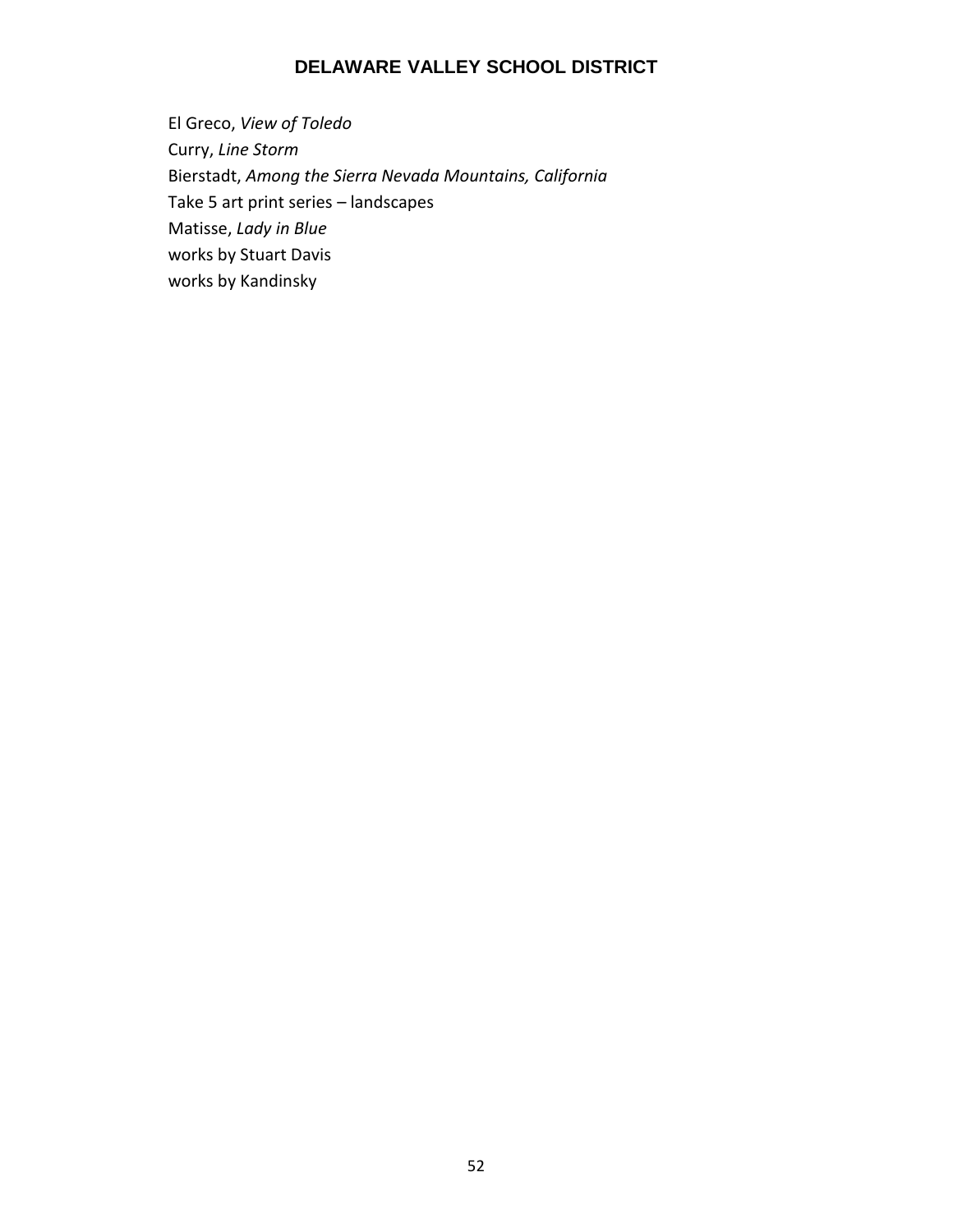El Greco, *View of Toledo*
Curry, *Line Storm*
Bierstadt, *Among the Sierra Nevada Mountains, California*
Take 5 art print series – landscapes
Matisse, *Lady in Blue*
works by Stuart Davis
works by Kandinsky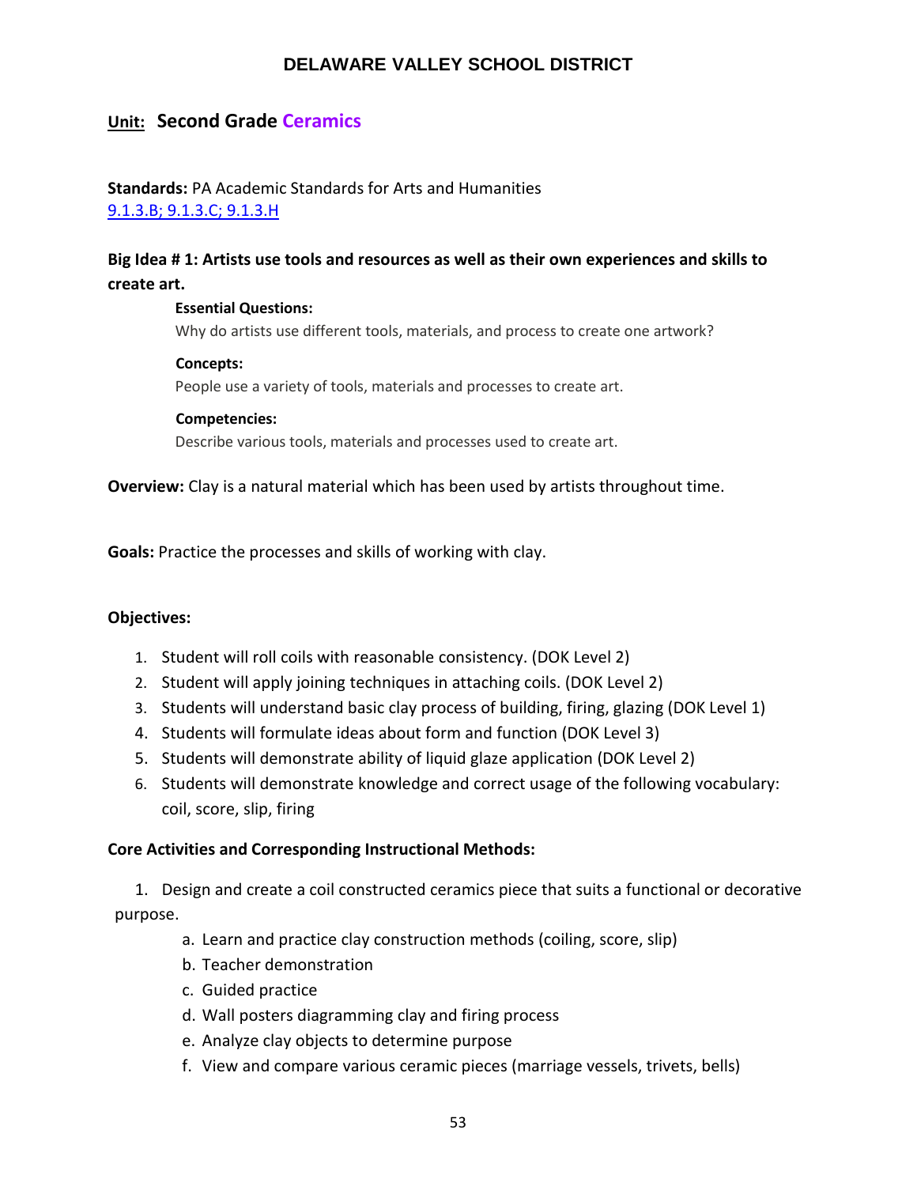# DELAWARE VALLEY SCHOOL DISTRICT

## Unit: Second Grade Ceramics

**Standards:** PA Academic Standards for Arts and Humanities
9.1.3.B; 9.1.3.C; 9.1.3.H

**Big Idea # 1: Artists use tools and resources as well as their own experiences and skills to create art.**

**Essential Questions:**
Why do artists use different tools, materials, and process to create one artwork?

**Concepts:**
People use a variety of tools, materials and processes to create art.

**Competencies:**
Describe various tools, materials and processes used to create art.

**Overview:** Clay is a natural material which has been used by artists throughout time.

**Goals:** Practice the processes and skills of working with clay.

**Objectives:**

1. Student will roll coils with reasonable consistency. (DOK Level 2)
2. Student will apply joining techniques in attaching coils. (DOK Level 2)
3. Students will understand basic clay process of building, firing, glazing (DOK Level 1)
4. Students will formulate ideas about form and function (DOK Level 3)
5. Students will demonstrate ability of liquid glaze application (DOK Level 2)
6. Students will demonstrate knowledge and correct usage of the following vocabulary: coil, score, slip, firing

**Core Activities and Corresponding Instructional Methods:**

1. Design and create a coil constructed ceramics piece that suits a functional or decorative purpose.
   a. Learn and practice clay construction methods (coiling, score, slip)
   b. Teacher demonstration
   c. Guided practice
   d. Wall posters diagramming clay and firing process
   e. Analyze clay objects to determine purpose
   f. View and compare various ceramic pieces (marriage vessels, trivets, bells)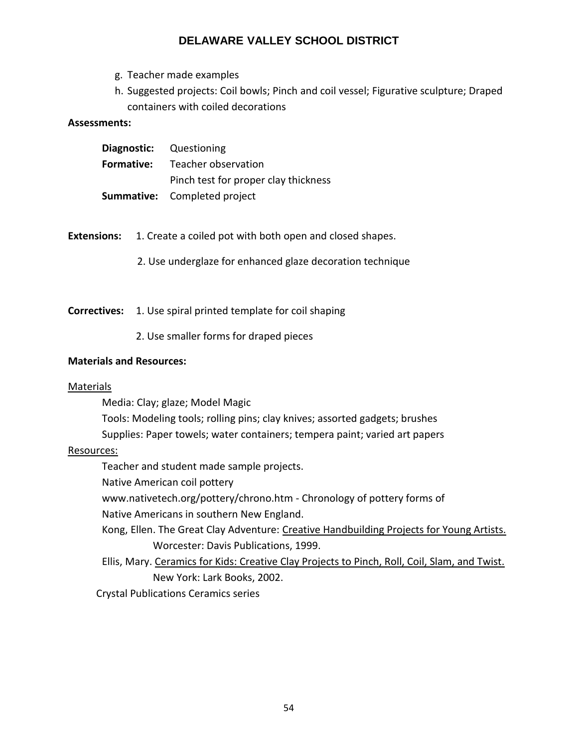g. Teacher made examples
h. Suggested projects: Coil bowls; Pinch and coil vessel; Figurative sculpture; Draped containers with coiled decorations

**Assessments:**

**Diagnostic:** Questioning
**Formative:** Teacher observation
Pinch test for proper clay thickness
**Summative:** Completed project

**Extensions:** 1. Create a coiled pot with both open and closed shapes.

2. Use underglaze for enhanced glaze decoration technique

**Correctives:** 1. Use spiral printed template for coil shaping

2. Use smaller forms for draped pieces

**Materials and Resources:**

Materials

Media: Clay; glaze; Model Magic
Tools: Modeling tools; rolling pins; clay knives; assorted gadgets; brushes
Supplies: Paper towels; water containers; tempera paint; varied art papers

Resources:

Teacher and student made sample projects.
Native American coil pottery
www.nativetech.org/pottery/chrono.htm - Chronology of pottery forms of Native Americans in southern New England.
Kong, Ellen. The Great Clay Adventure: Creative Handbuilding Projects for Young Artists. Worcester: Davis Publications, 1999.
Ellis, Mary. Ceramics for Kids: Creative Clay Projects to Pinch, Roll, Coil, Slam, and Twist. New York: Lark Books, 2002.
Crystal Publications Ceramics series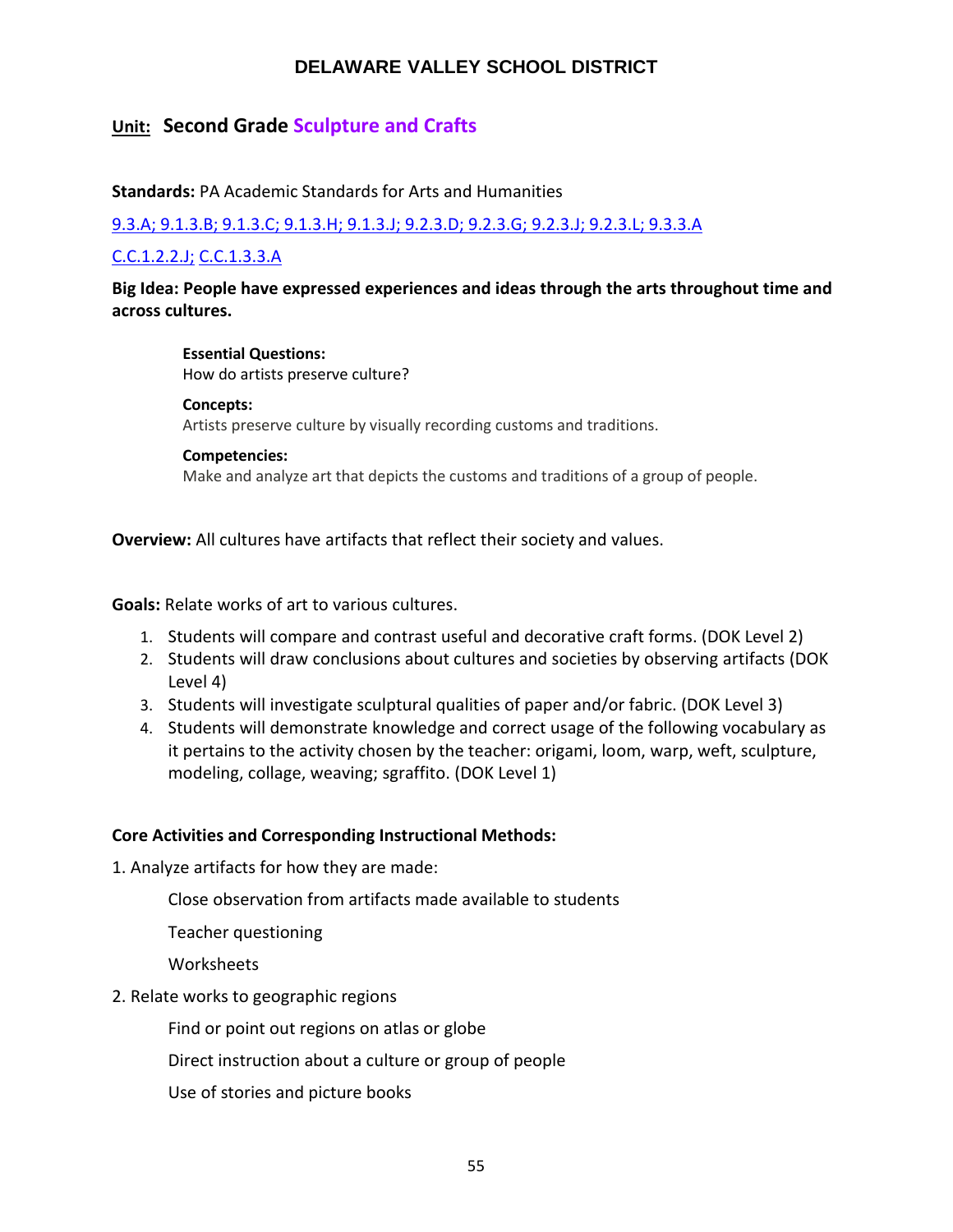# DELAWARE VALLEY SCHOOL DISTRICT

## Unit: Second Grade Sculpture and Crafts

**Standards:** PA Academic Standards for Arts and Humanities

9.3.A; 9.1.3.B; 9.1.3.C; 9.1.3.H; 9.1.3.J; 9.2.3.D; 9.2.3.G; 9.2.3.J; 9.2.3.L; 9.3.3.A

C.C.1.2.2.J; C.C.1.3.3.A

**Big Idea: People have expressed experiences and ideas through the arts throughout time and across cultures.**

**Essential Questions:**
How do artists preserve culture?

**Concepts:**
Artists preserve culture by visually recording customs and traditions.

**Competencies:**
Make and analyze art that depicts the customs and traditions of a group of people.

**Overview:** All cultures have artifacts that reflect their society and values.

**Goals:** Relate works of art to various cultures.

1. Students will compare and contrast useful and decorative craft forms. (DOK Level 2)
2. Students will draw conclusions about cultures and societies by observing artifacts (DOK Level 4)
3. Students will investigate sculptural qualities of paper and/or fabric. (DOK Level 3)
4. Students will demonstrate knowledge and correct usage of the following vocabulary as it pertains to the activity chosen by the teacher: origami, loom, warp, weft, sculpture, modeling, collage, weaving; sgraffito. (DOK Level 1)

**Core Activities and Corresponding Instructional Methods:**

1. Analyze artifacts for how they are made:

    Close observation from artifacts made available to students

    Teacher questioning

    Worksheets

2. Relate works to geographic regions

    Find or point out regions on atlas or globe

    Direct instruction about a culture or group of people

    Use of stories and picture books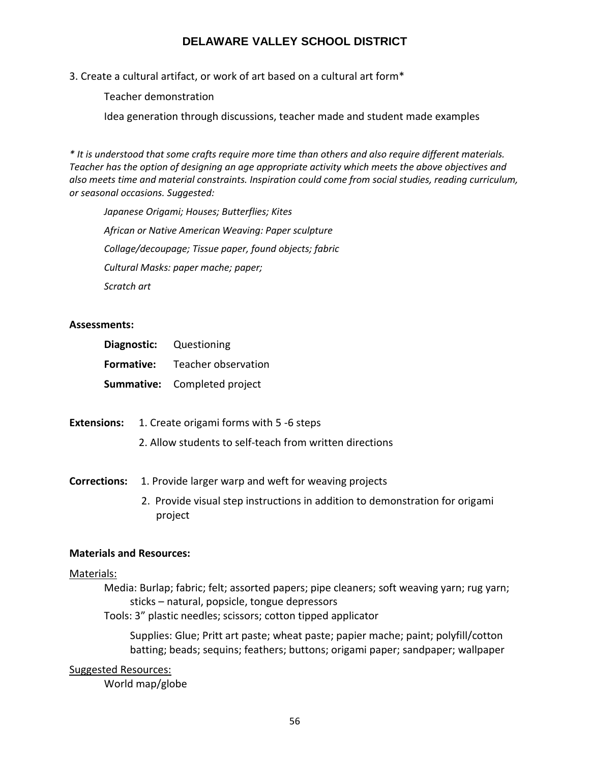3. Create a cultural artifact, or work of art based on a cultural art form*

Teacher demonstration

Idea generation through discussions, teacher made and student made examples

*\* It is understood that some crafts require more time than others and also require different materials. Teacher has the option of designing an age appropriate activity which meets the above objectives and also meets time and material constraints. Inspiration could come from social studies, reading curriculum, or seasonal occasions. Suggested:*

*Japanese Origami; Houses; Butterflies; Kites*

*African or Native American Weaving: Paper sculpture*

*Collage/decoupage; Tissue paper, found objects; fabric*

*Cultural Masks: paper mache; paper;*

*Scratch art*

**Assessments:**

**Diagnostic:** Questioning

**Formative:** Teacher observation

**Summative:** Completed project

**Extensions:**
1. Create origami forms with 5 -6 steps
2. Allow students to self-teach from written directions

**Corrections:**
1. Provide larger warp and weft for weaving projects
2. Provide visual step instructions in addition to demonstration for origami project

**Materials and Resources:**

Materials:

Media: Burlap; fabric; felt; assorted papers; pipe cleaners; soft weaving yarn; rug yarn; sticks – natural, popsicle, tongue depressors

Tools: 3" plastic needles; scissors; cotton tipped applicator

Supplies: Glue; Pritt art paste; wheat paste; papier mache; paint; polyfill/cotton batting; beads; sequins; feathers; buttons; origami paper; sandpaper; wallpaper

Suggested Resources:

World map/globe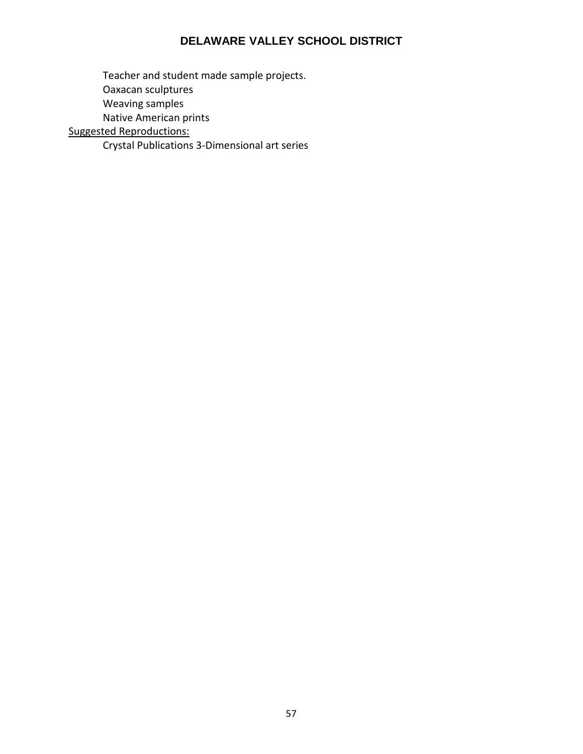Teacher and student made sample projects.
Oaxacan sculptures
Weaving samples
Native American prints

<u>Suggested Reproductions:</u>

Crystal Publications 3-Dimensional art series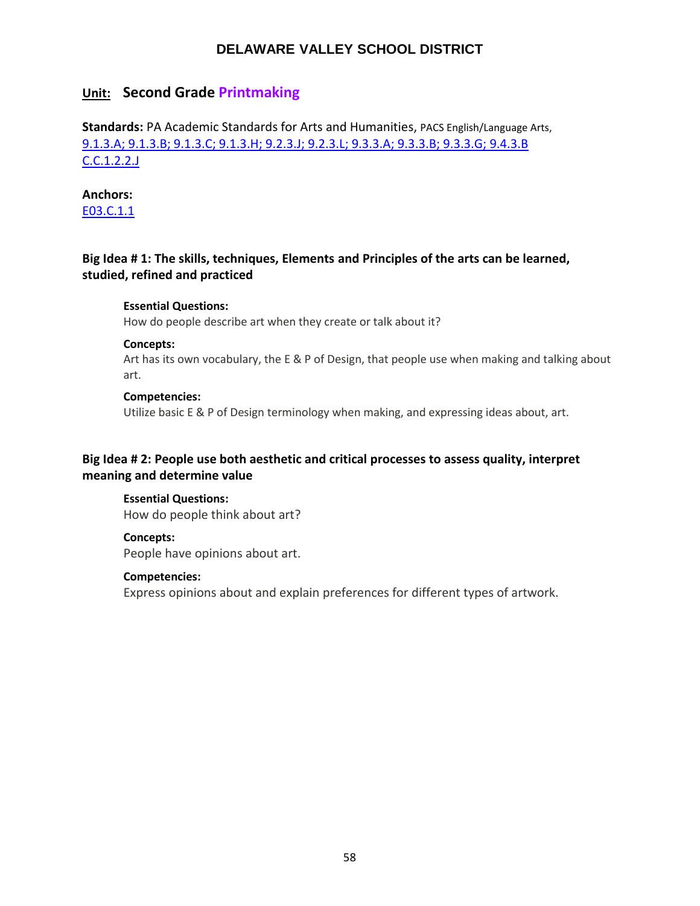# DELAWARE VALLEY SCHOOL DISTRICT

## Unit: Second Grade Printmaking

**Standards:** PA Academic Standards for Arts and Humanities, PACS English/Language Arts,
9.1.3.A; 9.1.3.B; 9.1.3.C; 9.1.3.H; 9.2.3.J; 9.2.3.L; 9.3.3.A; 9.3.3.B; 9.3.3.G; 9.4.3.B
C.C.1.2.2.J

**Anchors:**
E03.C.1.1

### Big Idea # 1: The skills, techniques, Elements and Principles of the arts can be learned, studied, refined and practiced

**Essential Questions:**
How do people describe art when they create or talk about it?

**Concepts:**
Art has its own vocabulary, the E & P of Design, that people use when making and talking about art.

**Competencies:**
Utilize basic E & P of Design terminology when making, and expressing ideas about, art.

### Big Idea # 2: People use both aesthetic and critical processes to assess quality, interpret meaning and determine value

**Essential Questions:**
How do people think about art?

**Concepts:**
People have opinions about art.

**Competencies:**
Express opinions about and explain preferences for different types of artwork.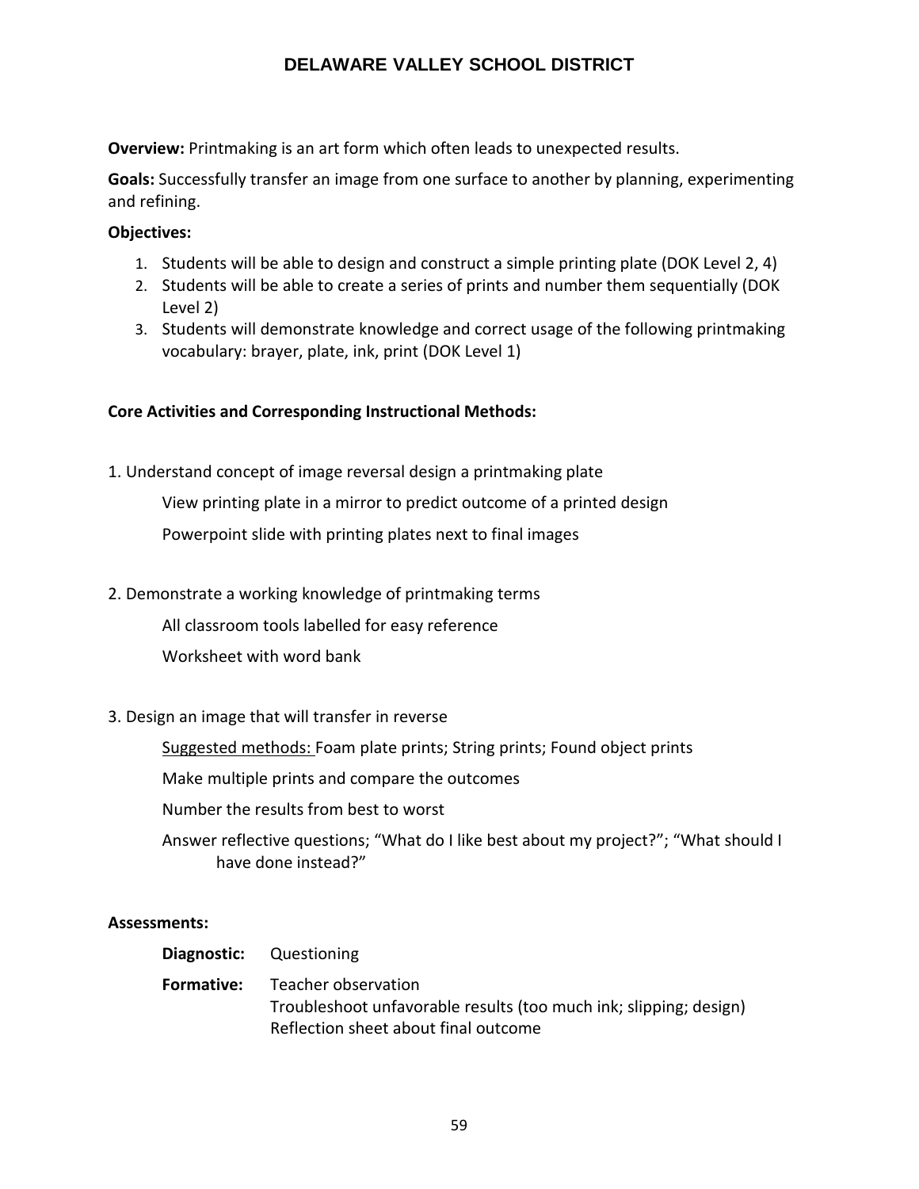**Overview:** Printmaking is an art form which often leads to unexpected results.

**Goals:** Successfully transfer an image from one surface to another by planning, experimenting and refining.

**Objectives:**

1. Students will be able to design and construct a simple printing plate (DOK Level 2, 4)
2. Students will be able to create a series of prints and number them sequentially (DOK Level 2)
3. Students will demonstrate knowledge and correct usage of the following printmaking vocabulary: brayer, plate, ink, print (DOK Level 1)

**Core Activities and Corresponding Instructional Methods:**

1. Understand concept of image reversal design a printmaking plate

    View printing plate in a mirror to predict outcome of a printed design

    Powerpoint slide with printing plates next to final images

2. Demonstrate a working knowledge of printmaking terms

    All classroom tools labelled for easy reference

    Worksheet with word bank

3. Design an image that will transfer in reverse

    Suggested methods: Foam plate prints; String prints; Found object prints

    Make multiple prints and compare the outcomes

    Number the results from best to worst

    Answer reflective questions; "What do I like best about my project?"; "What should I have done instead?"

**Assessments:**

**Diagnostic:** Questioning

**Formative:** Teacher observation
Troubleshoot unfavorable results (too much ink; slipping; design)
Reflection sheet about final outcome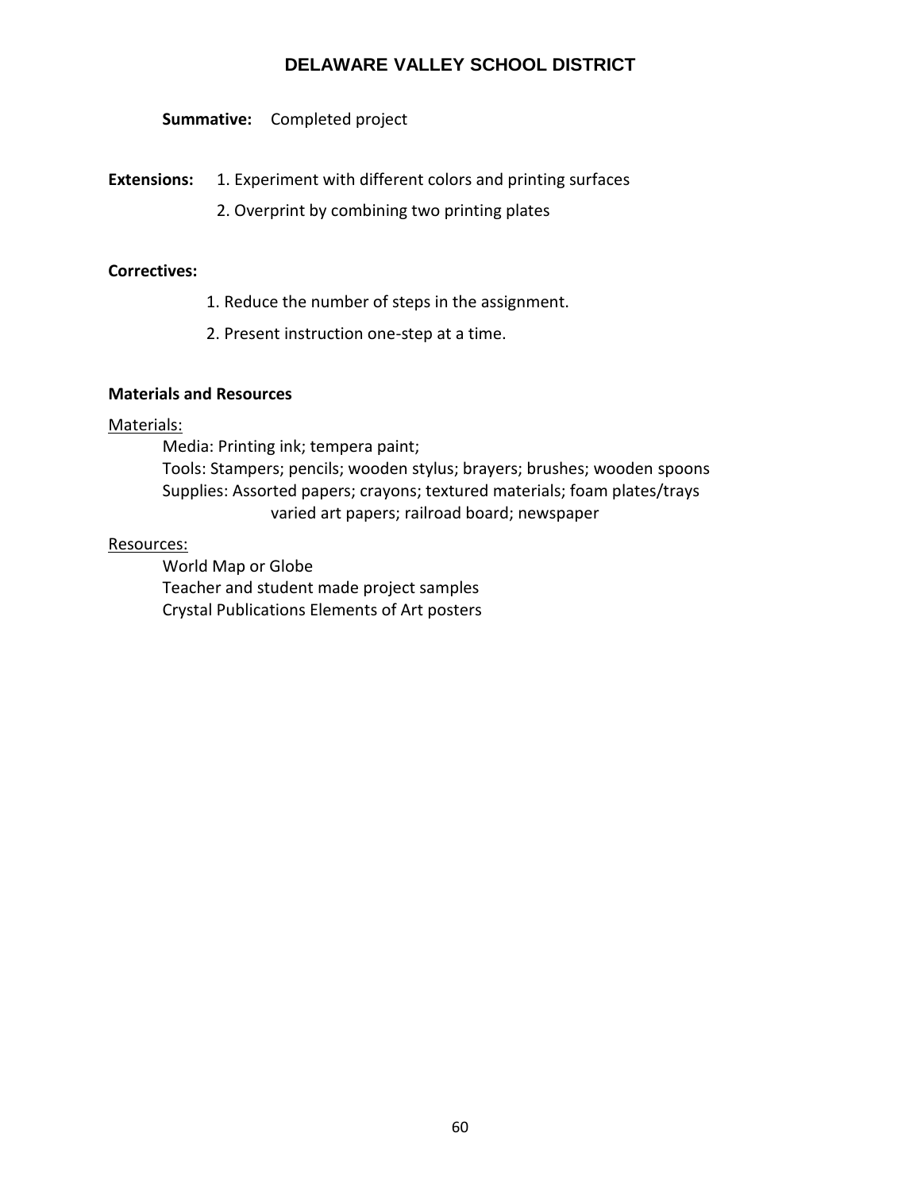**Summative:** Completed project

**Extensions:**
1. Experiment with different colors and printing surfaces
2. Overprint by combining two printing plates

**Correctives:**

1. Reduce the number of steps in the assignment.
2. Present instruction one-step at a time.

**Materials and Resources**

Materials:

Media: Printing ink; tempera paint;
Tools: Stampers; pencils; wooden stylus; brayers; brushes; wooden spoons
Supplies: Assorted papers; crayons; textured materials; foam plates/trays varied art papers; railroad board; newspaper

Resources:

World Map or Globe
Teacher and student made project samples
Crystal Publications Elements of Art posters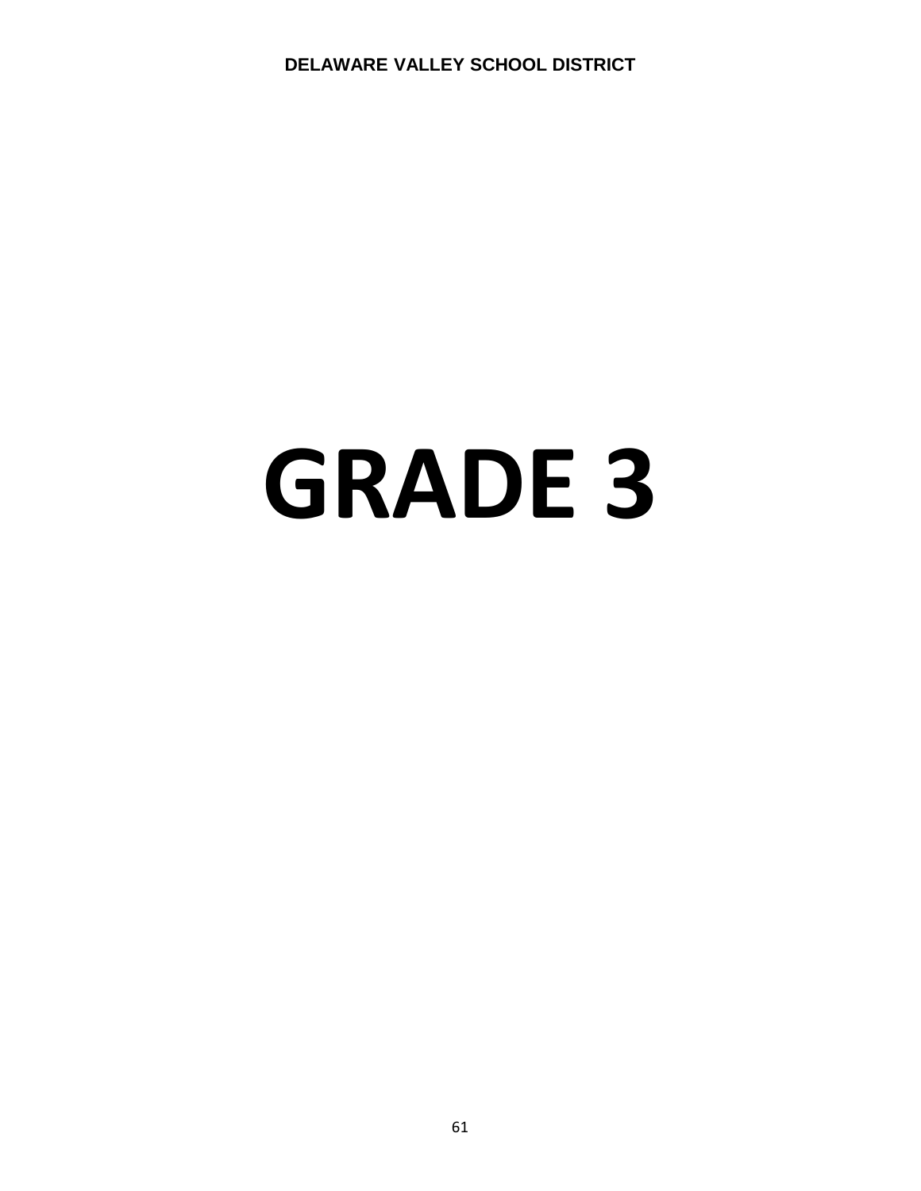# GRADE 3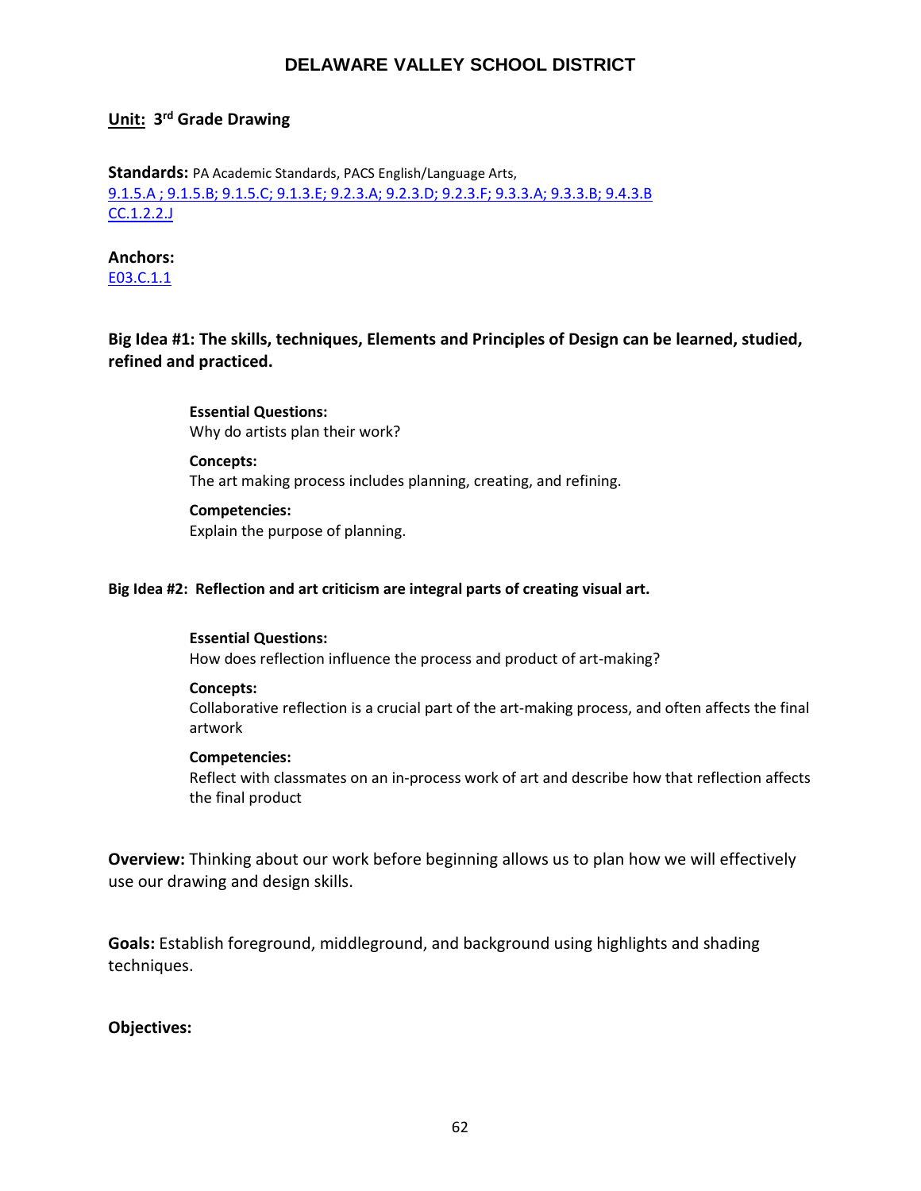# DELAWARE VALLEY SCHOOL DISTRICT

**Unit:** **3rd Grade Drawing**

**Standards:** PA Academic Standards, PACS English/Language Arts,
9.1.5.A ; 9.1.5.B; 9.1.5.C; 9.1.3.E; 9.2.3.A; 9.2.3.D; 9.2.3.F; 9.3.3.A; 9.3.3.B; 9.4.3.B
CC.1.2.2.J

**Anchors:**
E03.C.1.1

**Big Idea #1: The skills, techniques, Elements and Principles of Design can be learned, studied, refined and practiced.**

**Essential Questions:**
Why do artists plan their work?

**Concepts:**
The art making process includes planning, creating, and refining.

**Competencies:**
Explain the purpose of planning.

**Big Idea #2: Reflection and art criticism are integral parts of creating visual art.**

**Essential Questions:**
How does reflection influence the process and product of art-making?

**Concepts:**
Collaborative reflection is a crucial part of the art-making process, and often affects the final artwork

**Competencies:**
Reflect with classmates on an in-process work of art and describe how that reflection affects the final product

**Overview:** Thinking about our work before beginning allows us to plan how we will effectively use our drawing and design skills.

**Goals:** Establish foreground, middleground, and background using highlights and shading techniques.

**Objectives:**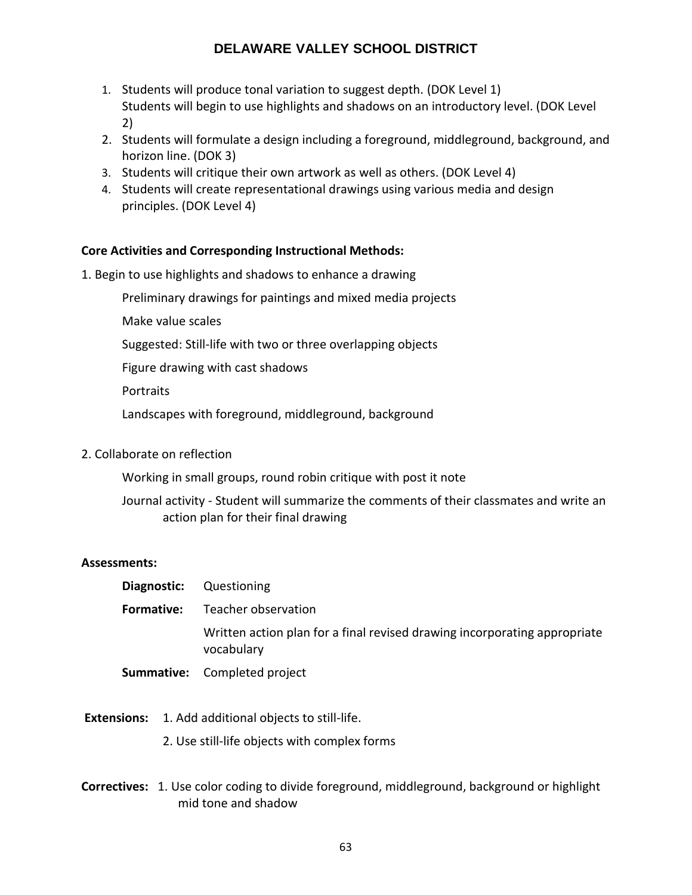1. Students will produce tonal variation to suggest depth. (DOK Level 1)
   Students will begin to use highlights and shadows on an introductory level. (DOK Level 2)
2. Students will formulate a design including a foreground, middleground, background, and horizon line. (DOK 3)
3. Students will critique their own artwork as well as others. (DOK Level 4)
4. Students will create representational drawings using various media and design principles. (DOK Level 4)

**Core Activities and Corresponding Instructional Methods:**

1. Begin to use highlights and shadows to enhance a drawing

   Preliminary drawings for paintings and mixed media projects

   Make value scales

   Suggested: Still-life with two or three overlapping objects

   Figure drawing with cast shadows

   Portraits

   Landscapes with foreground, middleground, background

2. Collaborate on reflection

   Working in small groups, round robin critique with post it note

   Journal activity - Student will summarize the comments of their classmates and write an action plan for their final drawing

**Assessments:**

**Diagnostic:** Questioning

**Formative:** Teacher observation

Written action plan for a final revised drawing incorporating appropriate vocabulary

**Summative:** Completed project

**Extensions:**
1. Add additional objects to still-life.
2. Use still-life objects with complex forms

**Correctives:**
1. Use color coding to divide foreground, middleground, background or highlight mid tone and shadow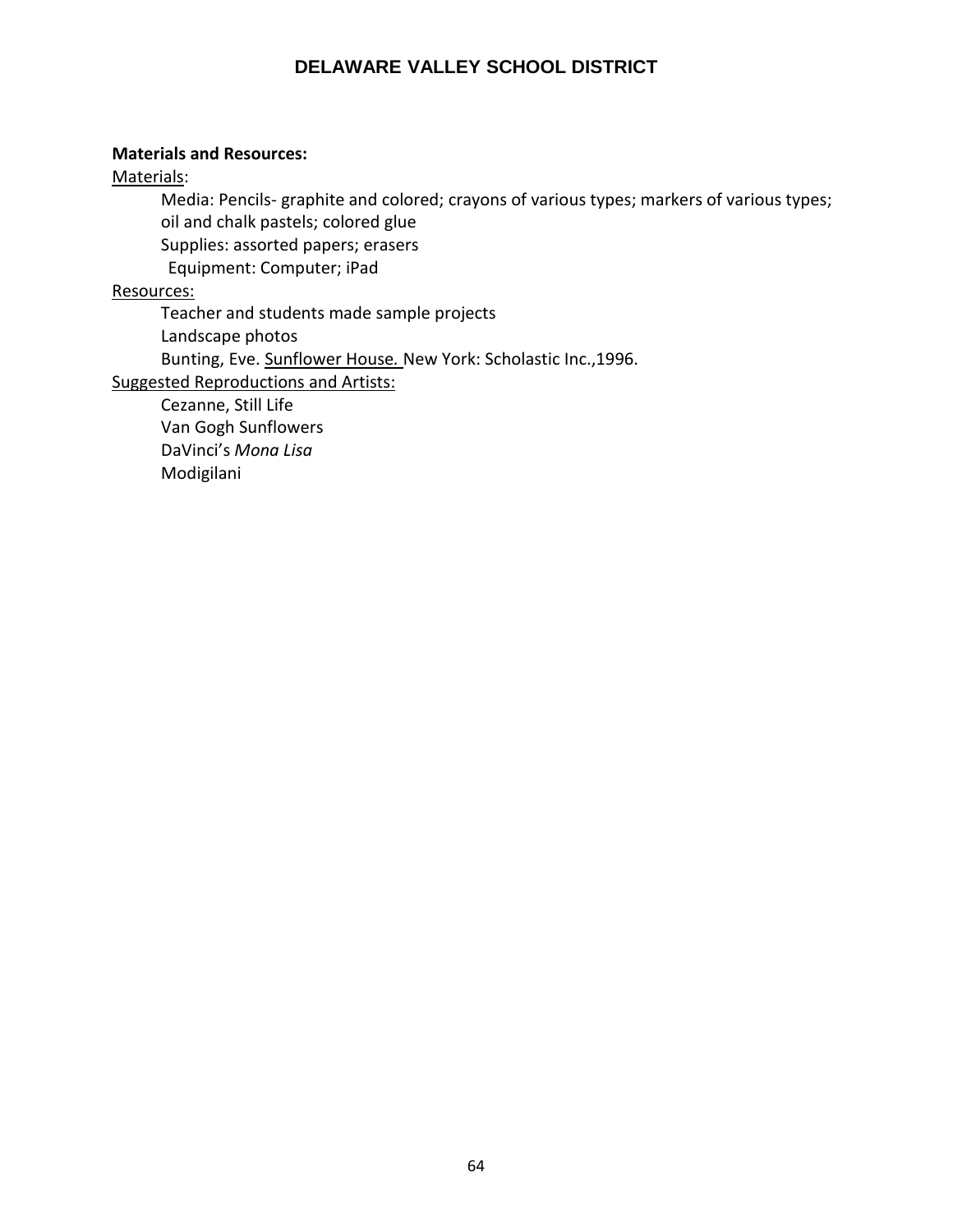**Materials and Resources:**

Materials:

Media: Pencils- graphite and colored; crayons of various types; markers of various types; oil and chalk pastels; colored glue

Supplies: assorted papers; erasers

Equipment: Computer; iPad

Resources:

Teacher and students made sample projects

Landscape photos

Bunting, Eve. Sunflower House. New York: Scholastic Inc.,1996.

Suggested Reproductions and Artists:

Cezanne, Still Life

Van Gogh Sunflowers

DaVinci's *Mona Lisa*

Modigilani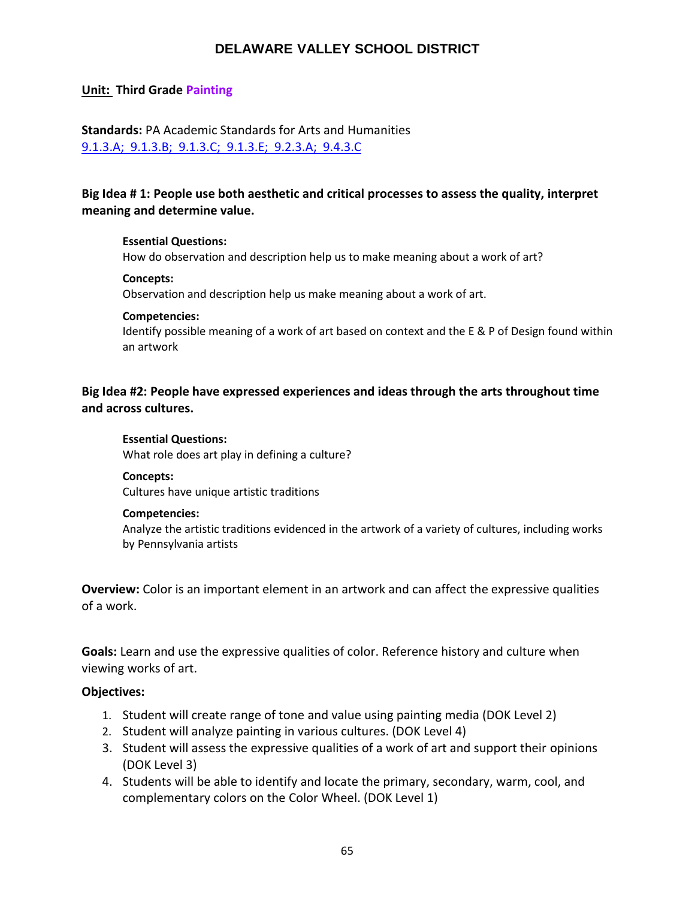# DELAWARE VALLEY SCHOOL DISTRICT

**Unit: Third Grade Painting**

**Standards:** PA Academic Standards for Arts and Humanities
9.1.3.A; 9.1.3.B; 9.1.3.C; 9.1.3.E; 9.2.3.A; 9.4.3.C

**Big Idea # 1: People use both aesthetic and critical processes to assess the quality, interpret meaning and determine value.**

**Essential Questions:**
How do observation and description help us to make meaning about a work of art?

**Concepts:**
Observation and description help us make meaning about a work of art.

**Competencies:**
Identify possible meaning of a work of art based on context and the E & P of Design found within an artwork

**Big Idea #2: People have expressed experiences and ideas through the arts throughout time and across cultures.**

**Essential Questions:**
What role does art play in defining a culture?

**Concepts:**
Cultures have unique artistic traditions

**Competencies:**
Analyze the artistic traditions evidenced in the artwork of a variety of cultures, including works by Pennsylvania artists

**Overview:** Color is an important element in an artwork and can affect the expressive qualities of a work.

**Goals:** Learn and use the expressive qualities of color. Reference history and culture when viewing works of art.

**Objectives:**

1. Student will create range of tone and value using painting media (DOK Level 2)
2. Student will analyze painting in various cultures. (DOK Level 4)
3. Student will assess the expressive qualities of a work of art and support their opinions (DOK Level 3)
4. Students will be able to identify and locate the primary, secondary, warm, cool, and complementary colors on the Color Wheel. (DOK Level 1)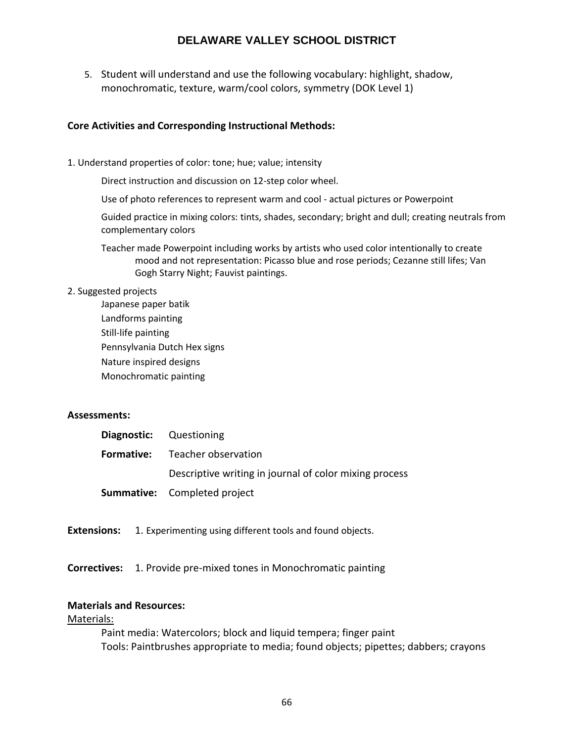5. Student will understand and use the following vocabulary: highlight, shadow, monochromatic, texture, warm/cool colors, symmetry (DOK Level 1)

**Core Activities and Corresponding Instructional Methods:**

1. Understand properties of color: tone; hue; value; intensity

    Direct instruction and discussion on 12-step color wheel.

    Use of photo references to represent warm and cool - actual pictures or Powerpoint

    Guided practice in mixing colors: tints, shades, secondary; bright and dull; creating neutrals from complementary colors

    Teacher made Powerpoint including works by artists who used color intentionally to create mood and not representation: Picasso blue and rose periods; Cezanne still lifes; Van Gogh Starry Night; Fauvist paintings.

2. Suggested projects

    Japanese paper batik  
    Landforms painting  
    Still-life painting  
    Pennsylvania Dutch Hex signs  
    Nature inspired designs  
    Monochromatic painting

**Assessments:**

**Diagnostic:** Questioning

**Formative:** Teacher observation

Descriptive writing in journal of color mixing process

**Summative:** Completed project

**Extensions:** 1. Experimenting using different tools and found objects.

**Correctives:** 1. Provide pre-mixed tones in Monochromatic painting

**Materials and Resources:**

Materials:

Paint media: Watercolors; block and liquid tempera; finger paint  
Tools: Paintbrushes appropriate to media; found objects; pipettes; dabbers; crayons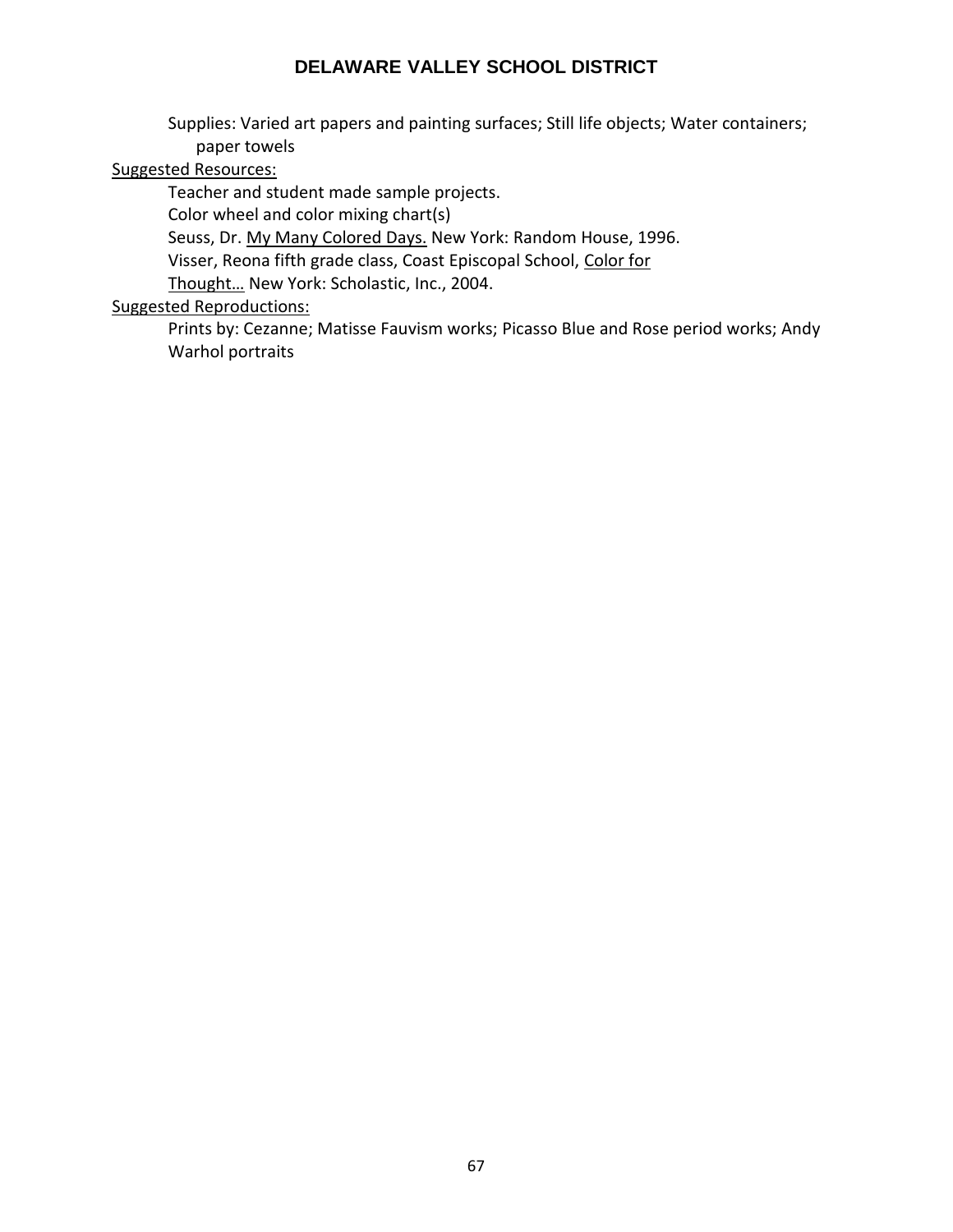Supplies: Varied art papers and painting surfaces; Still life objects; Water containers; paper towels

Suggested Resources:

Teacher and student made sample projects.

Color wheel and color mixing chart(s)

Seuss, Dr. My Many Colored Days. New York: Random House, 1996.

Visser, Reona fifth grade class, Coast Episcopal School, Color for Thought… New York: Scholastic, Inc., 2004.

Suggested Reproductions:

Prints by: Cezanne; Matisse Fauvism works; Picasso Blue and Rose period works; Andy Warhol portraits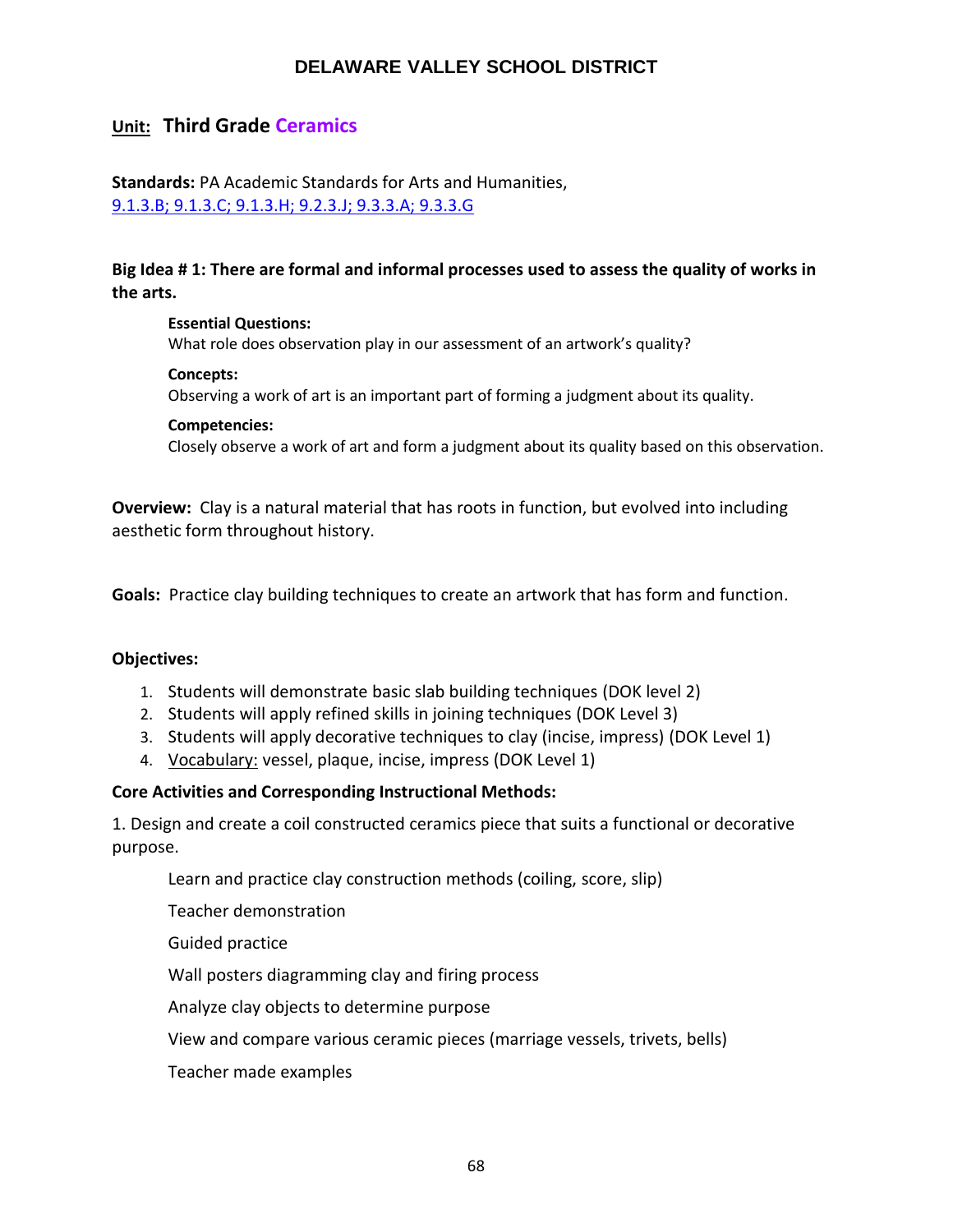# DELAWARE VALLEY SCHOOL DISTRICT

## Unit: Third Grade Ceramics

**Standards:** PA Academic Standards for Arts and Humanities,
9.1.3.B; 9.1.3.C; 9.1.3.H; 9.2.3.J; 9.3.3.A; 9.3.3.G

**Big Idea # 1: There are formal and informal processes used to assess the quality of works in the arts.**

**Essential Questions:**
What role does observation play in our assessment of an artwork's quality?

**Concepts:**
Observing a work of art is an important part of forming a judgment about its quality.

**Competencies:**
Closely observe a work of art and form a judgment about its quality based on this observation.

**Overview:** Clay is a natural material that has roots in function, but evolved into including aesthetic form throughout history.

**Goals:** Practice clay building techniques to create an artwork that has form and function.

**Objectives:**

1. Students will demonstrate basic slab building techniques (DOK level 2)
2. Students will apply refined skills in joining techniques (DOK Level 3)
3. Students will apply decorative techniques to clay (incise, impress) (DOK Level 1)
4. Vocabulary: vessel, plaque, incise, impress (DOK Level 1)

**Core Activities and Corresponding Instructional Methods:**

1. Design and create a coil constructed ceramics piece that suits a functional or decorative purpose.

   Learn and practice clay construction methods (coiling, score, slip)

   Teacher demonstration

   Guided practice

   Wall posters diagramming clay and firing process

   Analyze clay objects to determine purpose

   View and compare various ceramic pieces (marriage vessels, trivets, bells)

   Teacher made examples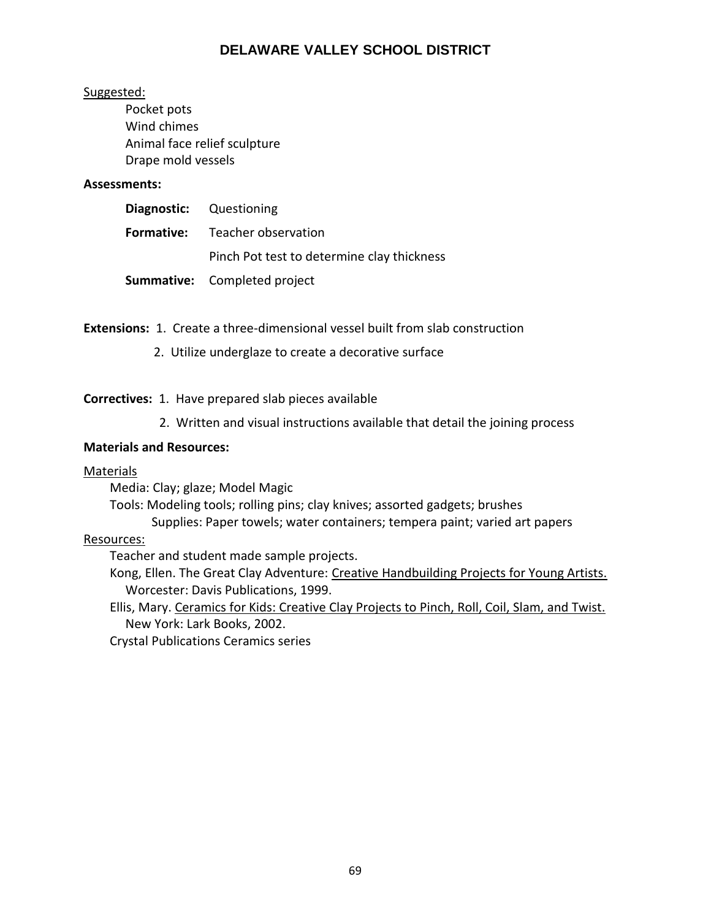Suggested:

- Pocket pots
- Wind chimes
- Animal face relief sculpture
- Drape mold vessels

**Assessments:**

**Diagnostic:** Questioning

**Formative:** Teacher observation

Pinch Pot test to determine clay thickness

**Summative:** Completed project

**Extensions:** 1. Create a three-dimensional vessel built from slab construction

2. Utilize underglaze to create a decorative surface

**Correctives:** 1. Have prepared slab pieces available

2. Written and visual instructions available that detail the joining process

**Materials and Resources:**

Materials

Media: Clay; glaze; Model Magic

Tools: Modeling tools; rolling pins; clay knives; assorted gadgets; brushes

Supplies: Paper towels; water containers; tempera paint; varied art papers

Resources:

Teacher and student made sample projects.

Kong, Ellen. The Great Clay Adventure: Creative Handbuilding Projects for Young Artists. Worcester: Davis Publications, 1999.

Ellis, Mary. Ceramics for Kids: Creative Clay Projects to Pinch, Roll, Coil, Slam, and Twist. New York: Lark Books, 2002.

Crystal Publications Ceramics series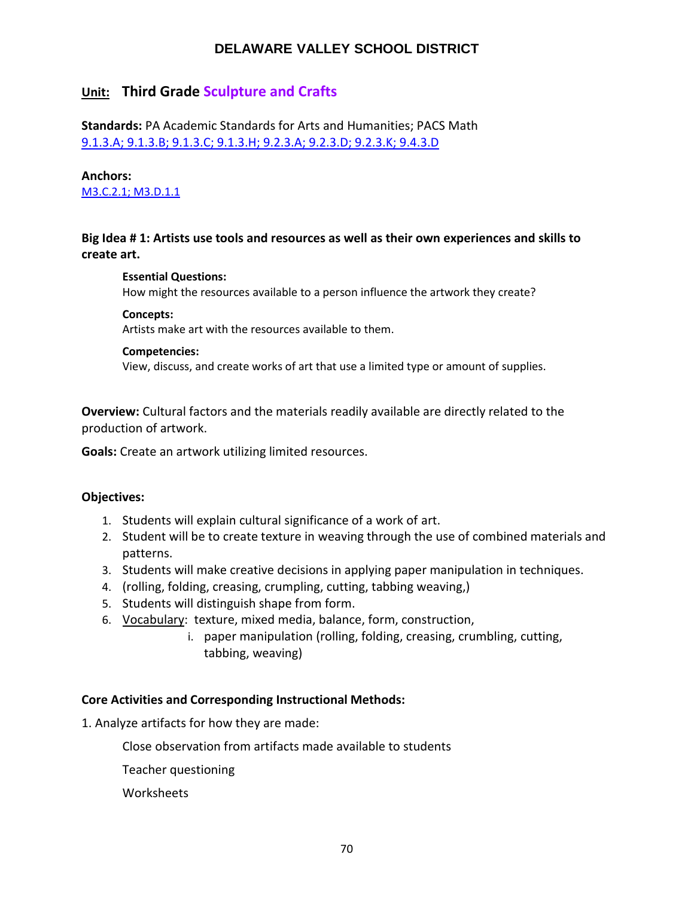# DELAWARE VALLEY SCHOOL DISTRICT

## Unit: Third Grade Sculpture and Crafts

**Standards:** PA Academic Standards for Arts and Humanities; PACS Math
9.1.3.A; 9.1.3.B; 9.1.3.C; 9.1.3.H; 9.2.3.A; 9.2.3.D; 9.2.3.K; 9.4.3.D

**Anchors:**
M3.C.2.1; M3.D.1.1

**Big Idea # 1: Artists use tools and resources as well as their own experiences and skills to create art.**

**Essential Questions:**
How might the resources available to a person influence the artwork they create?

**Concepts:**
Artists make art with the resources available to them.

**Competencies:**
View, discuss, and create works of art that use a limited type or amount of supplies.

**Overview:** Cultural factors and the materials readily available are directly related to the production of artwork.

**Goals:** Create an artwork utilizing limited resources.

**Objectives:**

1. Students will explain cultural significance of a work of art.
2. Student will be to create texture in weaving through the use of combined materials and patterns.
3. Students will make creative decisions in applying paper manipulation in techniques.
4. (rolling, folding, creasing, crumpling, cutting, tabbing weaving,)
5. Students will distinguish shape from form.
6. Vocabulary: texture, mixed media, balance, form, construction,
    i. paper manipulation (rolling, folding, creasing, crumbling, cutting, tabbing, weaving)

**Core Activities and Corresponding Instructional Methods:**

1. Analyze artifacts for how they are made:

    Close observation from artifacts made available to students

    Teacher questioning

    Worksheets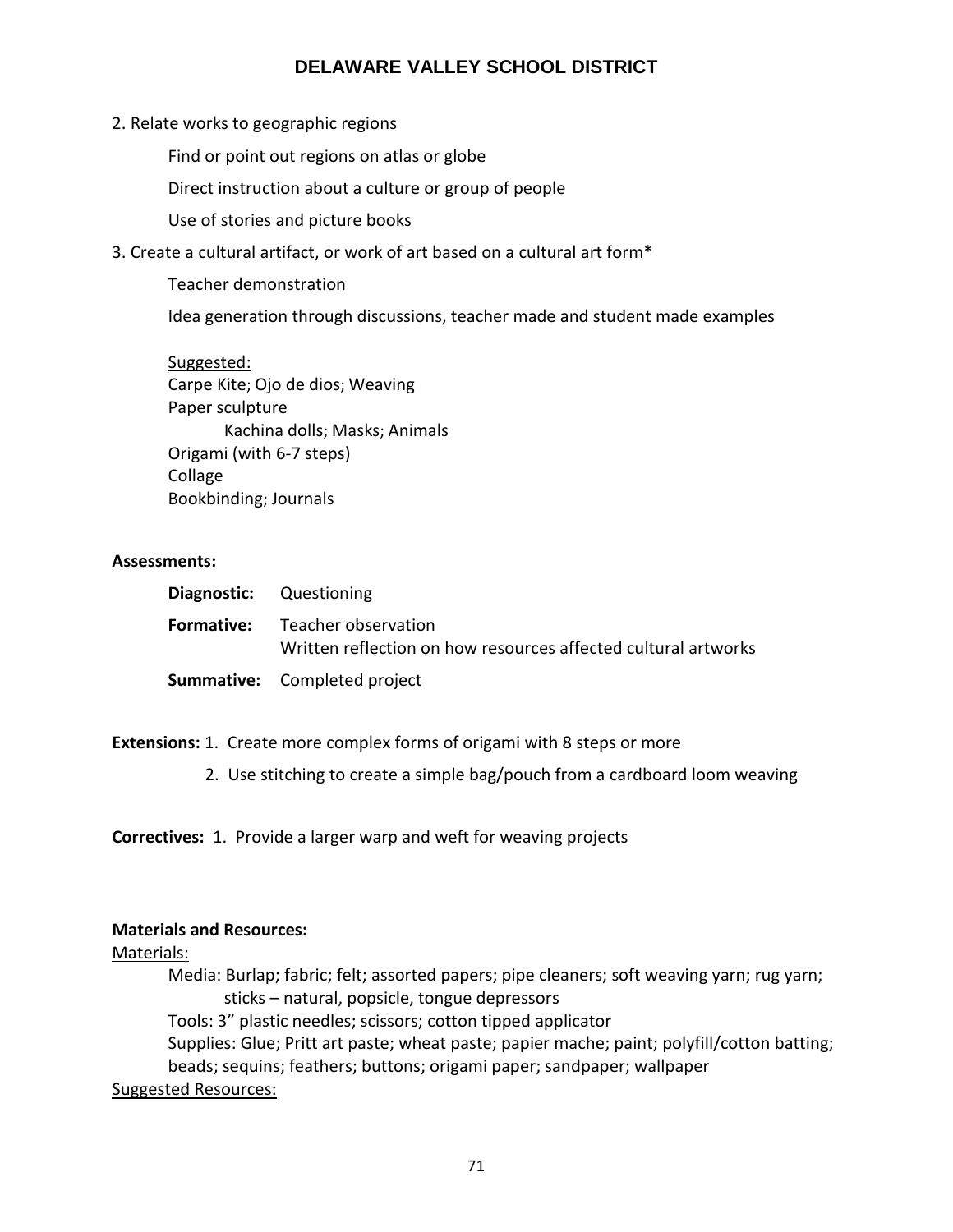2. Relate works to geographic regions

    Find or point out regions on atlas or globe

    Direct instruction about a culture or group of people

    Use of stories and picture books

3. Create a cultural artifact, or work of art based on a cultural art form*

    Teacher demonstration

    Idea generation through discussions, teacher made and student made examples

    <u>Suggested:</u>
    Carpe Kite; Ojo de dios; Weaving
    Paper sculpture
        Kachina dolls; Masks; Animals
    Origami (with 6-7 steps)
    Collage
    Bookbinding; Journals

**Assessments:**

**Diagnostic:** Questioning

**Formative:** Teacher observation
Written reflection on how resources affected cultural artworks

**Summative:** Completed project

**Extensions:** 1. Create more complex forms of origami with 8 steps or more

2. Use stitching to create a simple bag/pouch from a cardboard loom weaving

**Correctives:** 1. Provide a larger warp and weft for weaving projects

**Materials and Resources:**

<u>Materials:</u>

Media: Burlap; fabric; felt; assorted papers; pipe cleaners; soft weaving yarn; rug yarn; sticks – natural, popsicle, tongue depressors

Tools: 3" plastic needles; scissors; cotton tipped applicator

Supplies: Glue; Pritt art paste; wheat paste; papier mache; paint; polyfill/cotton batting; beads; sequins; feathers; buttons; origami paper; sandpaper; wallpaper

<u>Suggested Resources:</u>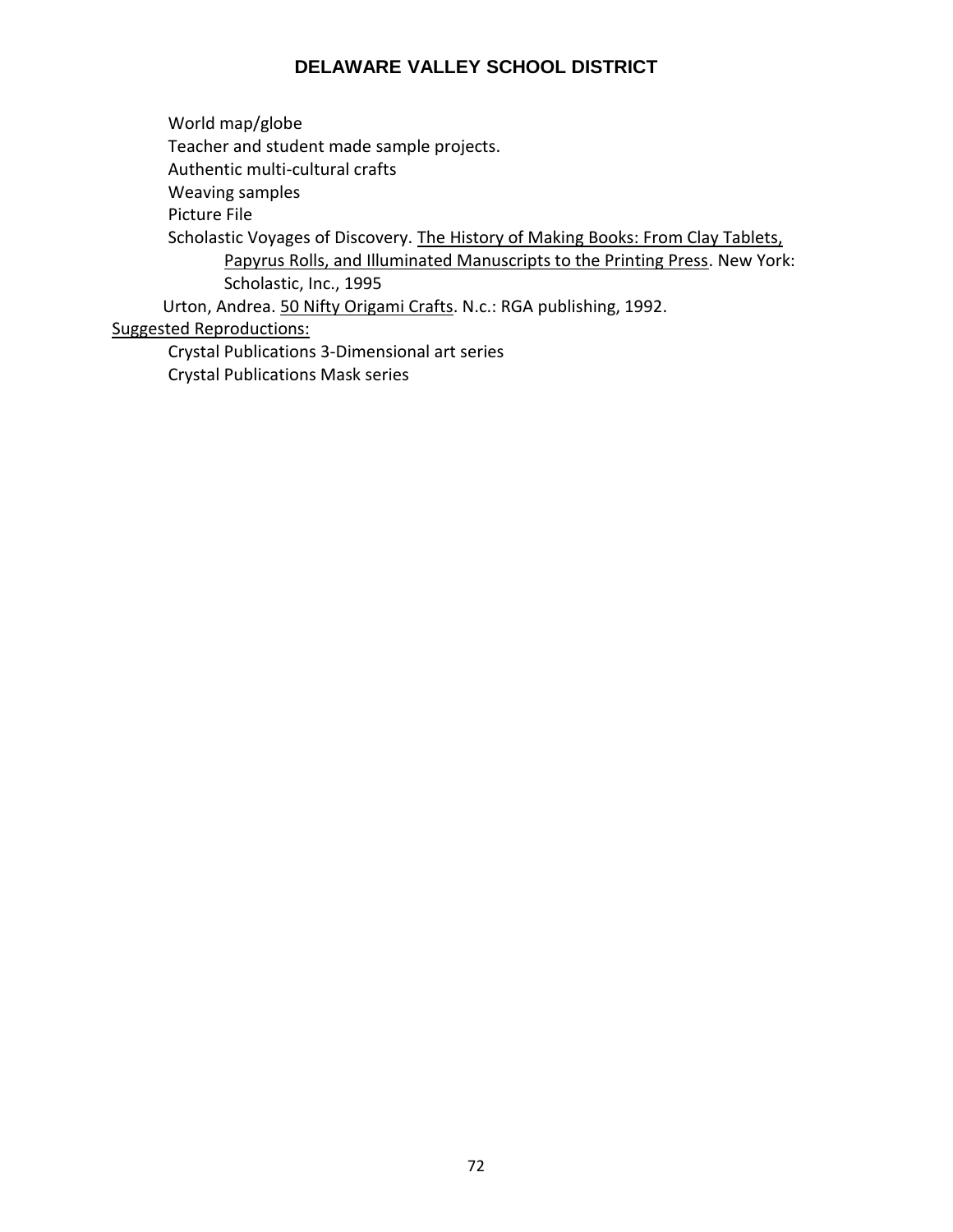World map/globe

Teacher and student made sample projects.

Authentic multi-cultural crafts

Weaving samples

Picture File

Scholastic Voyages of Discovery. <u>The History of Making Books: From Clay Tablets, Papyrus Rolls, and Illuminated Manuscripts to the Printing Press</u>. New York: Scholastic, Inc., 1995

Urton, Andrea. <u>50 Nifty Origami Crafts</u>. N.c.: RGA publishing, 1992.

<u>Suggested Reproductions:</u>

Crystal Publications 3-Dimensional art series

Crystal Publications Mask series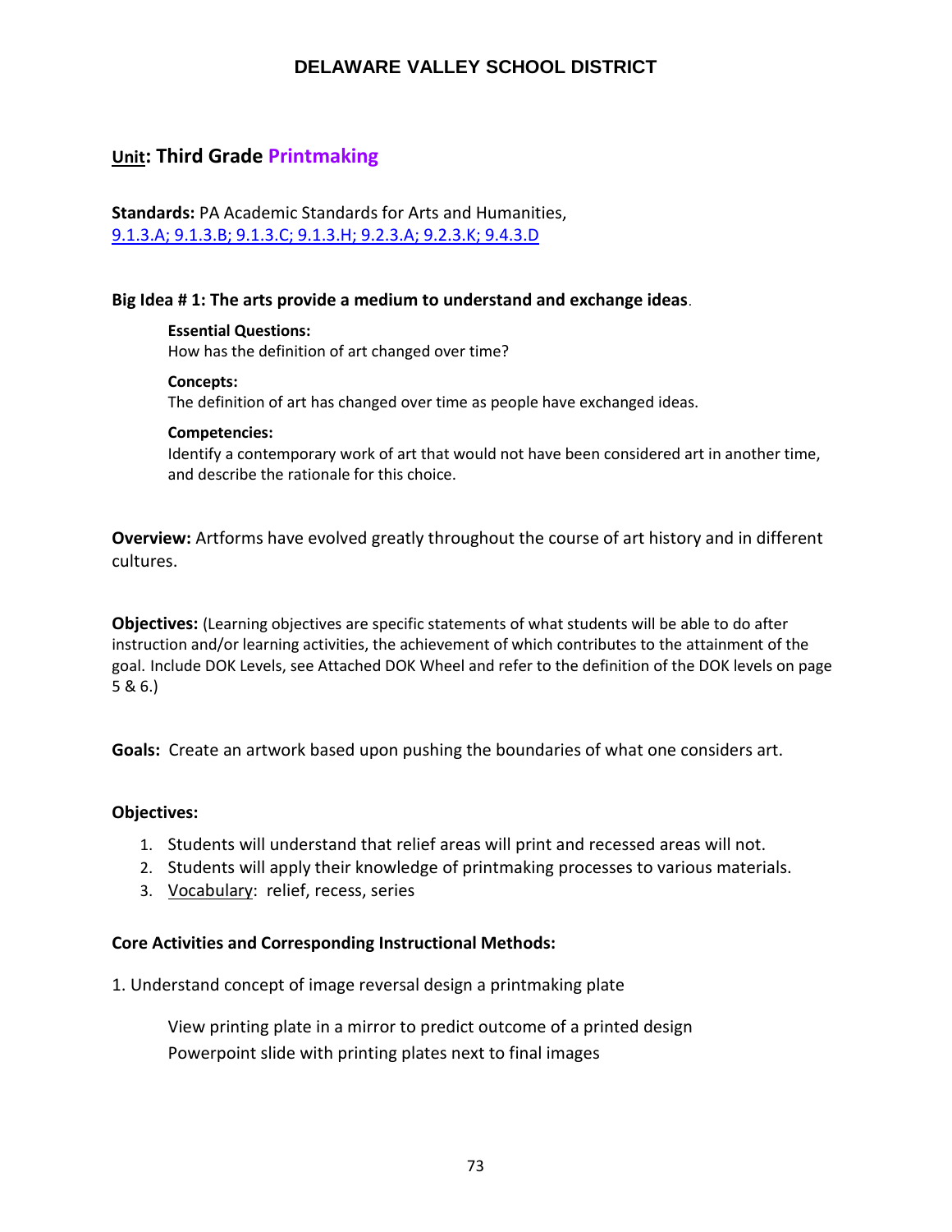# DELAWARE VALLEY SCHOOL DISTRICT

## Unit: Third Grade Printmaking

**Standards:** PA Academic Standards for Arts and Humanities,
9.1.3.A; 9.1.3.B; 9.1.3.C; 9.1.3.H; 9.2.3.A; 9.2.3.K; 9.4.3.D

**Big Idea # 1: The arts provide a medium to understand and exchange ideas**.

**Essential Questions:**
How has the definition of art changed over time?

**Concepts:**
The definition of art has changed over time as people have exchanged ideas.

**Competencies:**
Identify a contemporary work of art that would not have been considered art in another time, and describe the rationale for this choice.

**Overview:** Artforms have evolved greatly throughout the course of art history and in different cultures.

**Objectives:** (Learning objectives are specific statements of what students will be able to do after instruction and/or learning activities, the achievement of which contributes to the attainment of the goal. Include DOK Levels, see Attached DOK Wheel and refer to the definition of the DOK levels on page 5 & 6.)

**Goals:** Create an artwork based upon pushing the boundaries of what one considers art.

**Objectives:**

1. Students will understand that relief areas will print and recessed areas will not.
2. Students will apply their knowledge of printmaking processes to various materials.
3. Vocabulary: relief, recess, series

**Core Activities and Corresponding Instructional Methods:**

1. Understand concept of image reversal design a printmaking plate

    View printing plate in a mirror to predict outcome of a printed design
    Powerpoint slide with printing plates next to final images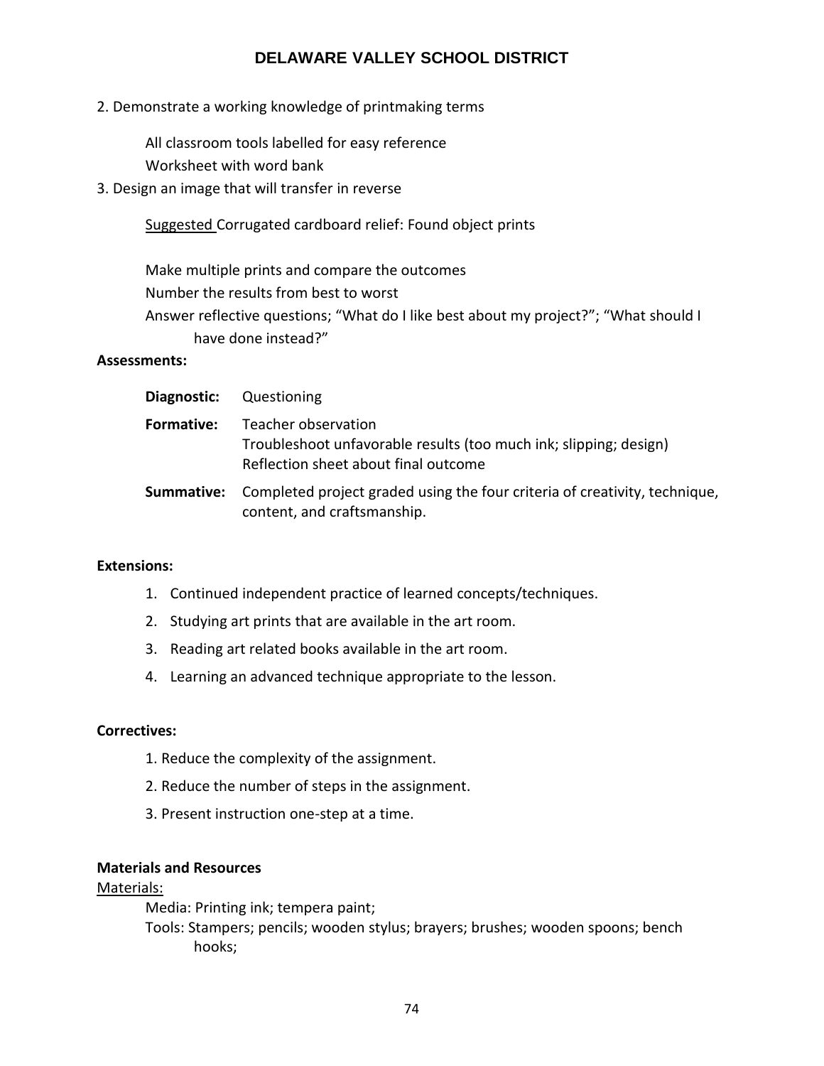2. Demonstrate a working knowledge of printmaking terms

All classroom tools labelled for easy reference
Worksheet with word bank

3. Design an image that will transfer in reverse

<u>Suggested</u> Corrugated cardboard relief: Found object prints

Make multiple prints and compare the outcomes
Number the results from best to worst
Answer reflective questions; "What do I like best about my project?"; "What should I have done instead?"

**Assessments:**

**Diagnostic:** Questioning

**Formative:** Teacher observation
Troubleshoot unfavorable results (too much ink; slipping; design)
Reflection sheet about final outcome

**Summative:** Completed project graded using the four criteria of creativity, technique, content, and craftsmanship.

**Extensions:**

1. Continued independent practice of learned concepts/techniques.
2. Studying art prints that are available in the art room.
3. Reading art related books available in the art room.
4. Learning an advanced technique appropriate to the lesson.

**Correctives:**

1. Reduce the complexity of the assignment.
2. Reduce the number of steps in the assignment.
3. Present instruction one-step at a time.

**Materials and Resources**

<u>Materials:</u>

Media: Printing ink; tempera paint;
Tools: Stampers; pencils; wooden stylus; brayers; brushes; wooden spoons; bench hooks;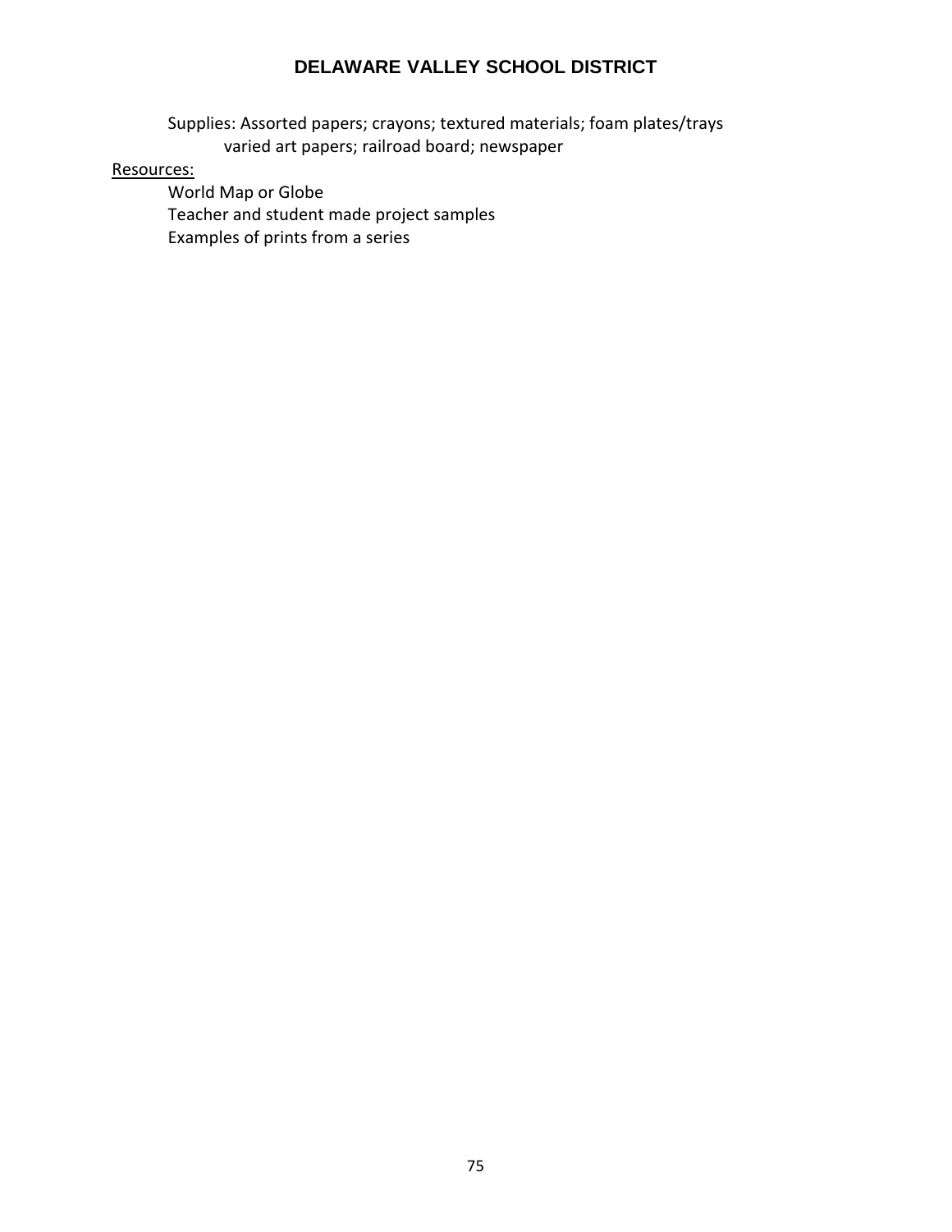Supplies: Assorted papers; crayons; textured materials; foam plates/trays varied art papers; railroad board; newspaper

Resources:

- World Map or Globe
- Teacher and student made project samples
- Examples of prints from a series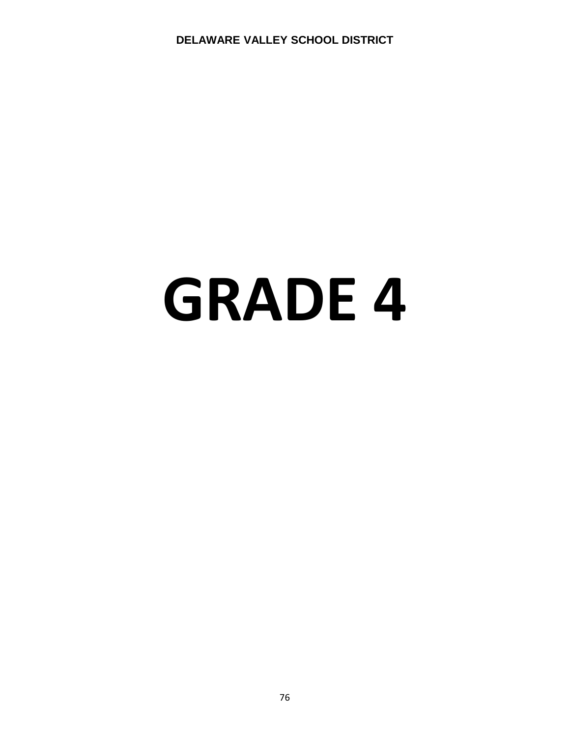# GRADE 4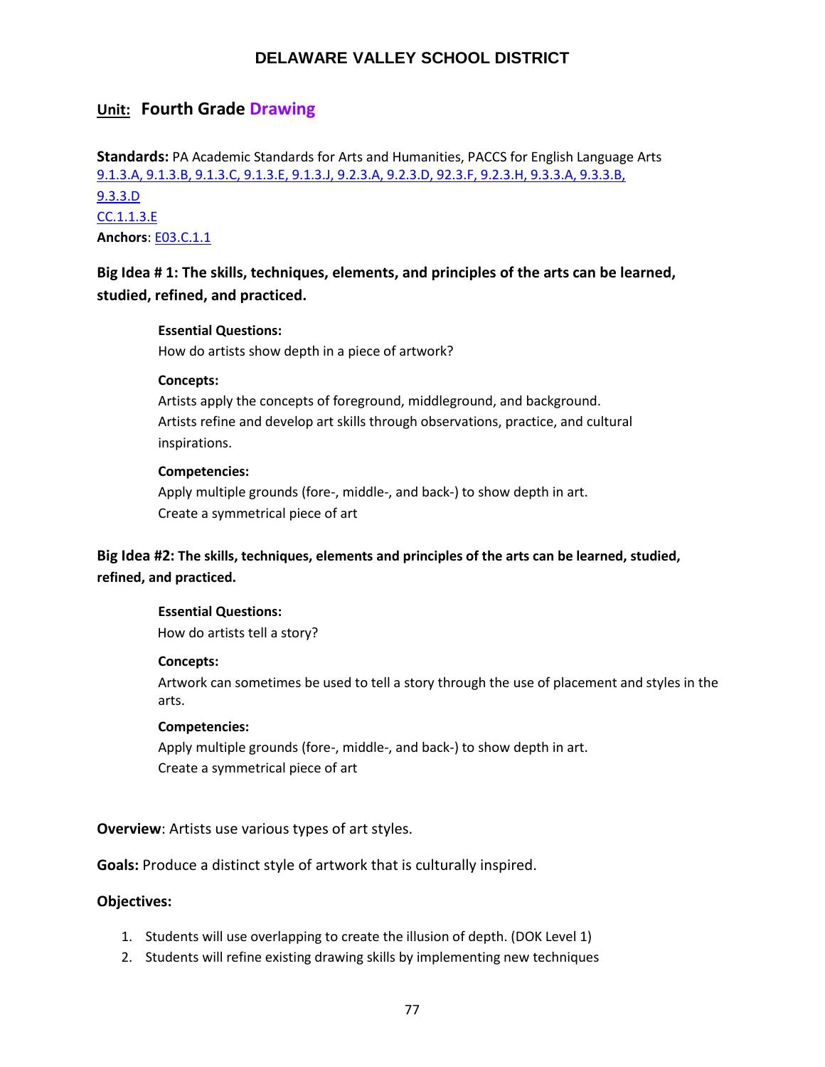# DELAWARE VALLEY SCHOOL DISTRICT

## Unit: Fourth Grade Drawing

**Standards:** PA Academic Standards for Arts and Humanities, PACCS for English Language Arts
9.1.3.A, 9.1.3.B, 9.1.3.C, 9.1.3.E, 9.1.3.J, 9.2.3.A, 9.2.3.D, 92.3.F, 9.2.3.H, 9.3.3.A, 9.3.3.B, 9.3.3.D
CC.1.1.3.E
**Anchors**: E03.C.1.1

### Big Idea # 1: The skills, techniques, elements, and principles of the arts can be learned, studied, refined, and practiced.

**Essential Questions:**
How do artists show depth in a piece of artwork?

**Concepts:**
Artists apply the concepts of foreground, middleground, and background.
Artists refine and develop art skills through observations, practice, and cultural inspirations.

**Competencies:**
Apply multiple grounds (fore-, middle-, and back-) to show depth in art.
Create a symmetrical piece of art

### Big Idea #2: The skills, techniques, elements and principles of the arts can be learned, studied, refined, and practiced.

**Essential Questions:**
How do artists tell a story?

**Concepts:**
Artwork can sometimes be used to tell a story through the use of placement and styles in the arts.

**Competencies:**
Apply multiple grounds (fore-, middle-, and back-) to show depth in art.
Create a symmetrical piece of art

**Overview**: Artists use various types of art styles.

**Goals:** Produce a distinct style of artwork that is culturally inspired.

**Objectives:**

1. Students will use overlapping to create the illusion of depth. (DOK Level 1)
2. Students will refine existing drawing skills by implementing new techniques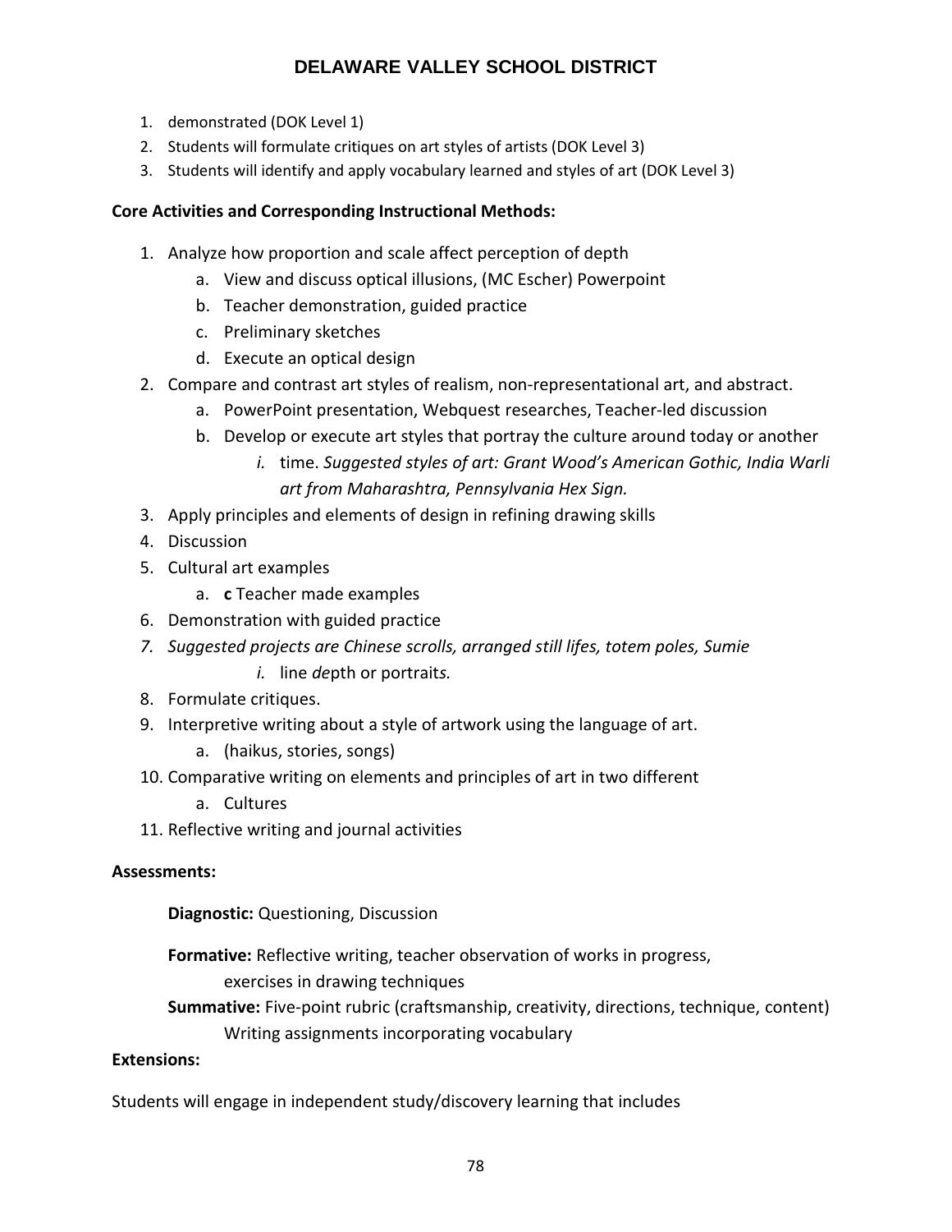1. demonstrated (DOK Level 1)
2. Students will formulate critiques on art styles of artists (DOK Level 3)
3. Students will identify and apply vocabulary learned and styles of art (DOK Level 3)

**Core Activities and Corresponding Instructional Methods:**

1. Analyze how proportion and scale affect perception of depth
    a. View and discuss optical illusions, (MC Escher) Powerpoint
    b. Teacher demonstration, guided practice
    c. Preliminary sketches
    d. Execute an optical design
2. Compare and contrast art styles of realism, non-representational art, and abstract.
    a. PowerPoint presentation, Webquest researches, Teacher-led discussion
    b. Develop or execute art styles that portray the culture around today or another
        i. time. *Suggested styles of art: Grant Wood's American Gothic, India Warli art from Maharashtra, Pennsylvania Hex Sign.*
3. Apply principles and elements of design in refining drawing skills
4. Discussion
5. Cultural art examples
    a. **c** Teacher made examples
6. Demonstration with guided practice
7. *Suggested projects are Chinese scrolls, arranged still lifes, totem poles, Sumie*
    *i.* line *de*pth or portrait*s.*
8. Formulate critiques.
9. Interpretive writing about a style of artwork using the language of art.
    a. (haikus, stories, songs)
10. Comparative writing on elements and principles of art in two different
    a. Cultures
11. Reflective writing and journal activities

**Assessments:**

**Diagnostic:** Questioning, Discussion

**Formative:** Reflective writing, teacher observation of works in progress, exercises in drawing techniques

**Summative:** Five-point rubric (craftsmanship, creativity, directions, technique, content) Writing assignments incorporating vocabulary

**Extensions:**

Students will engage in independent study/discovery learning that includes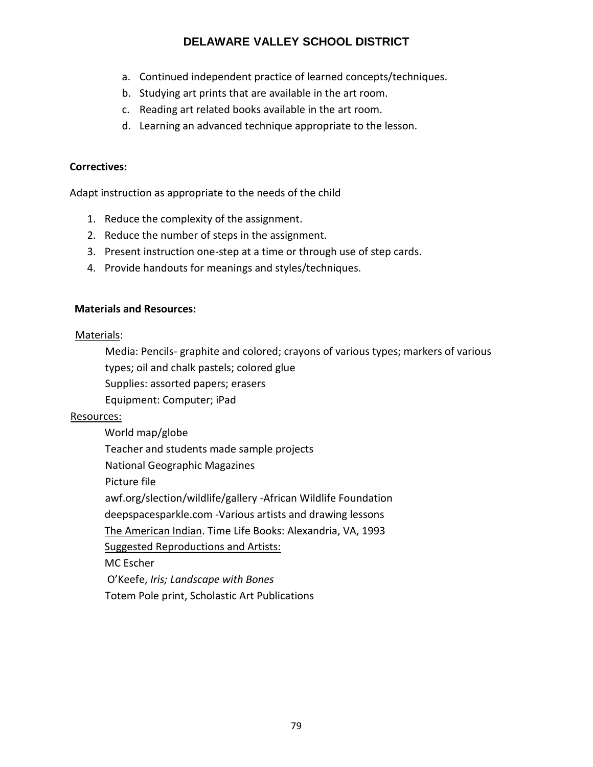a. Continued independent practice of learned concepts/techniques.
b. Studying art prints that are available in the art room.
c. Reading art related books available in the art room.
d. Learning an advanced technique appropriate to the lesson.

**Correctives:**

Adapt instruction as appropriate to the needs of the child

1. Reduce the complexity of the assignment.
2. Reduce the number of steps in the assignment.
3. Present instruction one-step at a time or through use of step cards.
4. Provide handouts for meanings and styles/techniques.

**Materials and Resources:**

Materials:

Media: Pencils- graphite and colored; crayons of various types; markers of various types; oil and chalk pastels; colored glue

Supplies: assorted papers; erasers

Equipment: Computer; iPad

Resources:

World map/globe

Teacher and students made sample projects

National Geographic Magazines

Picture file

awf.org/slection/wildlife/gallery -African Wildlife Foundation

deepspacesparkle.com -Various artists and drawing lessons

The American Indian. Time Life Books: Alexandria, VA, 1993

Suggested Reproductions and Artists:

MC Escher

O'Keefe, *Iris; Landscape with Bones*

Totem Pole print, Scholastic Art Publications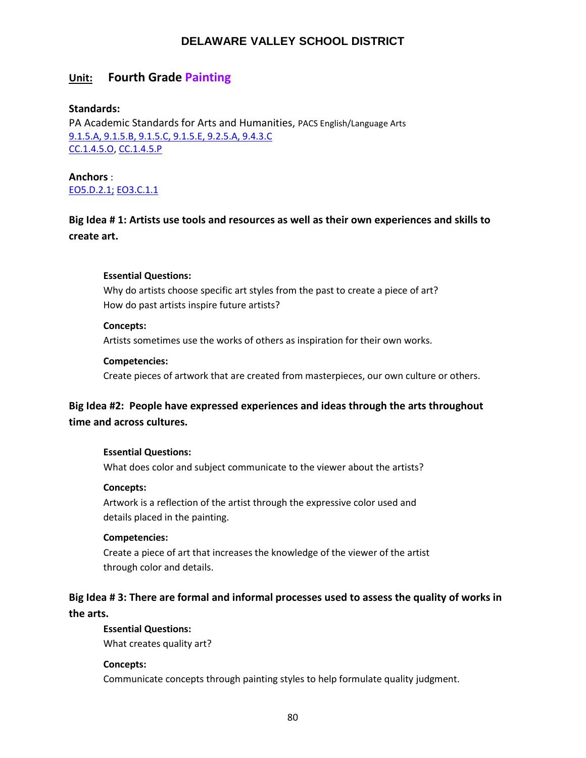# DELAWARE VALLEY SCHOOL DISTRICT

## Unit: Fourth Grade Painting

**Standards:**

PA Academic Standards for Arts and Humanities, PACS English/Language Arts
9.1.5.A, 9.1.5.B, 9.1.5.C, 9.1.5.E, 9.2.5.A, 9.4.3.C
CC.1.4.5.O, CC.1.4.5.P

**Anchors** :
EO5.D.2.1; EO3.C.1.1

### Big Idea # 1: Artists use tools and resources as well as their own experiences and skills to create art.

**Essential Questions:**
Why do artists choose specific art styles from the past to create a piece of art?
How do past artists inspire future artists?

**Concepts:**
Artists sometimes use the works of others as inspiration for their own works.

**Competencies:**
Create pieces of artwork that are created from masterpieces, our own culture or others.

### Big Idea #2: People have expressed experiences and ideas through the arts throughout time and across cultures.

**Essential Questions:**
What does color and subject communicate to the viewer about the artists?

**Concepts:**
Artwork is a reflection of the artist through the expressive color used and details placed in the painting.

**Competencies:**
Create a piece of art that increases the knowledge of the viewer of the artist through color and details.

### Big Idea # 3: There are formal and informal processes used to assess the quality of works in the arts.

**Essential Questions:**
What creates quality art?

**Concepts:**
Communicate concepts through painting styles to help formulate quality judgment.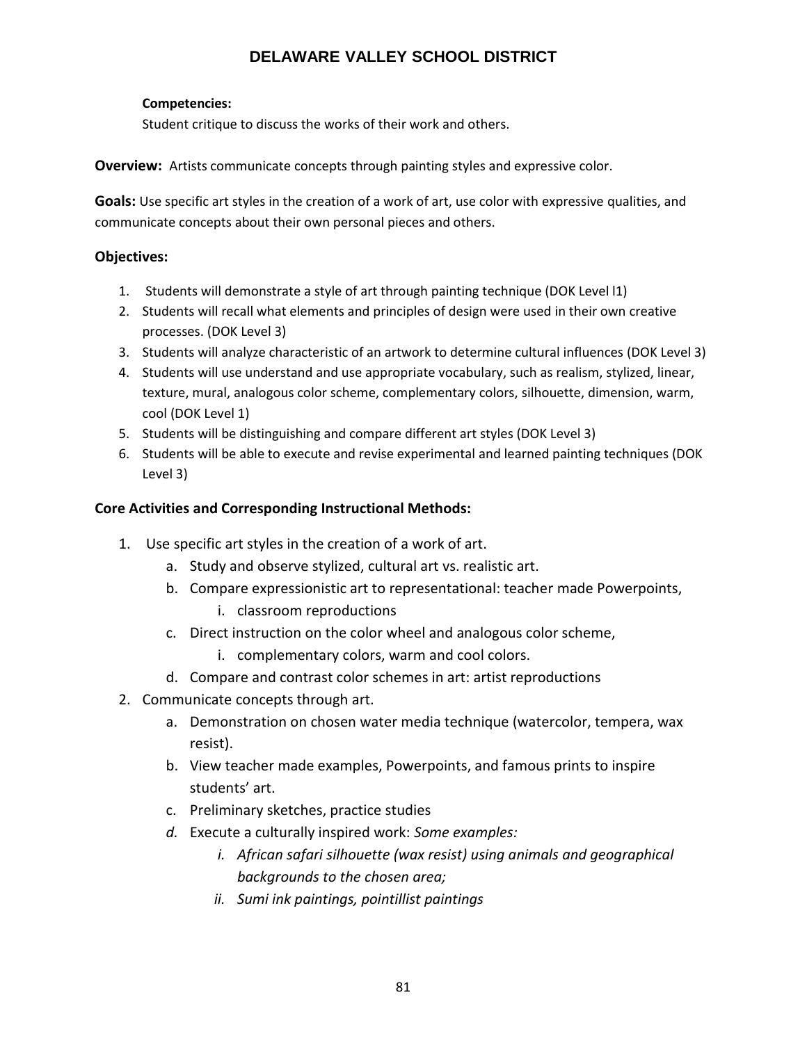**Competencies:**

Student critique to discuss the works of their work and others.

**Overview:** Artists communicate concepts through painting styles and expressive color.

**Goals:** Use specific art styles in the creation of a work of art, use color with expressive qualities, and communicate concepts about their own personal pieces and others.

**Objectives:**

1. Students will demonstrate a style of art through painting technique (DOK Level l1)
2. Students will recall what elements and principles of design were used in their own creative processes. (DOK Level 3)
3. Students will analyze characteristic of an artwork to determine cultural influences (DOK Level 3)
4. Students will use understand and use appropriate vocabulary, such as realism, stylized, linear, texture, mural, analogous color scheme, complementary colors, silhouette, dimension, warm, cool (DOK Level 1)
5. Students will be distinguishing and compare different art styles (DOK Level 3)
6. Students will be able to execute and revise experimental and learned painting techniques (DOK Level 3)

**Core Activities and Corresponding Instructional Methods:**

1. Use specific art styles in the creation of a work of art.
    a. Study and observe stylized, cultural art vs. realistic art.
    b. Compare expressionistic art to representational: teacher made Powerpoints,
        i. classroom reproductions
    c. Direct instruction on the color wheel and analogous color scheme,
        i. complementary colors, warm and cool colors.
    d. Compare and contrast color schemes in art: artist reproductions
2. Communicate concepts through art.
    a. Demonstration on chosen water media technique (watercolor, tempera, wax resist).
    b. View teacher made examples, Powerpoints, and famous prints to inspire students' art.
    c. Preliminary sketches, practice studies
    d. Execute a culturally inspired work: *Some examples:*
        i. *African safari silhouette (wax resist) using animals and geographical backgrounds to the chosen area;*
        ii. *Sumi ink paintings, pointillist paintings*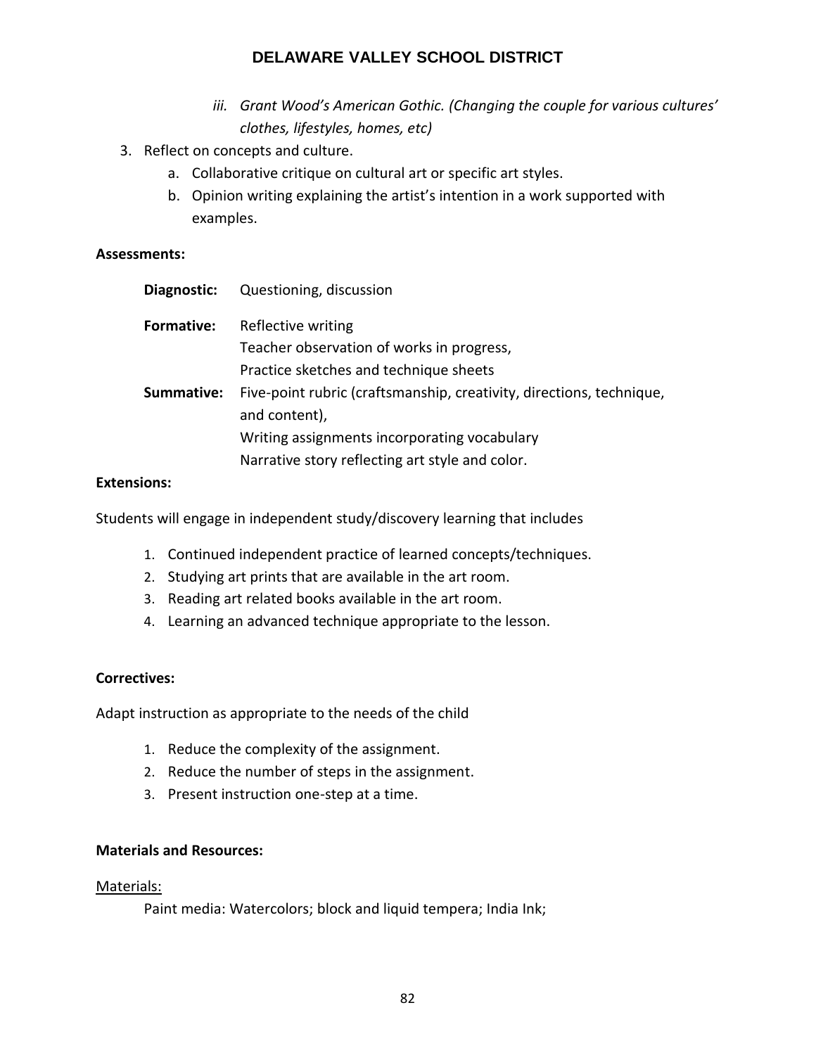iii. *Grant Wood's American Gothic. (Changing the couple for various cultures' clothes, lifestyles, homes, etc)*

3. Reflect on concepts and culture.
   a. Collaborative critique on cultural art or specific art styles.
   b. Opinion writing explaining the artist's intention in a work supported with examples.

**Assessments:**

**Diagnostic:** Questioning, discussion

**Formative:** Reflective writing
Teacher observation of works in progress,
Practice sketches and technique sheets

**Summative:** Five-point rubric (craftsmanship, creativity, directions, technique, and content),
Writing assignments incorporating vocabulary
Narrative story reflecting art style and color.

**Extensions:**

Students will engage in independent study/discovery learning that includes

1. Continued independent practice of learned concepts/techniques.
2. Studying art prints that are available in the art room.
3. Reading art related books available in the art room.
4. Learning an advanced technique appropriate to the lesson.

**Correctives:**

Adapt instruction as appropriate to the needs of the child

1. Reduce the complexity of the assignment.
2. Reduce the number of steps in the assignment.
3. Present instruction one-step at a time.

**Materials and Resources:**

Materials:

Paint media: Watercolors; block and liquid tempera; India Ink;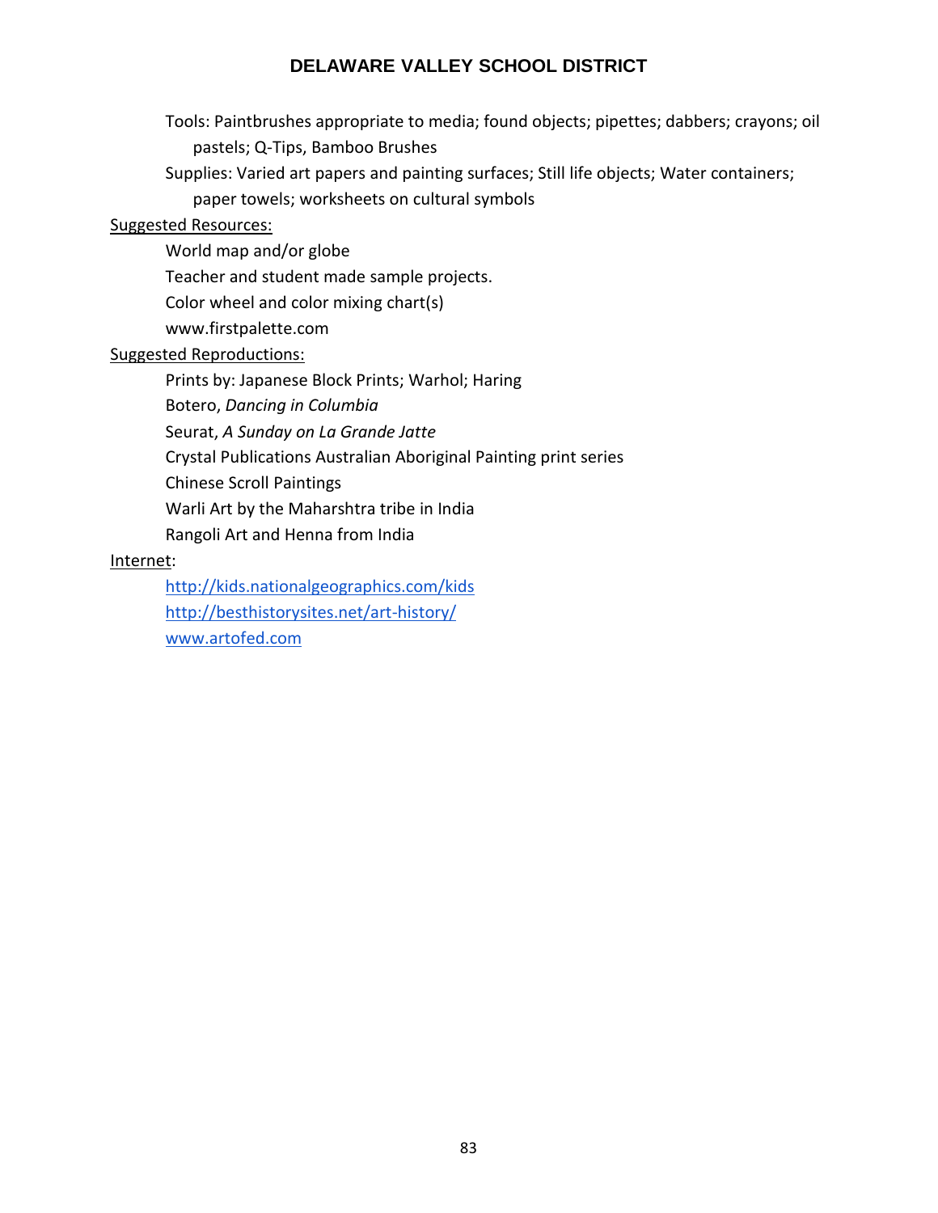Tools: Paintbrushes appropriate to media; found objects; pipettes; dabbers; crayons; oil pastels; Q-Tips, Bamboo Brushes

Supplies: Varied art papers and painting surfaces; Still life objects; Water containers; paper towels; worksheets on cultural symbols

Suggested Resources:

World map and/or globe

Teacher and student made sample projects.

Color wheel and color mixing chart(s)

www.firstpalette.com

Suggested Reproductions:

Prints by: Japanese Block Prints; Warhol; Haring

Botero, *Dancing in Columbia*

Seurat, *A Sunday on La Grande Jatte*

Crystal Publications Australian Aboriginal Painting print series

Chinese Scroll Paintings

Warli Art by the Maharshtra tribe in India

Rangoli Art and Henna from India

Internet:

http://kids.nationalgeographics.com/kids

http://besthistorysites.net/art-history/

www.artofed.com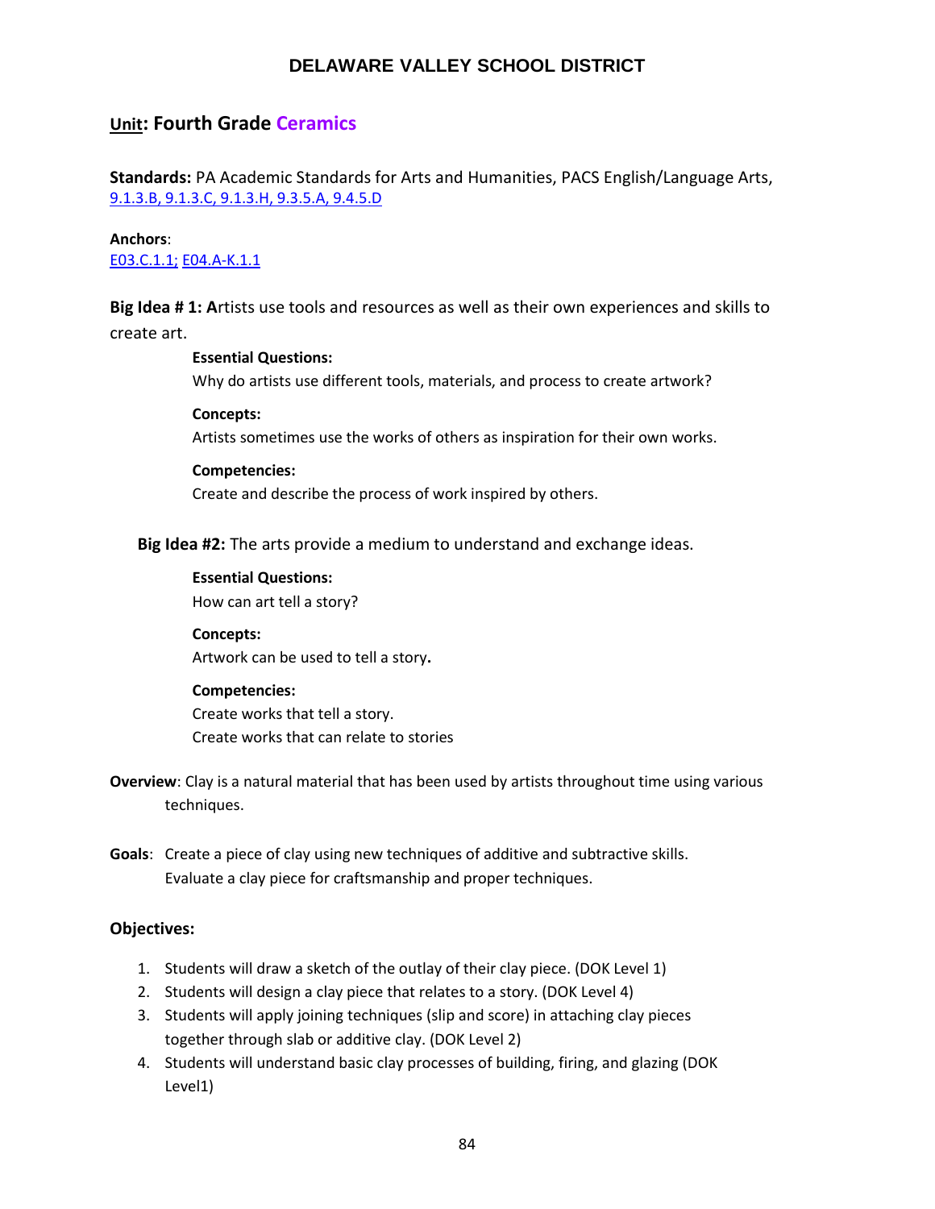# DELAWARE VALLEY SCHOOL DISTRICT

## Unit: Fourth Grade Ceramics

**Standards:** PA Academic Standards for Arts and Humanities, PACS English/Language Arts, 9.1.3.B, 9.1.3.C, 9.1.3.H, 9.3.5.A, 9.4.5.D

**Anchors**:
E03.C.1.1; E04.A-K.1.1

**Big Idea # 1: A**rtists use tools and resources as well as their own experiences and skills to create art.

**Essential Questions:**
Why do artists use different tools, materials, and process to create artwork?

**Concepts:**
Artists sometimes use the works of others as inspiration for their own works.

**Competencies:**
Create and describe the process of work inspired by others.

**Big Idea #2:** The arts provide a medium to understand and exchange ideas.

**Essential Questions:**
How can art tell a story?

**Concepts:**
Artwork can be used to tell a story**.**

**Competencies:**
Create works that tell a story.
Create works that can relate to stories

**Overview**: Clay is a natural material that has been used by artists throughout time using various techniques.

**Goals**: Create a piece of clay using new techniques of additive and subtractive skills.
Evaluate a clay piece for craftsmanship and proper techniques.

**Objectives:**

1. Students will draw a sketch of the outlay of their clay piece. (DOK Level 1)
2. Students will design a clay piece that relates to a story. (DOK Level 4)
3. Students will apply joining techniques (slip and score) in attaching clay pieces together through slab or additive clay. (DOK Level 2)
4. Students will understand basic clay processes of building, firing, and glazing (DOK Level1)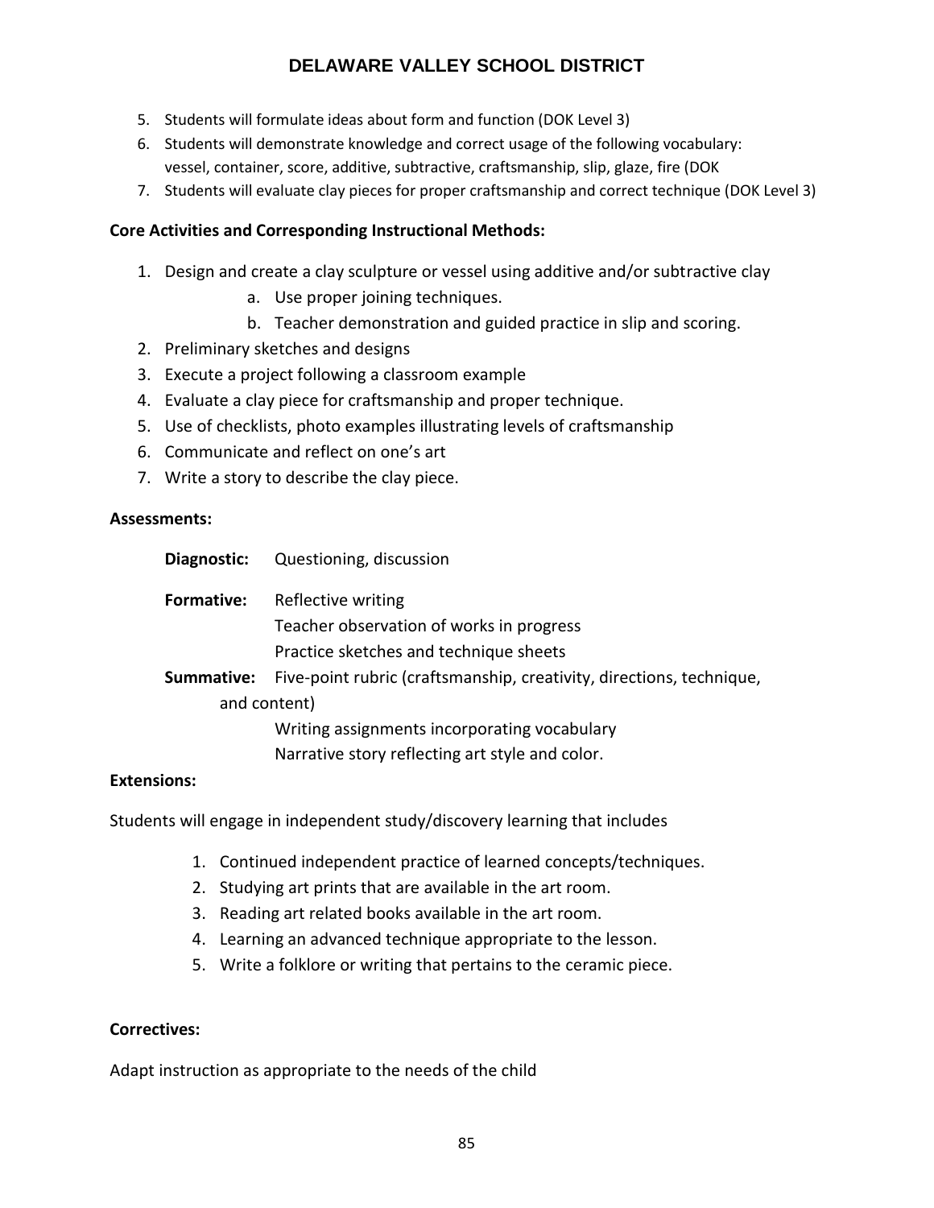5. Students will formulate ideas about form and function (DOK Level 3)
6. Students will demonstrate knowledge and correct usage of the following vocabulary: vessel, container, score, additive, subtractive, craftsmanship, slip, glaze, fire (DOK
7. Students will evaluate clay pieces for proper craftsmanship and correct technique (DOK Level 3)

**Core Activities and Corresponding Instructional Methods:**

1. Design and create a clay sculpture or vessel using additive and/or subtractive clay
   a. Use proper joining techniques.
   b. Teacher demonstration and guided practice in slip and scoring.
2. Preliminary sketches and designs
3. Execute a project following a classroom example
4. Evaluate a clay piece for craftsmanship and proper technique.
5. Use of checklists, photo examples illustrating levels of craftsmanship
6. Communicate and reflect on one's art
7. Write a story to describe the clay piece.

**Assessments:**

**Diagnostic:** Questioning, discussion

**Formative:** Reflective writing
Teacher observation of works in progress
Practice sketches and technique sheets

**Summative:** Five-point rubric (craftsmanship, creativity, directions, technique, and content)
Writing assignments incorporating vocabulary
Narrative story reflecting art style and color.

**Extensions:**

Students will engage in independent study/discovery learning that includes

1. Continued independent practice of learned concepts/techniques.
2. Studying art prints that are available in the art room.
3. Reading art related books available in the art room.
4. Learning an advanced technique appropriate to the lesson.
5. Write a folklore or writing that pertains to the ceramic piece.

**Correctives:**

Adapt instruction as appropriate to the needs of the child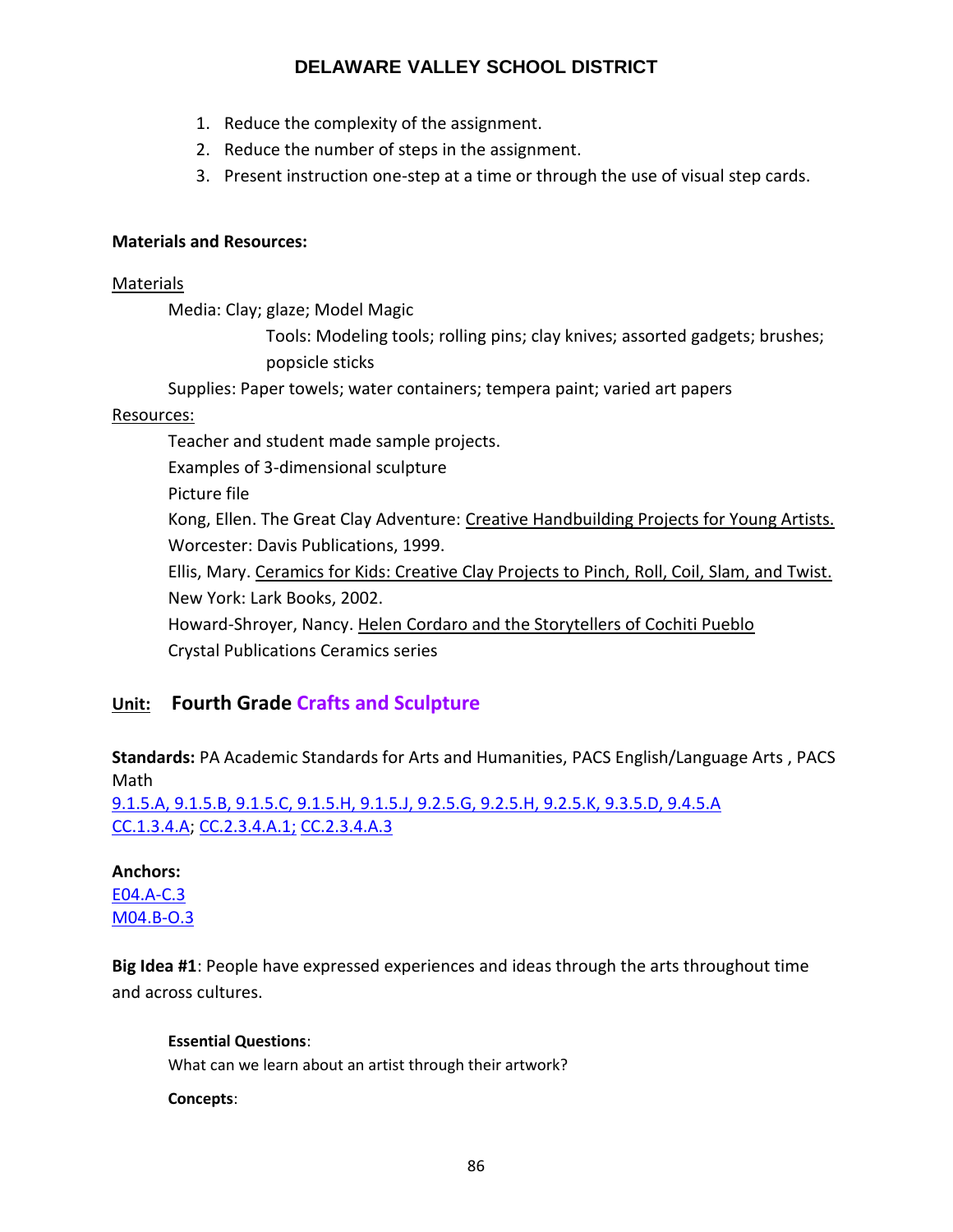1. Reduce the complexity of the assignment.
2. Reduce the number of steps in the assignment.
3. Present instruction one-step at a time or through the use of visual step cards.

**Materials and Resources:**

Materials

Media: Clay; glaze; Model Magic

Tools: Modeling tools; rolling pins; clay knives; assorted gadgets; brushes; popsicle sticks

Supplies: Paper towels; water containers; tempera paint; varied art papers

Resources:

Teacher and student made sample projects.

Examples of 3-dimensional sculpture

Picture file

Kong, Ellen. The Great Clay Adventure: Creative Handbuilding Projects for Young Artists. Worcester: Davis Publications, 1999.

Ellis, Mary. Ceramics for Kids: Creative Clay Projects to Pinch, Roll, Coil, Slam, and Twist. New York: Lark Books, 2002.

Howard-Shroyer, Nancy. Helen Cordaro and the Storytellers of Cochiti Pueblo

Crystal Publications Ceramics series

## Unit: Fourth Grade Crafts and Sculpture

**Standards:** PA Academic Standards for Arts and Humanities, PACS English/Language Arts , PACS Math

9.1.5.A, 9.1.5.B, 9.1.5.C, 9.1.5.H, 9.1.5.J, 9.2.5.G, 9.2.5.H, 9.2.5.K, 9.3.5.D, 9.4.5.A
CC.1.3.4.A; CC.2.3.4.A.1; CC.2.3.4.A.3

**Anchors:**

E04.A-C.3
M04.B-O.3

**Big Idea #1**: People have expressed experiences and ideas through the arts throughout time and across cultures.

**Essential Questions**:

What can we learn about an artist through their artwork?

**Concepts**: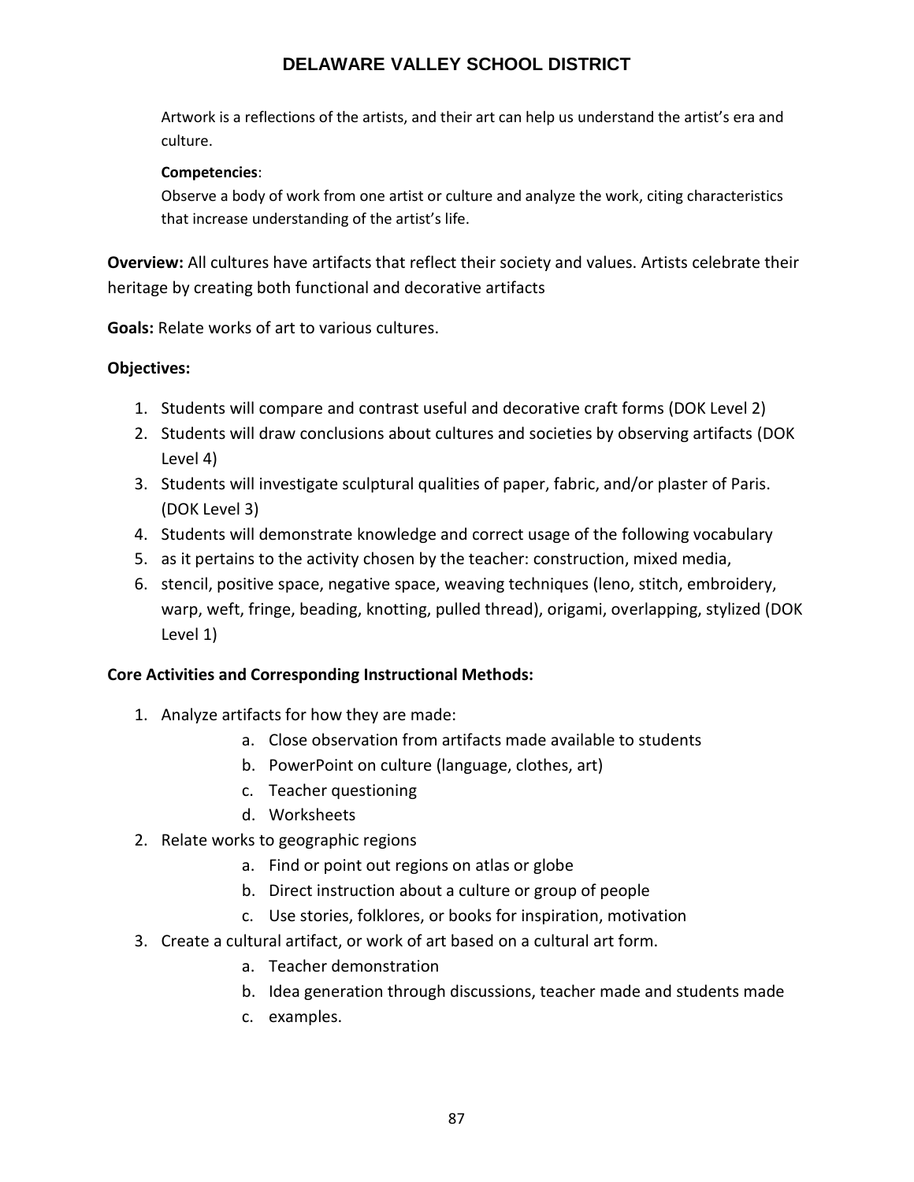Artwork is a reflections of the artists, and their art can help us understand the artist's era and culture.

**Competencies**:
Observe a body of work from one artist or culture and analyze the work, citing characteristics that increase understanding of the artist's life.

**Overview:** All cultures have artifacts that reflect their society and values. Artists celebrate their heritage by creating both functional and decorative artifacts

**Goals:** Relate works of art to various cultures.

**Objectives:**

1. Students will compare and contrast useful and decorative craft forms (DOK Level 2)
2. Students will draw conclusions about cultures and societies by observing artifacts (DOK Level 4)
3. Students will investigate sculptural qualities of paper, fabric, and/or plaster of Paris. (DOK Level 3)
4. Students will demonstrate knowledge and correct usage of the following vocabulary
5. as it pertains to the activity chosen by the teacher: construction, mixed media,
6. stencil, positive space, negative space, weaving techniques (leno, stitch, embroidery, warp, weft, fringe, beading, knotting, pulled thread), origami, overlapping, stylized (DOK Level 1)

**Core Activities and Corresponding Instructional Methods:**

1. Analyze artifacts for how they are made:
   a. Close observation from artifacts made available to students
   b. PowerPoint on culture (language, clothes, art)
   c. Teacher questioning
   d. Worksheets
2. Relate works to geographic regions
   a. Find or point out regions on atlas or globe
   b. Direct instruction about a culture or group of people
   c. Use stories, folklores, or books for inspiration, motivation
3. Create a cultural artifact, or work of art based on a cultural art form.
   a. Teacher demonstration
   b. Idea generation through discussions, teacher made and students made
   c. examples.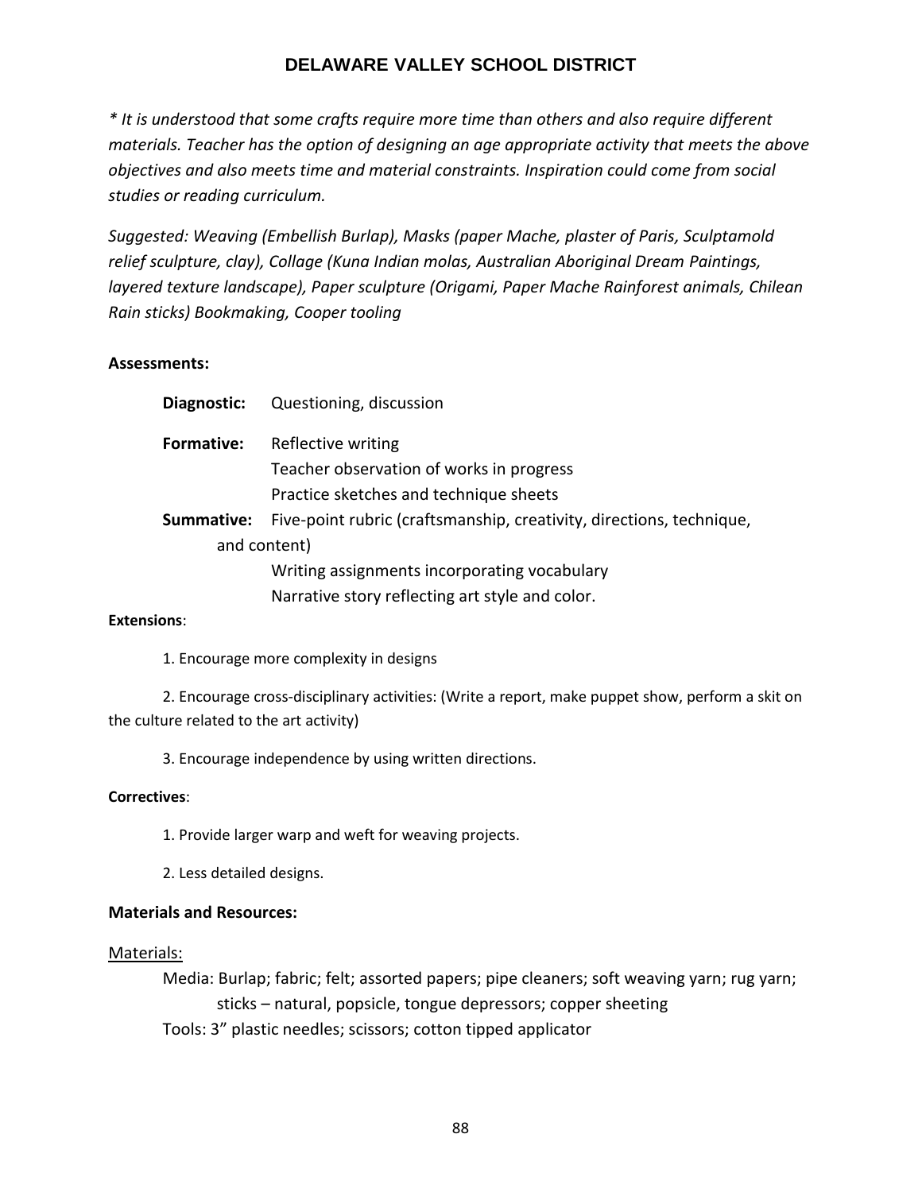*\* It is understood that some crafts require more time than others and also require different materials. Teacher has the option of designing an age appropriate activity that meets the above objectives and also meets time and material constraints. Inspiration could come from social studies or reading curriculum.*

*Suggested: Weaving (Embellish Burlap), Masks (paper Mache, plaster of Paris, Sculptamold relief sculpture, clay), Collage (Kuna Indian molas, Australian Aboriginal Dream Paintings, layered texture landscape), Paper sculpture (Origami, Paper Mache Rainforest animals, Chilean Rain sticks) Bookmaking, Cooper tooling*

**Assessments:**

**Diagnostic:** Questioning, discussion

**Formative:** Reflective writing
Teacher observation of works in progress
Practice sketches and technique sheets

**Summative:** Five-point rubric (craftsmanship, creativity, directions, technique, and content)
Writing assignments incorporating vocabulary
Narrative story reflecting art style and color.

**Extensions**:

1. Encourage more complexity in designs

2. Encourage cross-disciplinary activities: (Write a report, make puppet show, perform a skit on the culture related to the art activity)

3. Encourage independence by using written directions.

**Correctives**:

1. Provide larger warp and weft for weaving projects.

2. Less detailed designs.

**Materials and Resources:**

Materials:

Media: Burlap; fabric; felt; assorted papers; pipe cleaners; soft weaving yarn; rug yarn; sticks – natural, popsicle, tongue depressors; copper sheeting

Tools: 3" plastic needles; scissors; cotton tipped applicator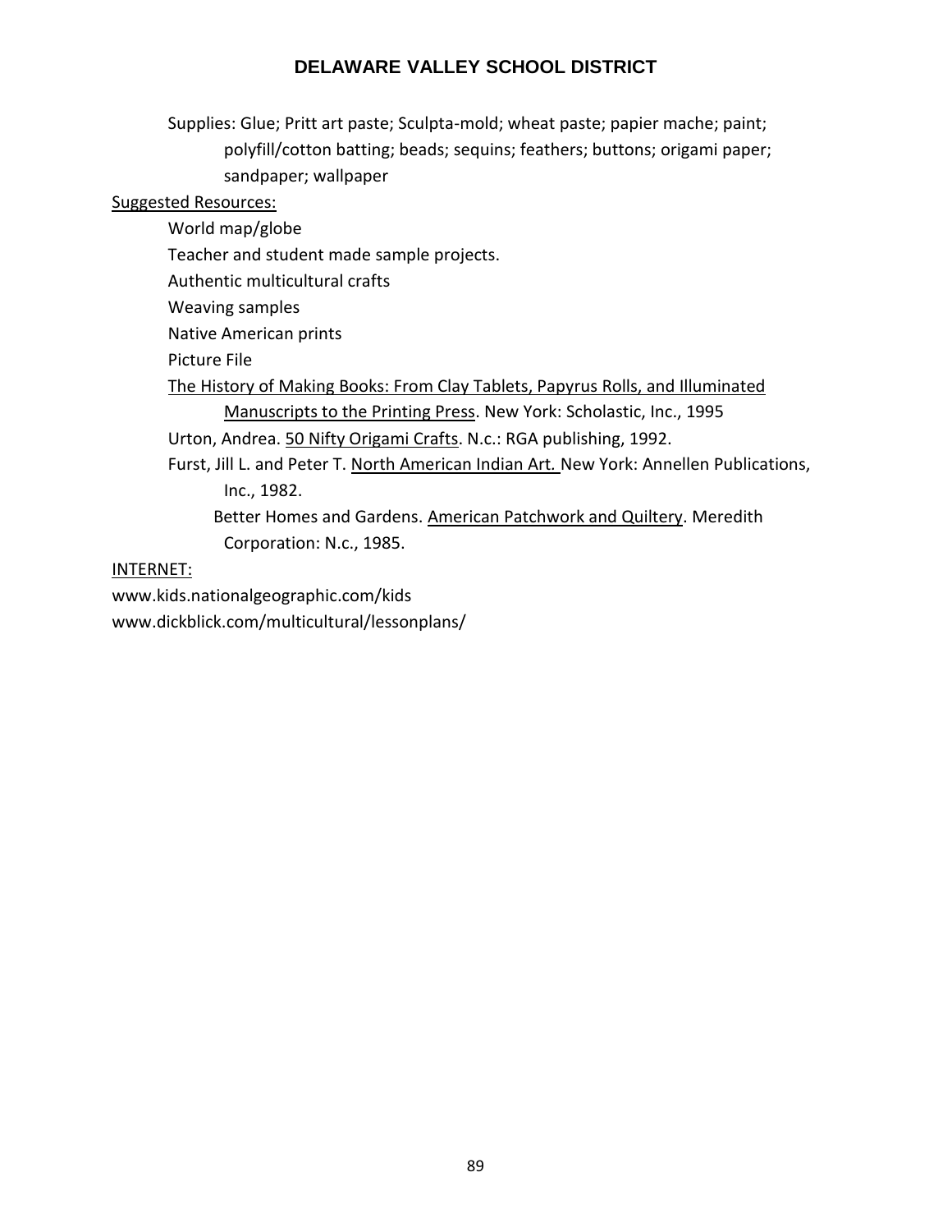Supplies: Glue; Pritt art paste; Sculpta-mold; wheat paste; papier mache; paint; polyfill/cotton batting; beads; sequins; feathers; buttons; origami paper; sandpaper; wallpaper

Suggested Resources:

World map/globe

Teacher and student made sample projects.

Authentic multicultural crafts

Weaving samples

Native American prints

Picture File

The History of Making Books: From Clay Tablets, Papyrus Rolls, and Illuminated Manuscripts to the Printing Press. New York: Scholastic, Inc., 1995

Urton, Andrea. 50 Nifty Origami Crafts. N.c.: RGA publishing, 1992.

Furst, Jill L. and Peter T. North American Indian Art. New York: Annellen Publications, Inc., 1982.

Better Homes and Gardens. American Patchwork and Quiltery. Meredith Corporation: N.c., 1985.

INTERNET:

www.kids.nationalgeographic.com/kids

www.dickblick.com/multicultural/lessonplans/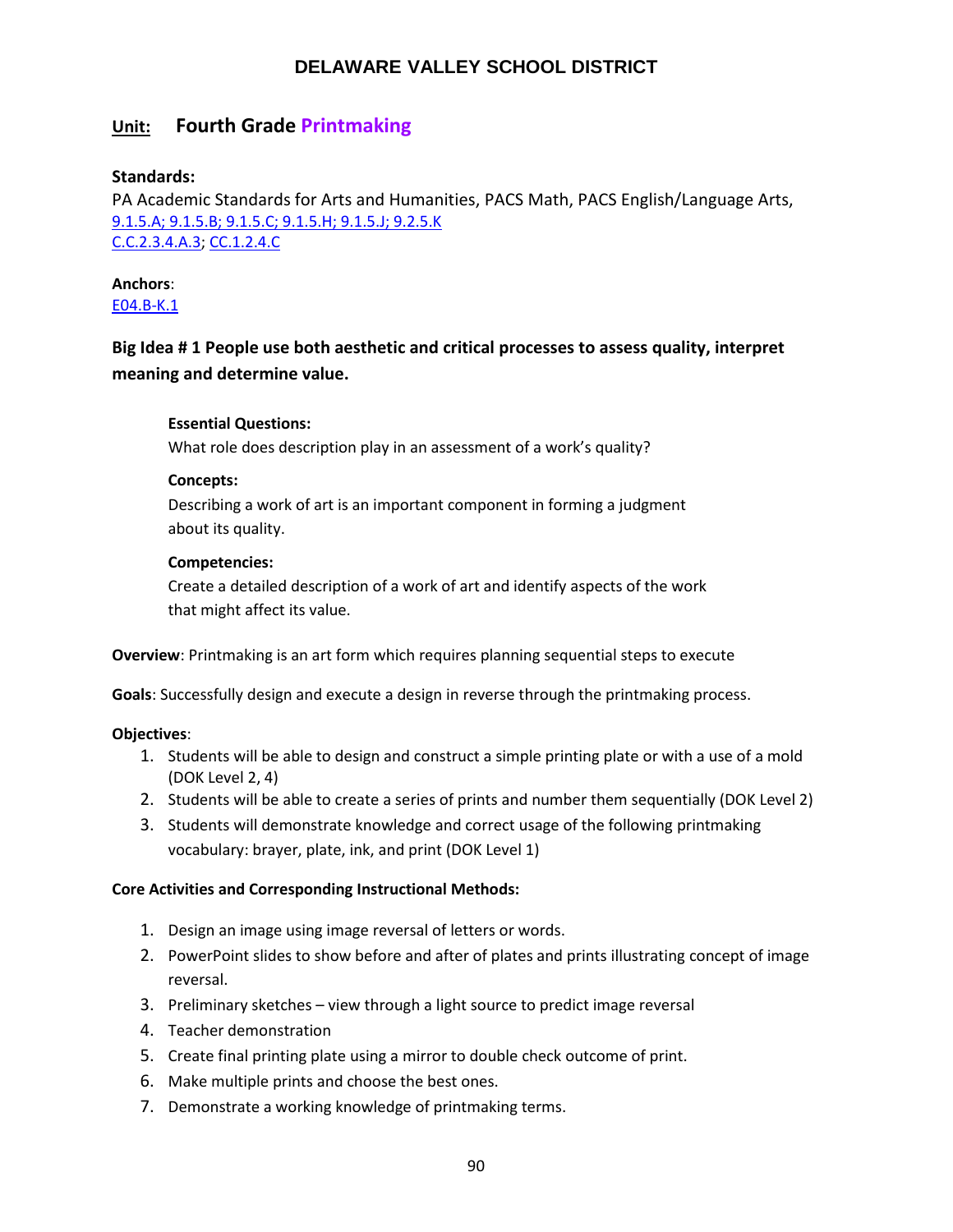# DELAWARE VALLEY SCHOOL DISTRICT

## Unit: Fourth Grade Printmaking

**Standards:**

PA Academic Standards for Arts and Humanities, PACS Math, PACS English/Language Arts, 9.1.5.A; 9.1.5.B; 9.1.5.C; 9.1.5.H; 9.1.5.J; 9.2.5.K
C.C.2.3.4.A.3; CC.1.2.4.C

**Anchors**:
E04.B-K.1

### Big Idea # 1 People use both aesthetic and critical processes to assess quality, interpret meaning and determine value.

**Essential Questions:**

What role does description play in an assessment of a work's quality?

**Concepts:**

Describing a work of art is an important component in forming a judgment about its quality.

**Competencies:**

Create a detailed description of a work of art and identify aspects of the work that might affect its value.

**Overview**: Printmaking is an art form which requires planning sequential steps to execute

**Goals**: Successfully design and execute a design in reverse through the printmaking process.

**Objectives**:

1. Students will be able to design and construct a simple printing plate or with a use of a mold (DOK Level 2, 4)
2. Students will be able to create a series of prints and number them sequentially (DOK Level 2)
3. Students will demonstrate knowledge and correct usage of the following printmaking vocabulary: brayer, plate, ink, and print (DOK Level 1)

**Core Activities and Corresponding Instructional Methods:**

1. Design an image using image reversal of letters or words.
2. PowerPoint slides to show before and after of plates and prints illustrating concept of image reversal.
3. Preliminary sketches – view through a light source to predict image reversal
4. Teacher demonstration
5. Create final printing plate using a mirror to double check outcome of print.
6. Make multiple prints and choose the best ones.
7. Demonstrate a working knowledge of printmaking terms.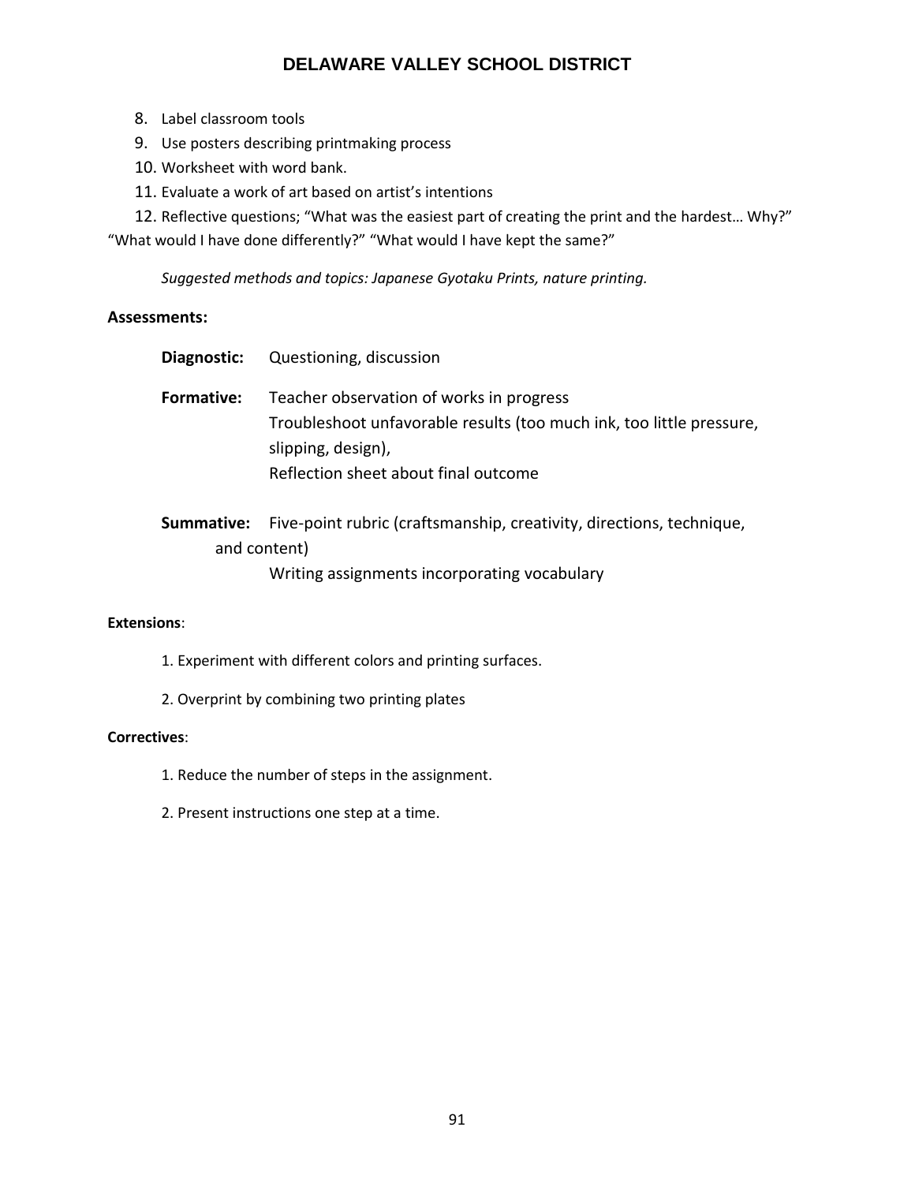8. Label classroom tools
9. Use posters describing printmaking process
10. Worksheet with word bank.
11. Evaluate a work of art based on artist's intentions
12. Reflective questions; "What was the easiest part of creating the print and the hardest… Why?" "What would I have done differently?" "What would I have kept the same?"

*Suggested methods and topics: Japanese Gyotaku Prints, nature printing.*

**Assessments:**

**Diagnostic:** Questioning, discussion

**Formative:** Teacher observation of works in progress
Troubleshoot unfavorable results (too much ink, too little pressure, slipping, design),
Reflection sheet about final outcome

**Summative:** Five-point rubric (craftsmanship, creativity, directions, technique, and content)
Writing assignments incorporating vocabulary

**Extensions**:

1. Experiment with different colors and printing surfaces.
2. Overprint by combining two printing plates

**Correctives**:

1. Reduce the number of steps in the assignment.
2. Present instructions one step at a time.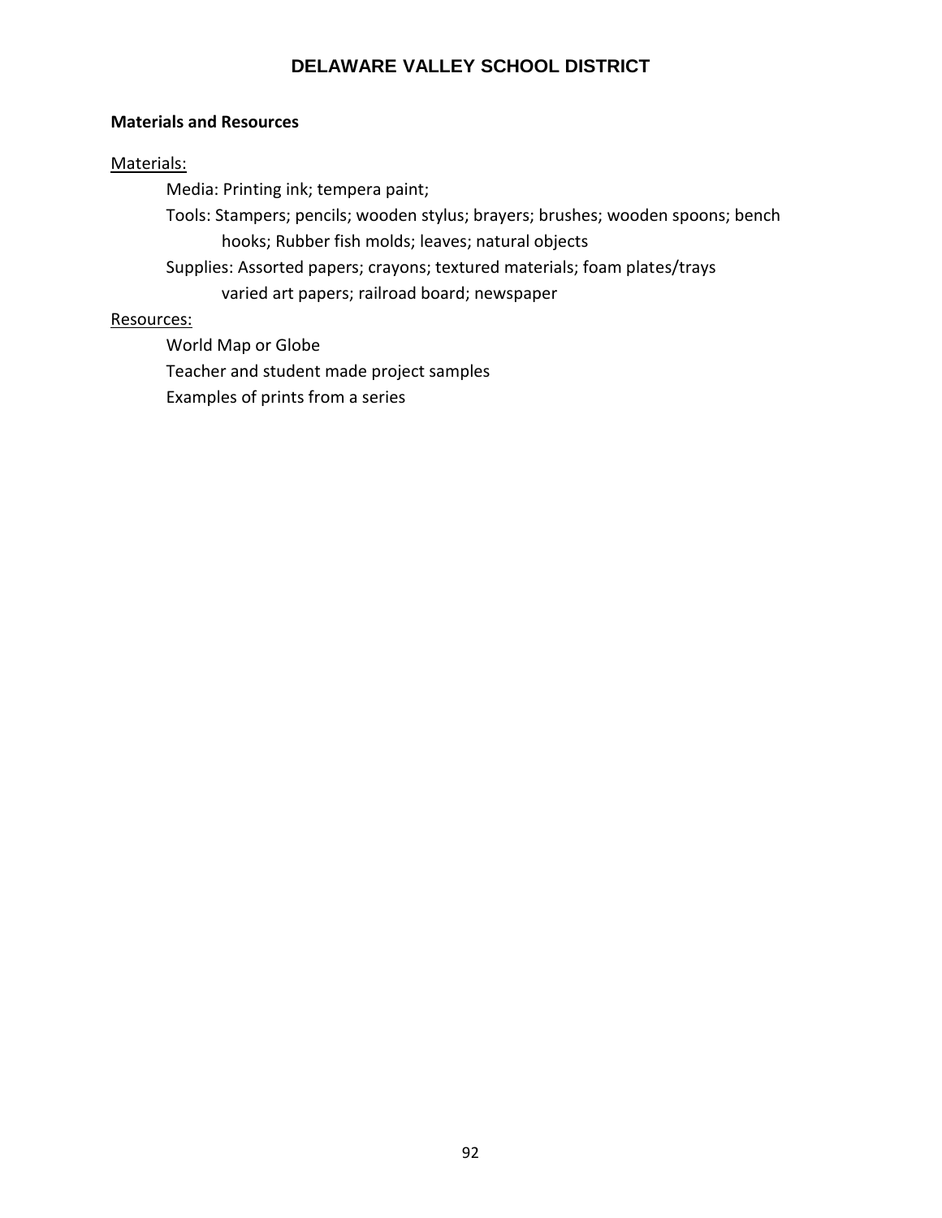**Materials and Resources**

Materials:

Media: Printing ink; tempera paint;

Tools: Stampers; pencils; wooden stylus; brayers; brushes; wooden spoons; bench hooks; Rubber fish molds; leaves; natural objects

Supplies: Assorted papers; crayons; textured materials; foam plates/trays varied art papers; railroad board; newspaper

Resources:

World Map or Globe

Teacher and student made project samples

Examples of prints from a series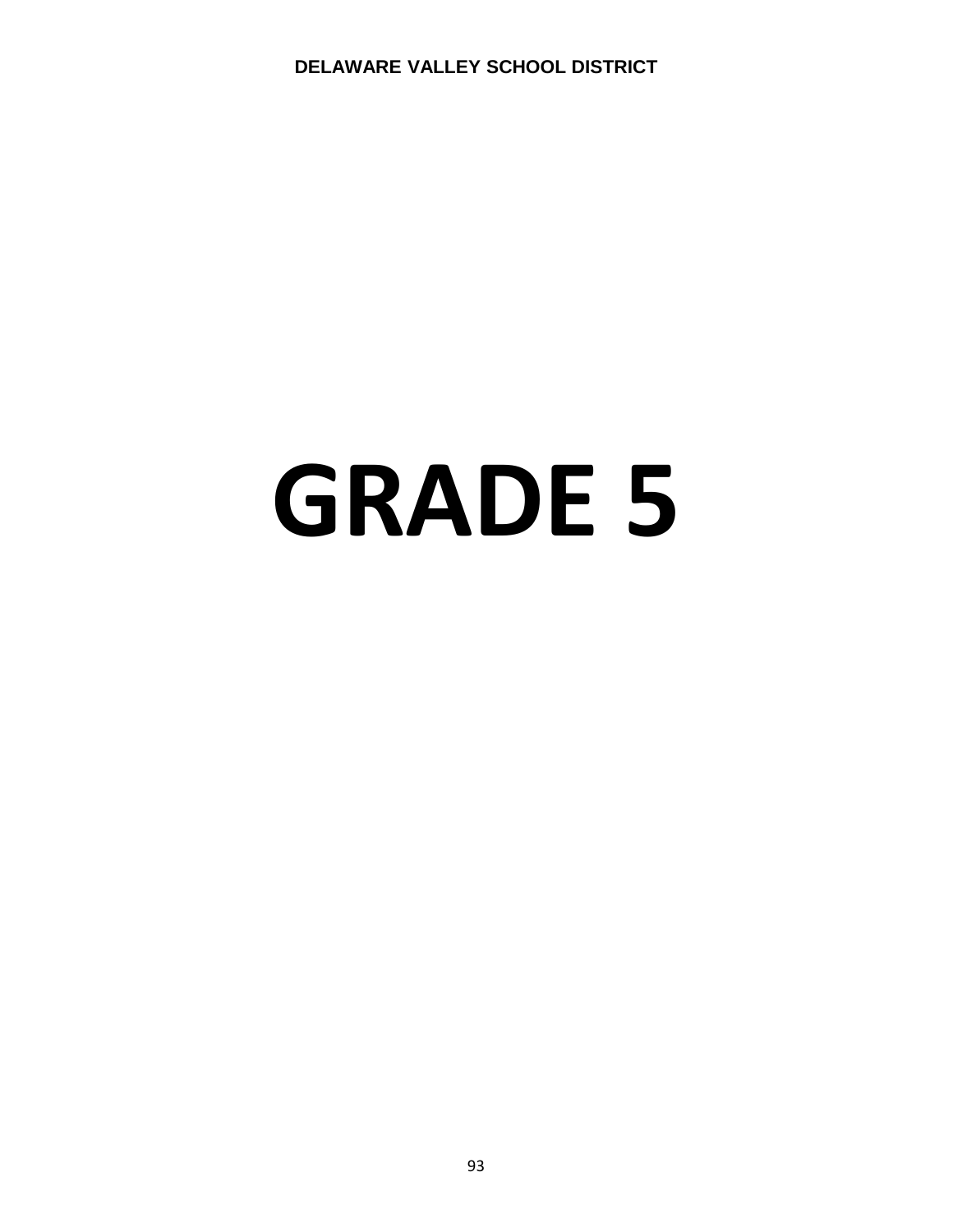# GRADE 5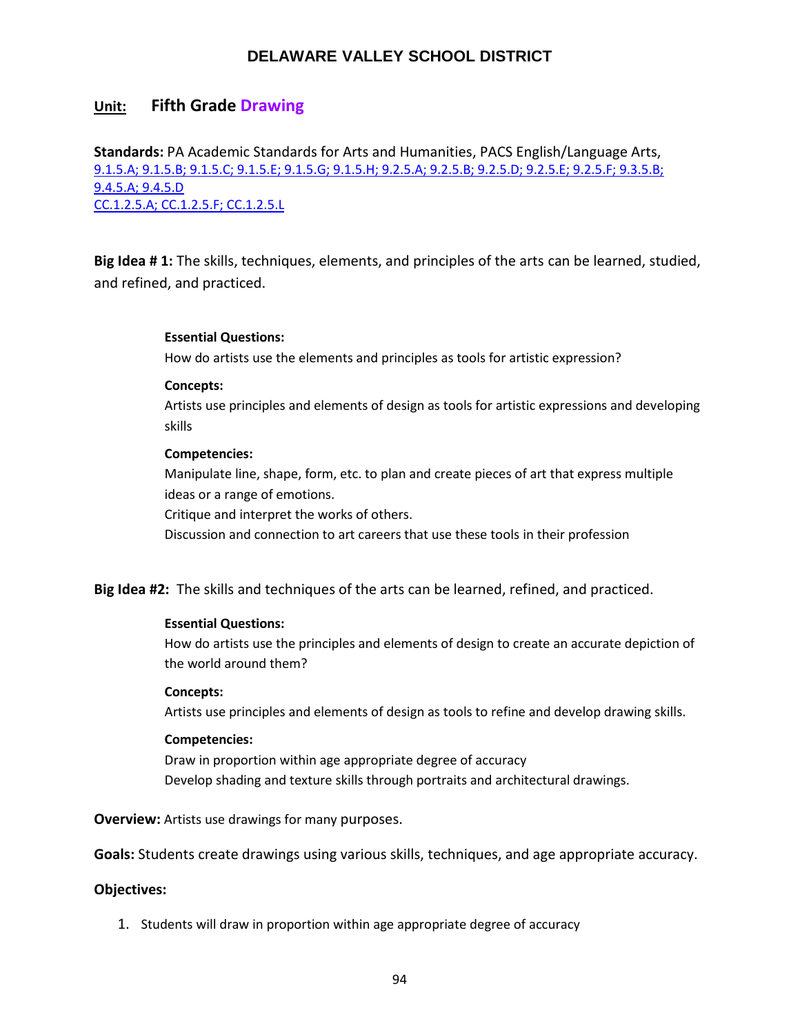# DELAWARE VALLEY SCHOOL DISTRICT

## Unit: Fifth Grade Drawing

**Standards:** PA Academic Standards for Arts and Humanities, PACS English/Language Arts, 9.1.5.A; 9.1.5.B; 9.1.5.C; 9.1.5.E; 9.1.5.G; 9.1.5.H; 9.2.5.A; 9.2.5.B; 9.2.5.D; 9.2.5.E; 9.2.5.F; 9.3.5.B; 9.4.5.A; 9.4.5.D
CC.1.2.5.A; CC.1.2.5.F; CC.1.2.5.L

**Big Idea # 1:** The skills, techniques, elements, and principles of the arts can be learned, studied, and refined, and practiced.

**Essential Questions:**
How do artists use the elements and principles as tools for artistic expression?

**Concepts:**
Artists use principles and elements of design as tools for artistic expressions and developing skills

**Competencies:**
Manipulate line, shape, form, etc. to plan and create pieces of art that express multiple ideas or a range of emotions.
Critique and interpret the works of others.
Discussion and connection to art careers that use these tools in their profession

**Big Idea #2:** The skills and techniques of the arts can be learned, refined, and practiced.

**Essential Questions:**
How do artists use the principles and elements of design to create an accurate depiction of the world around them?

**Concepts:**
Artists use principles and elements of design as tools to refine and develop drawing skills.

**Competencies:**
Draw in proportion within age appropriate degree of accuracy
Develop shading and texture skills through portraits and architectural drawings.

**Overview:** Artists use drawings for many purposes.

**Goals:** Students create drawings using various skills, techniques, and age appropriate accuracy.

**Objectives:**

1. Students will draw in proportion within age appropriate degree of accuracy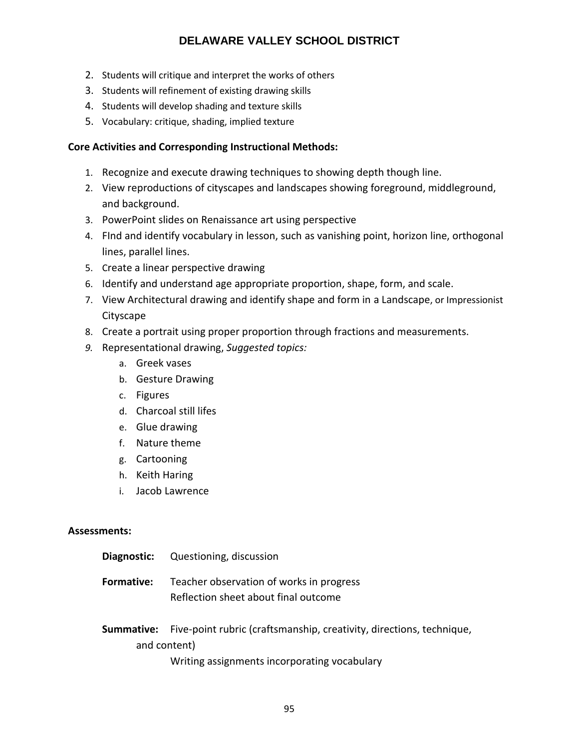2. Students will critique and interpret the works of others
3. Students will refinement of existing drawing skills
4. Students will develop shading and texture skills
5. Vocabulary: critique, shading, implied texture

**Core Activities and Corresponding Instructional Methods:**

1. Recognize and execute drawing techniques to showing depth though line.
2. View reproductions of cityscapes and landscapes showing foreground, middleground, and background.
3. PowerPoint slides on Renaissance art using perspective
4. FInd and identify vocabulary in lesson, such as vanishing point, horizon line, orthogonal lines, parallel lines.
5. Create a linear perspective drawing
6. Identify and understand age appropriate proportion, shape, form, and scale.
7. View Architectural drawing and identify shape and form in a Landscape, or Impressionist Cityscape
8. Create a portrait using proper proportion through fractions and measurements.
9. Representational drawing, *Suggested topics:*
   a. Greek vases
   b. Gesture Drawing
   c. Figures
   d. Charcoal still lifes
   e. Glue drawing
   f. Nature theme
   g. Cartooning
   h. Keith Haring
   i. Jacob Lawrence

**Assessments:**

**Diagnostic:** Questioning, discussion

**Formative:** Teacher observation of works in progress
Reflection sheet about final outcome

**Summative:** Five-point rubric (craftsmanship, creativity, directions, technique, and content)
Writing assignments incorporating vocabulary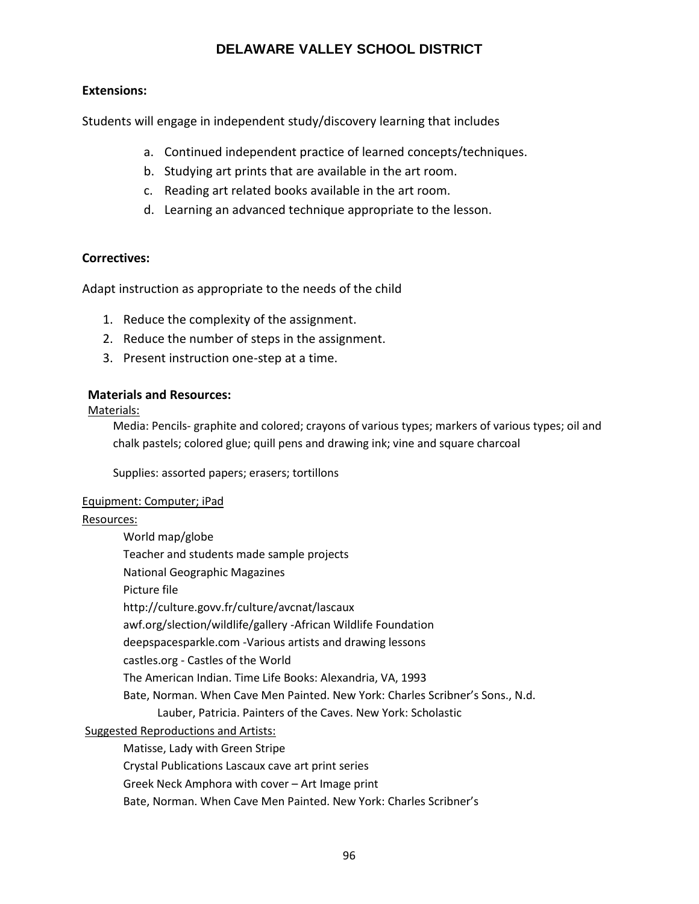**Extensions:**

Students will engage in independent study/discovery learning that includes

a. Continued independent practice of learned concepts/techniques.
b. Studying art prints that are available in the art room.
c. Reading art related books available in the art room.
d. Learning an advanced technique appropriate to the lesson.

**Correctives:**

Adapt instruction as appropriate to the needs of the child

1. Reduce the complexity of the assignment.
2. Reduce the number of steps in the assignment.
3. Present instruction one-step at a time.

**Materials and Resources:**

Materials:

Media: Pencils- graphite and colored; crayons of various types; markers of various types; oil and chalk pastels; colored glue; quill pens and drawing ink; vine and square charcoal

Supplies: assorted papers; erasers; tortillons

Equipment: Computer; iPad

Resources:

World map/globe
Teacher and students made sample projects
National Geographic Magazines
Picture file
http://culture.govv.fr/culture/avcnat/lascaux
awf.org/slection/wildlife/gallery -African Wildlife Foundation
deepspacesparkle.com -Various artists and drawing lessons
castles.org - Castles of the World
The American Indian. Time Life Books: Alexandria, VA, 1993
Bate, Norman. When Cave Men Painted. New York: Charles Scribner's Sons., N.d.
Lauber, Patricia. Painters of the Caves. New York: Scholastic

Suggested Reproductions and Artists:

Matisse, Lady with Green Stripe
Crystal Publications Lascaux cave art print series
Greek Neck Amphora with cover – Art Image print
Bate, Norman. When Cave Men Painted. New York: Charles Scribner's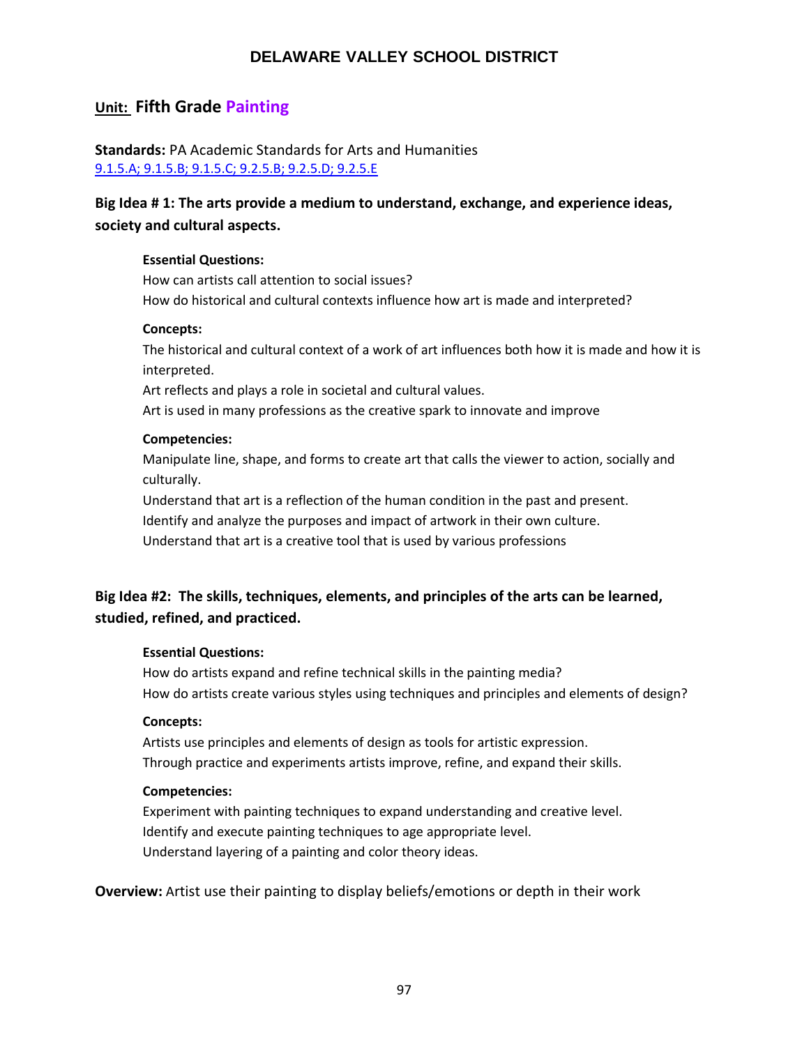# DELAWARE VALLEY SCHOOL DISTRICT

## Unit: Fifth Grade Painting

**Standards:** PA Academic Standards for Arts and Humanities
9.1.5.A; 9.1.5.B; 9.1.5.C; 9.2.5.B; 9.2.5.D; 9.2.5.E

### Big Idea # 1: The arts provide a medium to understand, exchange, and experience ideas, society and cultural aspects.

**Essential Questions:**

How can artists call attention to social issues?
How do historical and cultural contexts influence how art is made and interpreted?

**Concepts:**

The historical and cultural context of a work of art influences both how it is made and how it is interpreted.
Art reflects and plays a role in societal and cultural values.
Art is used in many professions as the creative spark to innovate and improve

**Competencies:**

Manipulate line, shape, and forms to create art that calls the viewer to action, socially and culturally.
Understand that art is a reflection of the human condition in the past and present.
Identify and analyze the purposes and impact of artwork in their own culture.
Understand that art is a creative tool that is used by various professions

### Big Idea #2: The skills, techniques, elements, and principles of the arts can be learned, studied, refined, and practiced.

**Essential Questions:**

How do artists expand and refine technical skills in the painting media?
How do artists create various styles using techniques and principles and elements of design?

**Concepts:**

Artists use principles and elements of design as tools for artistic expression.
Through practice and experiments artists improve, refine, and expand their skills.

**Competencies:**

Experiment with painting techniques to expand understanding and creative level.
Identify and execute painting techniques to age appropriate level.
Understand layering of a painting and color theory ideas.

**Overview:** Artist use their painting to display beliefs/emotions or depth in their work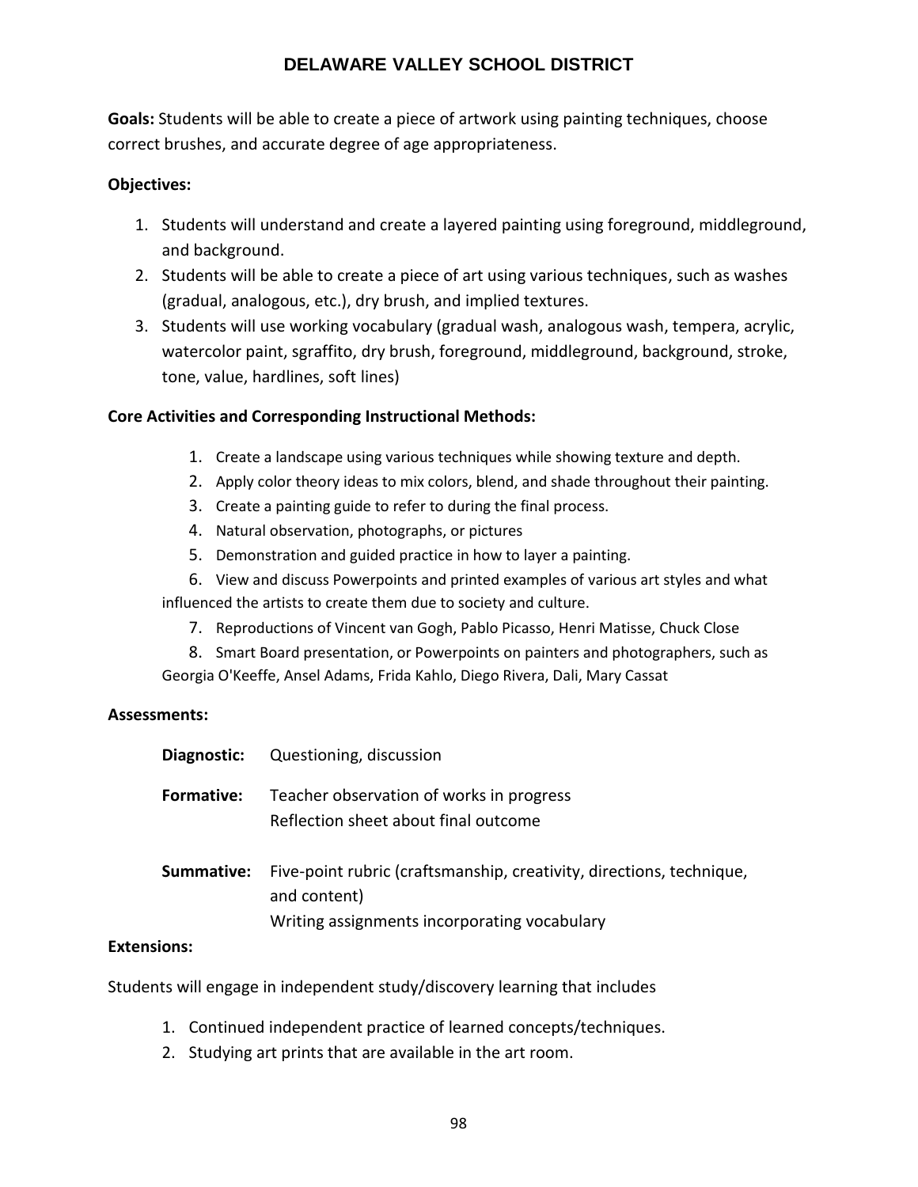**Goals:** Students will be able to create a piece of artwork using painting techniques, choose correct brushes, and accurate degree of age appropriateness.

**Objectives:**

1. Students will understand and create a layered painting using foreground, middleground, and background.
2. Students will be able to create a piece of art using various techniques, such as washes (gradual, analogous, etc.), dry brush, and implied textures.
3. Students will use working vocabulary (gradual wash, analogous wash, tempera, acrylic, watercolor paint, sgraffito, dry brush, foreground, middleground, background, stroke, tone, value, hardlines, soft lines)

**Core Activities and Corresponding Instructional Methods:**

1. Create a landscape using various techniques while showing texture and depth.
2. Apply color theory ideas to mix colors, blend, and shade throughout their painting.
3. Create a painting guide to refer to during the final process.
4. Natural observation, photographs, or pictures
5. Demonstration and guided practice in how to layer a painting.
6. View and discuss Powerpoints and printed examples of various art styles and what influenced the artists to create them due to society and culture.
7. Reproductions of Vincent van Gogh, Pablo Picasso, Henri Matisse, Chuck Close
8. Smart Board presentation, or Powerpoints on painters and photographers, such as Georgia O'Keeffe, Ansel Adams, Frida Kahlo, Diego Rivera, Dali, Mary Cassat

**Assessments:**

**Diagnostic:** Questioning, discussion

**Formative:** Teacher observation of works in progress
Reflection sheet about final outcome

**Summative:** Five-point rubric (craftsmanship, creativity, directions, technique, and content)
Writing assignments incorporating vocabulary

**Extensions:**

Students will engage in independent study/discovery learning that includes

1. Continued independent practice of learned concepts/techniques.
2. Studying art prints that are available in the art room.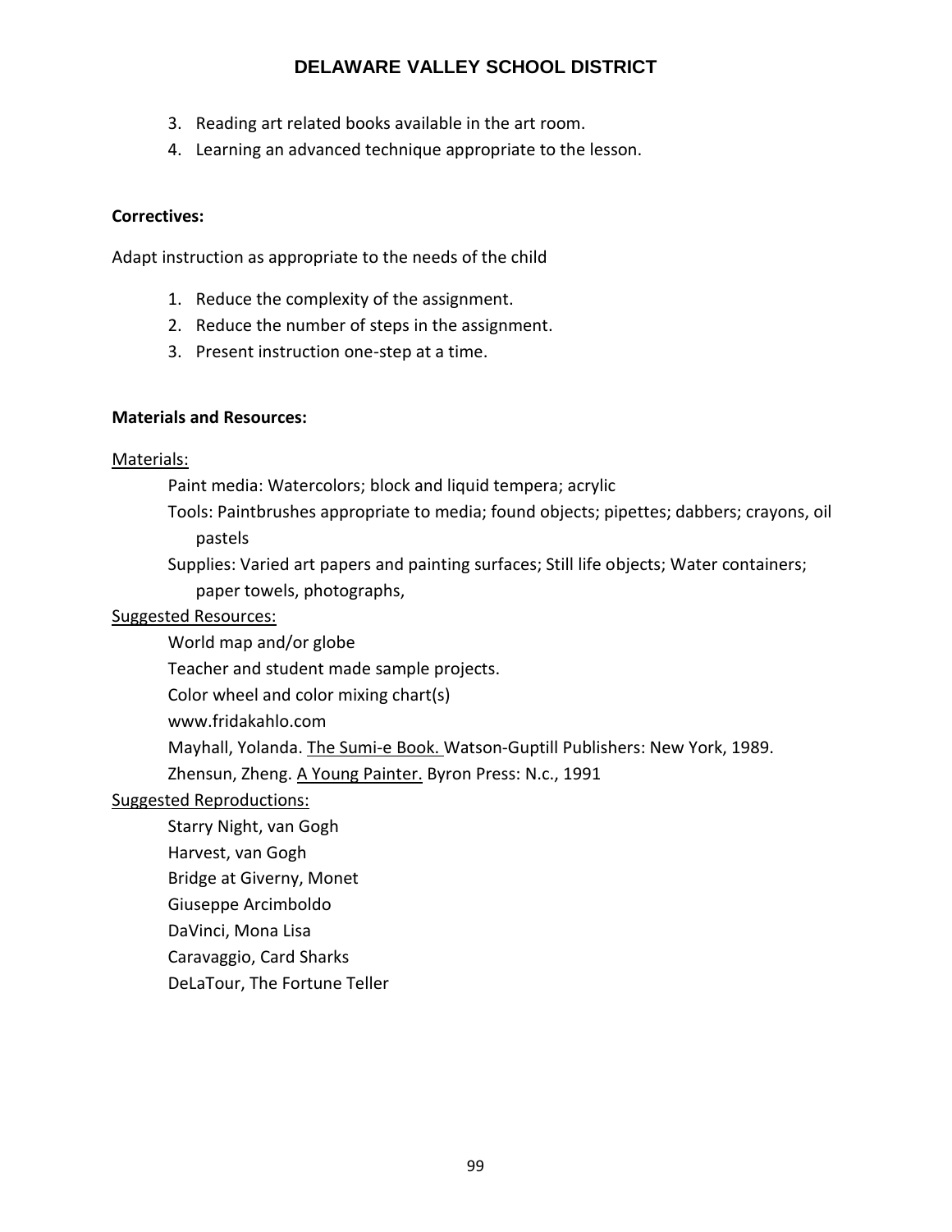3. Reading art related books available in the art room.
4. Learning an advanced technique appropriate to the lesson.

**Correctives:**

Adapt instruction as appropriate to the needs of the child

1. Reduce the complexity of the assignment.
2. Reduce the number of steps in the assignment.
3. Present instruction one-step at a time.

**Materials and Resources:**

Materials:

Paint media: Watercolors; block and liquid tempera; acrylic

Tools: Paintbrushes appropriate to media; found objects; pipettes; dabbers; crayons, oil pastels

Supplies: Varied art papers and painting surfaces; Still life objects; Water containers; paper towels, photographs,

Suggested Resources:

World map and/or globe

Teacher and student made sample projects.

Color wheel and color mixing chart(s)

www.fridakahlo.com

Mayhall, Yolanda. The Sumi-e Book. Watson-Guptill Publishers: New York, 1989.

Zhensun, Zheng. A Young Painter. Byron Press: N.c., 1991

Suggested Reproductions:

Starry Night, van Gogh

Harvest, van Gogh

Bridge at Giverny, Monet

Giuseppe Arcimboldo

DaVinci, Mona Lisa

Caravaggio, Card Sharks

DeLaTour, The Fortune Teller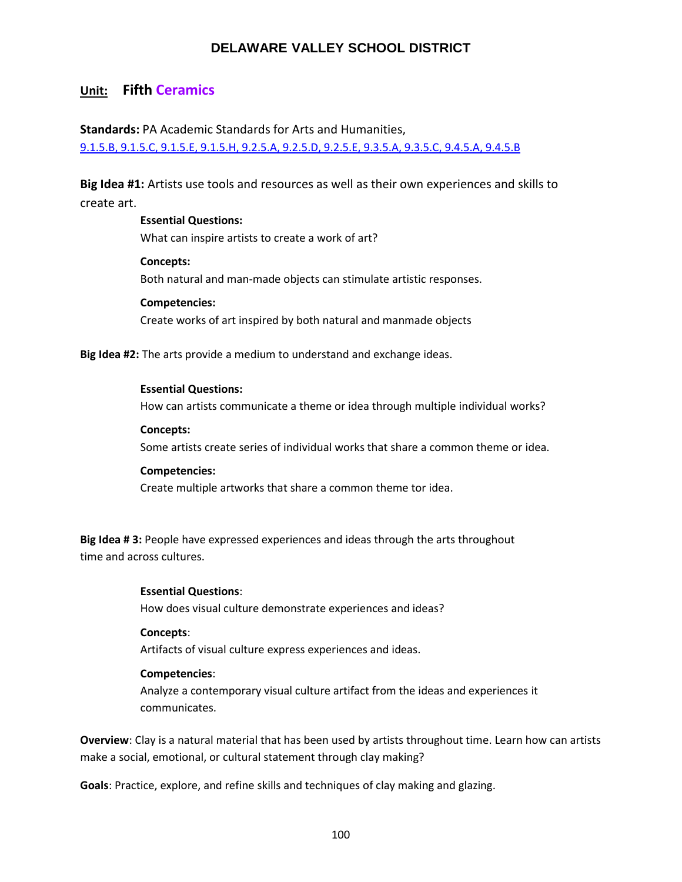# DELAWARE VALLEY SCHOOL DISTRICT

## Unit: Fifth Ceramics

**Standards:** PA Academic Standards for Arts and Humanities,
9.1.5.B, 9.1.5.C, 9.1.5.E, 9.1.5.H, 9.2.5.A, 9.2.5.D, 9.2.5.E, 9.3.5.A, 9.3.5.C, 9.4.5.A, 9.4.5.B

**Big Idea #1:** Artists use tools and resources as well as their own experiences and skills to create art.

**Essential Questions:**
What can inspire artists to create a work of art?

**Concepts:**
Both natural and man-made objects can stimulate artistic responses.

**Competencies:**
Create works of art inspired by both natural and manmade objects

**Big Idea #2:** The arts provide a medium to understand and exchange ideas.

**Essential Questions:**
How can artists communicate a theme or idea through multiple individual works?

**Concepts:**
Some artists create series of individual works that share a common theme or idea.

**Competencies:**
Create multiple artworks that share a common theme tor idea.

**Big Idea # 3:** People have expressed experiences and ideas through the arts throughout time and across cultures.

**Essential Questions**:
How does visual culture demonstrate experiences and ideas?

**Concepts**:
Artifacts of visual culture express experiences and ideas.

**Competencies**:
Analyze a contemporary visual culture artifact from the ideas and experiences it communicates.

**Overview**: Clay is a natural material that has been used by artists throughout time. Learn how can artists make a social, emotional, or cultural statement through clay making?

**Goals**: Practice, explore, and refine skills and techniques of clay making and glazing.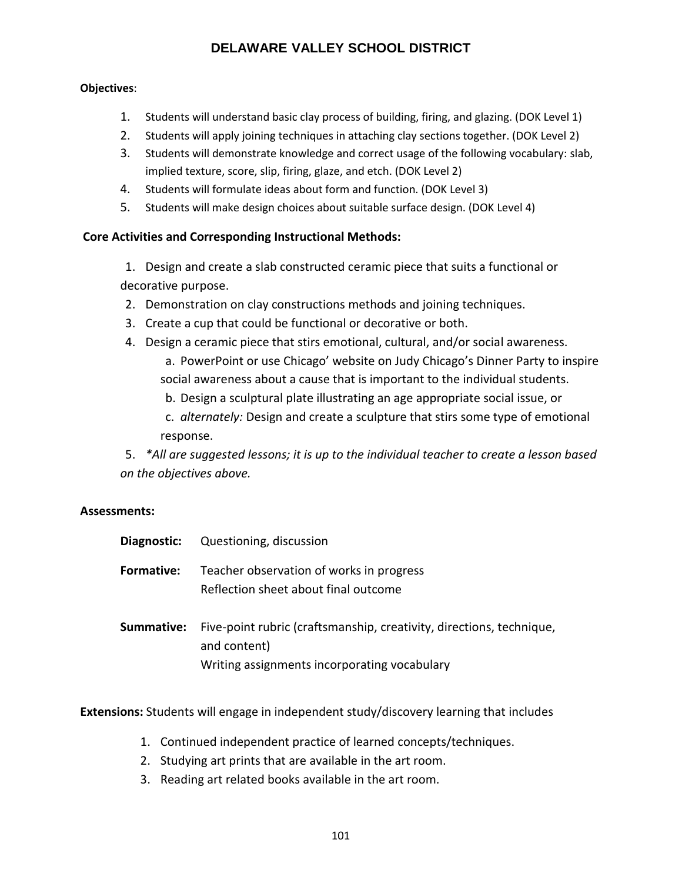**Objectives**:

1. Students will understand basic clay process of building, firing, and glazing. (DOK Level 1)
2. Students will apply joining techniques in attaching clay sections together. (DOK Level 2)
3. Students will demonstrate knowledge and correct usage of the following vocabulary: slab, implied texture, score, slip, firing, glaze, and etch. (DOK Level 2)
4. Students will formulate ideas about form and function. (DOK Level 3)
5. Students will make design choices about suitable surface design. (DOK Level 4)

**Core Activities and Corresponding Instructional Methods:**

1. Design and create a slab constructed ceramic piece that suits a functional or decorative purpose.
2. Demonstration on clay constructions methods and joining techniques.
3. Create a cup that could be functional or decorative or both.
4. Design a ceramic piece that stirs emotional, cultural, and/or social awareness.
   a. PowerPoint or use Chicago' website on Judy Chicago's Dinner Party to inspire social awareness about a cause that is important to the individual students.
   b. Design a sculptural plate illustrating an age appropriate social issue, or
   c. *alternately:* Design and create a sculpture that stirs some type of emotional response.
5. *\*All are suggested lessons; it is up to the individual teacher to create a lesson based on the objectives above.*

**Assessments:**

**Diagnostic:** Questioning, discussion

**Formative:** Teacher observation of works in progress
Reflection sheet about final outcome

**Summative:** Five-point rubric (craftsmanship, creativity, directions, technique, and content)
Writing assignments incorporating vocabulary

**Extensions:** Students will engage in independent study/discovery learning that includes

1. Continued independent practice of learned concepts/techniques.
2. Studying art prints that are available in the art room.
3. Reading art related books available in the art room.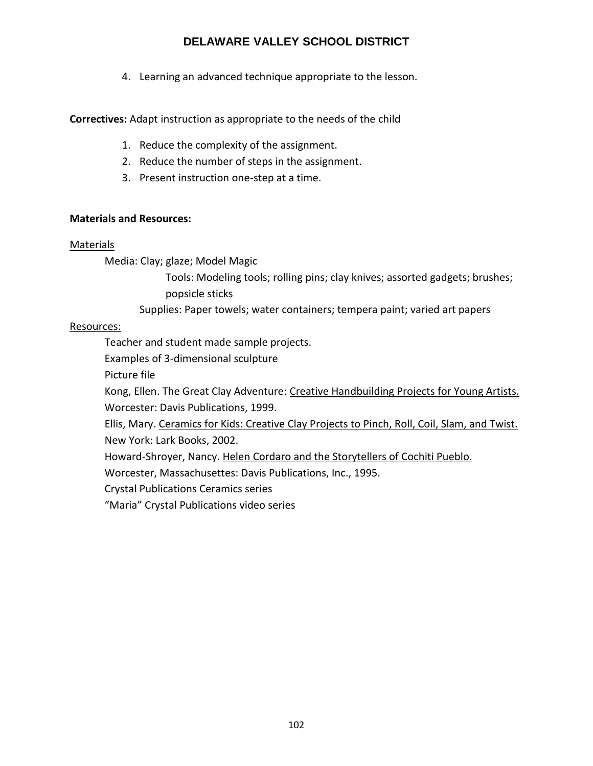4. Learning an advanced technique appropriate to the lesson.

**Correctives:** Adapt instruction as appropriate to the needs of the child

1. Reduce the complexity of the assignment.
2. Reduce the number of steps in the assignment.
3. Present instruction one-step at a time.

**Materials and Resources:**

Materials

Media: Clay; glaze; Model Magic

Tools: Modeling tools; rolling pins; clay knives; assorted gadgets; brushes; popsicle sticks

Supplies: Paper towels; water containers; tempera paint; varied art papers

Resources:

Teacher and student made sample projects.

Examples of 3-dimensional sculpture

Picture file

Kong, Ellen. The Great Clay Adventure: Creative Handbuilding Projects for Young Artists. Worcester: Davis Publications, 1999.

Ellis, Mary. Ceramics for Kids: Creative Clay Projects to Pinch, Roll, Coil, Slam, and Twist. New York: Lark Books, 2002.

Howard-Shroyer, Nancy. Helen Cordaro and the Storytellers of Cochiti Pueblo. Worcester, Massachusettes: Davis Publications, Inc., 1995.

Crystal Publications Ceramics series

"Maria" Crystal Publications video series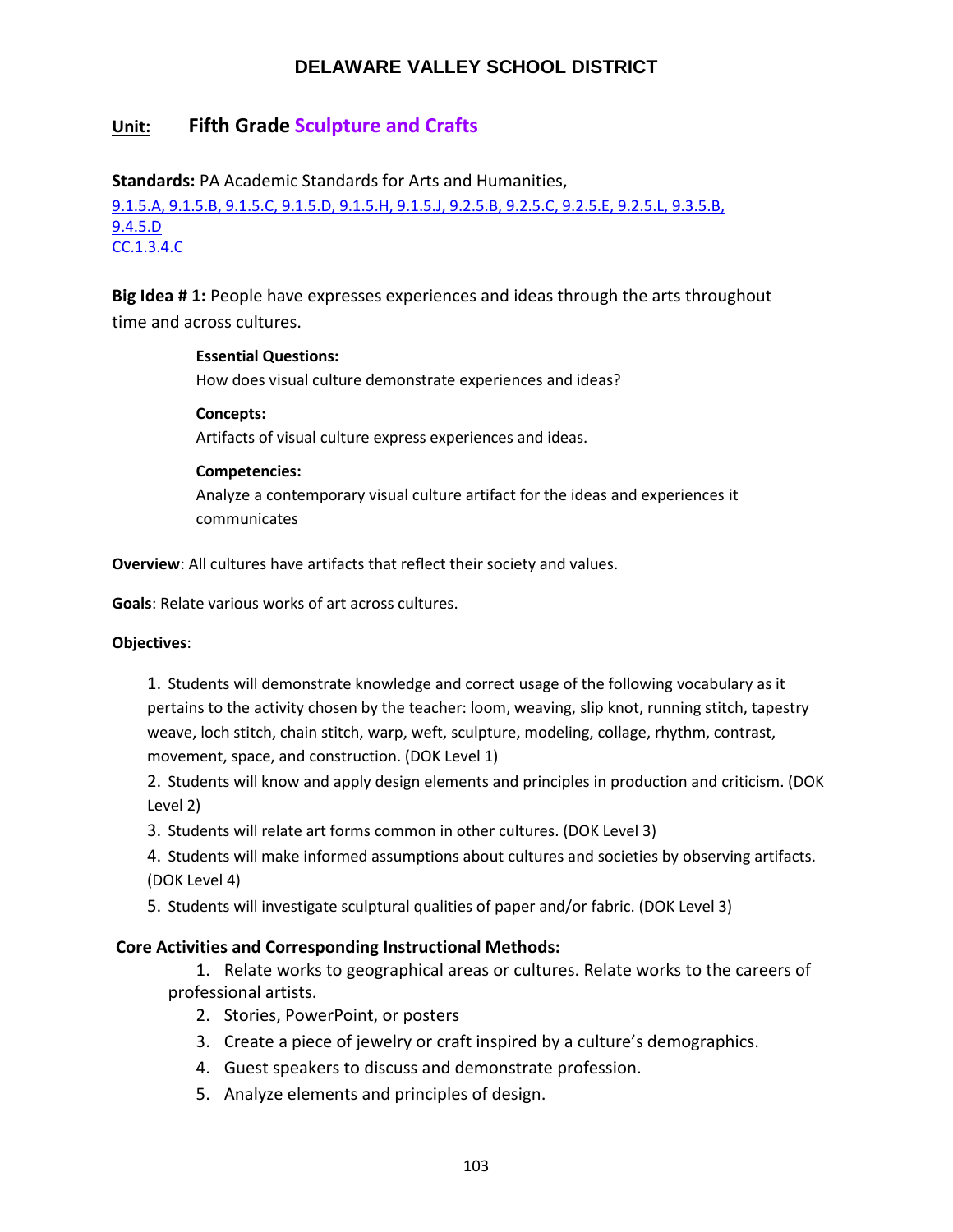# DELAWARE VALLEY SCHOOL DISTRICT

## Unit: Fifth Grade Sculpture and Crafts

**Standards:** PA Academic Standards for Arts and Humanities,
9.1.5.A, 9.1.5.B, 9.1.5.C, 9.1.5.D, 9.1.5.H, 9.1.5.J, 9.2.5.B, 9.2.5.C, 9.2.5.E, 9.2.5.L, 9.3.5.B, 9.4.5.D
CC.1.3.4.C

**Big Idea # 1:** People have expresses experiences and ideas through the arts throughout time and across cultures.

**Essential Questions:**
How does visual culture demonstrate experiences and ideas?

**Concepts:**
Artifacts of visual culture express experiences and ideas.

**Competencies:**
Analyze a contemporary visual culture artifact for the ideas and experiences it communicates

**Overview**: All cultures have artifacts that reflect their society and values.

**Goals**: Relate various works of art across cultures.

**Objectives**:

1. Students will demonstrate knowledge and correct usage of the following vocabulary as it pertains to the activity chosen by the teacher: loom, weaving, slip knot, running stitch, tapestry weave, loch stitch, chain stitch, warp, weft, sculpture, modeling, collage, rhythm, contrast, movement, space, and construction. (DOK Level 1)
2. Students will know and apply design elements and principles in production and criticism. (DOK Level 2)
3. Students will relate art forms common in other cultures. (DOK Level 3)
4. Students will make informed assumptions about cultures and societies by observing artifacts. (DOK Level 4)
5. Students will investigate sculptural qualities of paper and/or fabric. (DOK Level 3)

**Core Activities and Corresponding Instructional Methods:**

1. Relate works to geographical areas or cultures. Relate works to the careers of professional artists.
2. Stories, PowerPoint, or posters
3. Create a piece of jewelry or craft inspired by a culture's demographics.
4. Guest speakers to discuss and demonstrate profession.
5. Analyze elements and principles of design.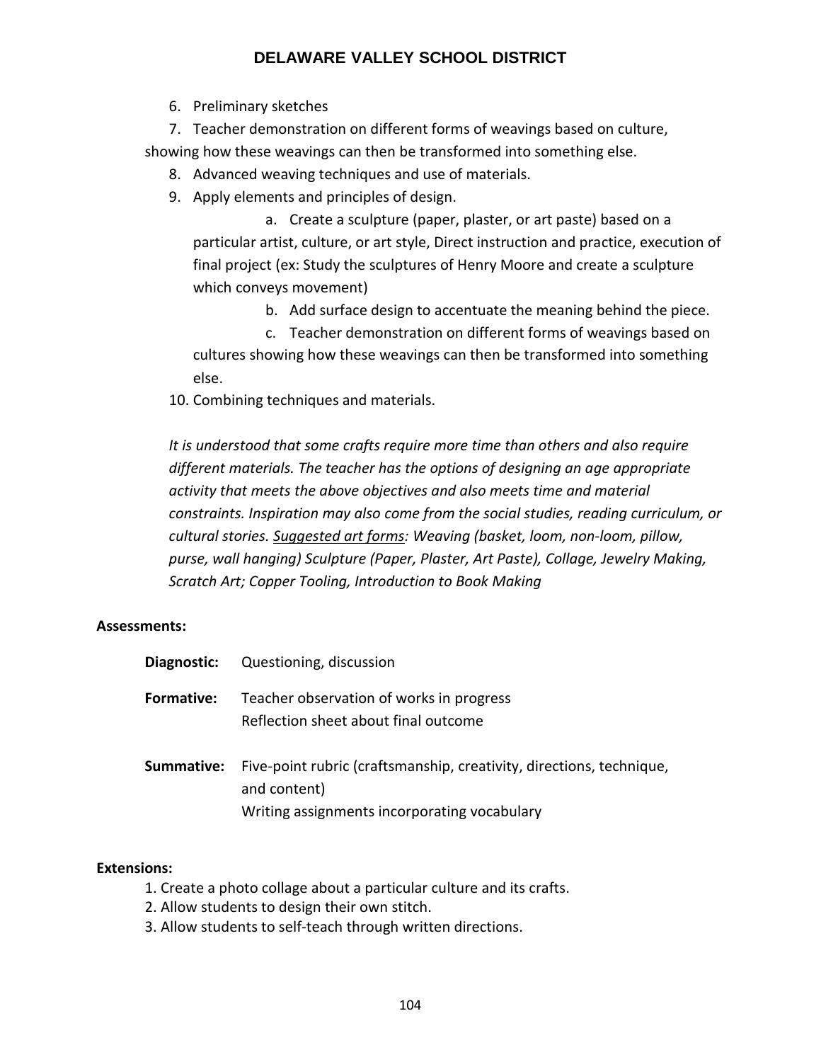6. Preliminary sketches
7. Teacher demonstration on different forms of weavings based on culture, showing how these weavings can then be transformed into something else.
8. Advanced weaving techniques and use of materials.
9. Apply elements and principles of design.
    a. Create a sculpture (paper, plaster, or art paste) based on a particular artist, culture, or art style, Direct instruction and practice, execution of final project (ex: Study the sculptures of Henry Moore and create a sculpture which conveys movement)
    b. Add surface design to accentuate the meaning behind the piece.
    c. Teacher demonstration on different forms of weavings based on cultures showing how these weavings can then be transformed into something else.
10. Combining techniques and materials.

*It is understood that some crafts require more time than others and also require different materials. The teacher has the options of designing an age appropriate activity that meets the above objectives and also meets time and material constraints. Inspiration may also come from the social studies, reading curriculum, or cultural stories. <u>Suggested art forms</u>: Weaving (basket, loom, non-loom, pillow, purse, wall hanging) Sculpture (Paper, Plaster, Art Paste), Collage, Jewelry Making, Scratch Art; Copper Tooling, Introduction to Book Making*

**Assessments:**

**Diagnostic:** Questioning, discussion

**Formative:** Teacher observation of works in progress
Reflection sheet about final outcome

**Summative:** Five-point rubric (craftsmanship, creativity, directions, technique, and content)
Writing assignments incorporating vocabulary

**Extensions:**

1. Create a photo collage about a particular culture and its crafts.
2. Allow students to design their own stitch.
3. Allow students to self-teach through written directions.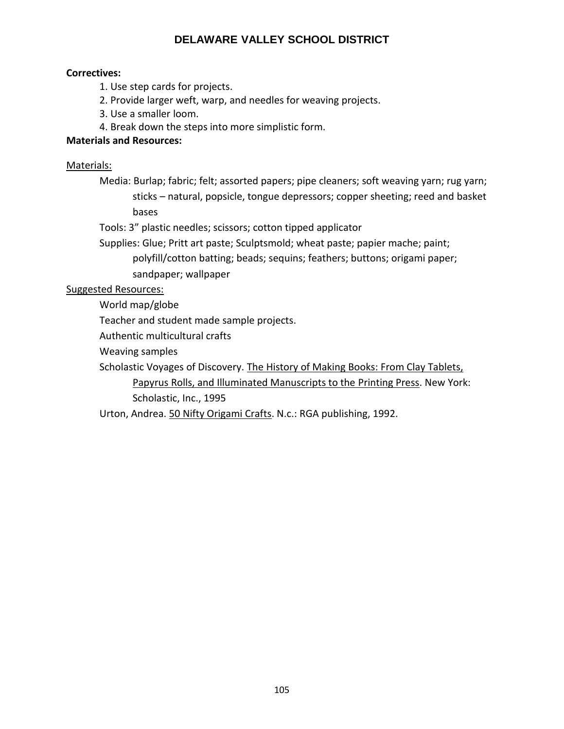**Correctives:**

1. Use step cards for projects.
2. Provide larger weft, warp, and needles for weaving projects.
3. Use a smaller loom.
4. Break down the steps into more simplistic form.

**Materials and Resources:**

Materials:

Media: Burlap; fabric; felt; assorted papers; pipe cleaners; soft weaving yarn; rug yarn; sticks – natural, popsicle, tongue depressors; copper sheeting; reed and basket bases

Tools: 3" plastic needles; scissors; cotton tipped applicator

Supplies: Glue; Pritt art paste; Sculptsmold; wheat paste; papier mache; paint; polyfill/cotton batting; beads; sequins; feathers; buttons; origami paper; sandpaper; wallpaper

Suggested Resources:

World map/globe

Teacher and student made sample projects.

Authentic multicultural crafts

Weaving samples

Scholastic Voyages of Discovery. The History of Making Books: From Clay Tablets, Papyrus Rolls, and Illuminated Manuscripts to the Printing Press. New York: Scholastic, Inc., 1995

Urton, Andrea. 50 Nifty Origami Crafts. N.c.: RGA publishing, 1992.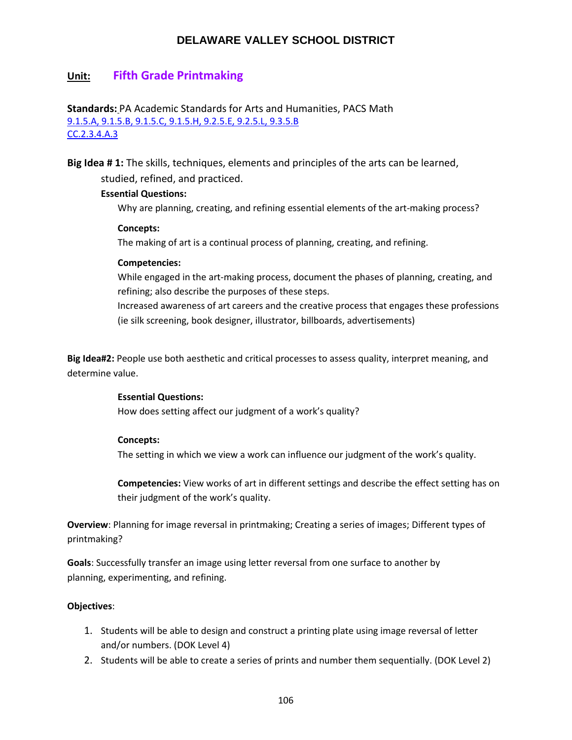# DELAWARE VALLEY SCHOOL DISTRICT

## Unit: Fifth Grade Printmaking

**Standards:** PA Academic Standards for Arts and Humanities, PACS Math
9.1.5.A, 9.1.5.B, 9.1.5.C, 9.1.5.H, 9.2.5.E, 9.2.5.L, 9.3.5.B
CC.2.3.4.A.3

**Big Idea # 1:** The skills, techniques, elements and principles of the arts can be learned, studied, refined, and practiced.

**Essential Questions:**
Why are planning, creating, and refining essential elements of the art-making process?

**Concepts:**
The making of art is a continual process of planning, creating, and refining.

**Competencies:**
While engaged in the art-making process, document the phases of planning, creating, and refining; also describe the purposes of these steps.
Increased awareness of art careers and the creative process that engages these professions (ie silk screening, book designer, illustrator, billboards, advertisements)

**Big Idea#2:** People use both aesthetic and critical processes to assess quality, interpret meaning, and determine value.

**Essential Questions:**
How does setting affect our judgment of a work's quality?

**Concepts:**
The setting in which we view a work can influence our judgment of the work's quality.

**Competencies:** View works of art in different settings and describe the effect setting has on their judgment of the work's quality.

**Overview**: Planning for image reversal in printmaking; Creating a series of images; Different types of printmaking?

**Goals**: Successfully transfer an image using letter reversal from one surface to another by planning, experimenting, and refining.

**Objectives**:

1. Students will be able to design and construct a printing plate using image reversal of letter and/or numbers. (DOK Level 4)
2. Students will be able to create a series of prints and number them sequentially. (DOK Level 2)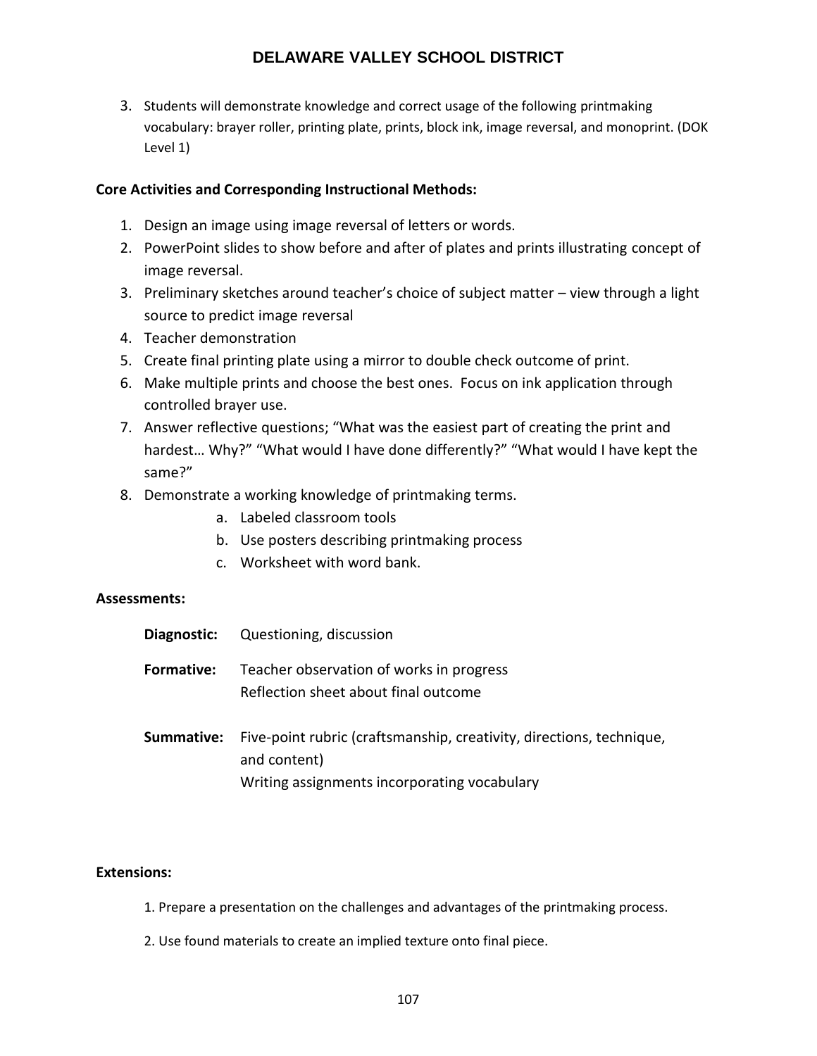3. Students will demonstrate knowledge and correct usage of the following printmaking vocabulary: brayer roller, printing plate, prints, block ink, image reversal, and monoprint. (DOK Level 1)

**Core Activities and Corresponding Instructional Methods:**

1. Design an image using image reversal of letters or words.
2. PowerPoint slides to show before and after of plates and prints illustrating concept of image reversal.
3. Preliminary sketches around teacher's choice of subject matter – view through a light source to predict image reversal
4. Teacher demonstration
5. Create final printing plate using a mirror to double check outcome of print.
6. Make multiple prints and choose the best ones. Focus on ink application through controlled brayer use.
7. Answer reflective questions; "What was the easiest part of creating the print and hardest… Why?" "What would I have done differently?" "What would I have kept the same?"
8. Demonstrate a working knowledge of printmaking terms.
    a. Labeled classroom tools
    b. Use posters describing printmaking process
    c. Worksheet with word bank.

**Assessments:**

**Diagnostic:** Questioning, discussion

**Formative:** Teacher observation of works in progress
Reflection sheet about final outcome

**Summative:** Five-point rubric (craftsmanship, creativity, directions, technique, and content)
Writing assignments incorporating vocabulary

**Extensions:**

1. Prepare a presentation on the challenges and advantages of the printmaking process.

2. Use found materials to create an implied texture onto final piece.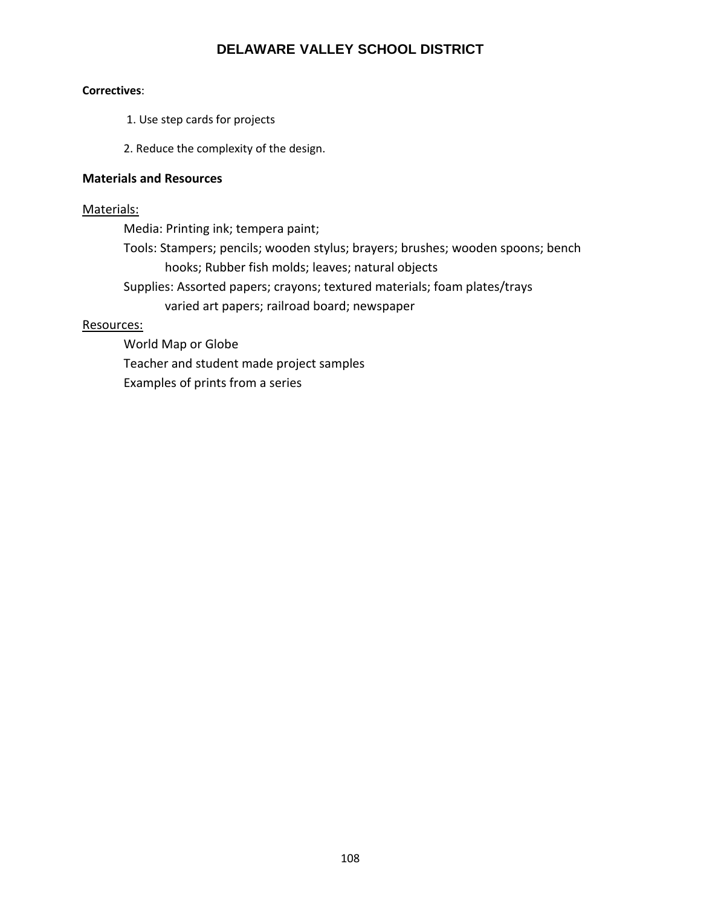**Correctives**:

1. Use step cards for projects
2. Reduce the complexity of the design.

**Materials and Resources**

Materials:

Media: Printing ink; tempera paint;

Tools: Stampers; pencils; wooden stylus; brayers; brushes; wooden spoons; bench hooks; Rubber fish molds; leaves; natural objects

Supplies: Assorted papers; crayons; textured materials; foam plates/trays varied art papers; railroad board; newspaper

Resources:

World Map or Globe

Teacher and student made project samples

Examples of prints from a series